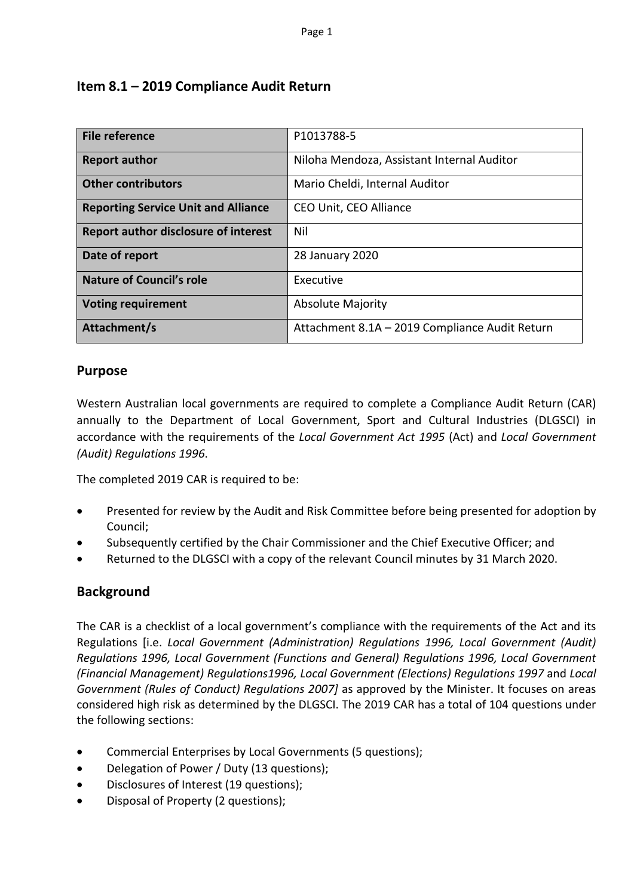## Item 8.1 – 2019 Compliance Audit Return

| File reference | P1013788-5 |
|---|---|
| **Report author** | Niloha Mendoza, Assistant Internal Auditor |
| **Other contributors** | Mario Cheldi, Internal Auditor |
| **Reporting Service Unit and Alliance** | CEO Unit, CEO Alliance |
| **Report author disclosure of interest** | Nil |
| **Date of report** | 28 January 2020 |
| **Nature of Council's role** | Executive |
| **Voting requirement** | Absolute Majority |
| **Attachment/s** | Attachment 8.1A – 2019 Compliance Audit Return |

## Purpose

Western Australian local governments are required to complete a Compliance Audit Return (CAR) annually to the Department of Local Government, Sport and Cultural Industries (DLGSCI) in accordance with the requirements of the *Local Government Act 1995* (Act) and *Local Government (Audit) Regulations 1996*.

The completed 2019 CAR is required to be:

- Presented for review by the Audit and Risk Committee before being presented for adoption by Council;
- Subsequently certified by the Chair Commissioner and the Chief Executive Officer; and
- Returned to the DLGSCI with a copy of the relevant Council minutes by 31 March 2020.

## Background

The CAR is a checklist of a local government's compliance with the requirements of the Act and its Regulations [i.e. *Local Government (Administration) Regulations 1996, Local Government (Audit) Regulations 1996, Local Government (Functions and General) Regulations 1996, Local Government (Financial Management) Regulations1996, Local Government (Elections) Regulations 1997* and *Local Government (Rules of Conduct) Regulations 2007]* as approved by the Minister. It focuses on areas considered high risk as determined by the DLGSCI. The 2019 CAR has a total of 104 questions under the following sections:

- Commercial Enterprises by Local Governments (5 questions);
- Delegation of Power / Duty (13 questions);
- Disclosures of Interest (19 questions);
- Disposal of Property (2 questions);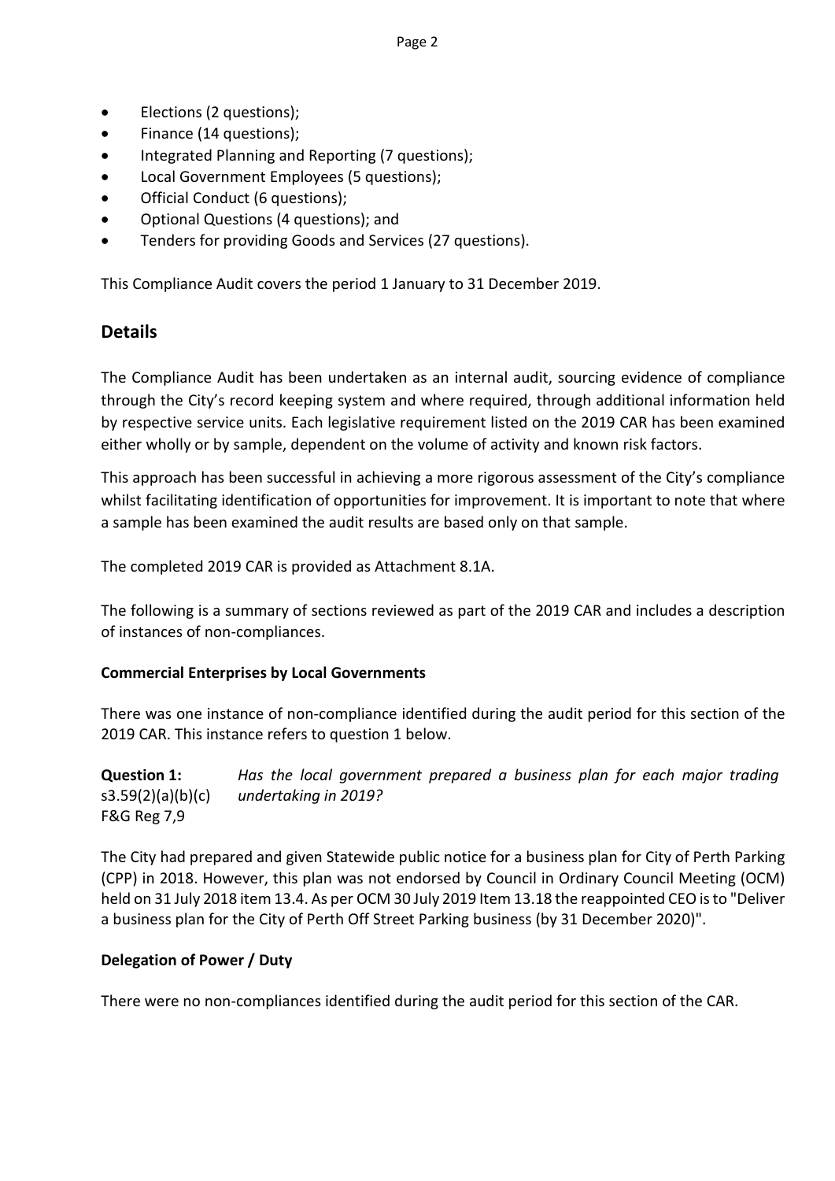- Elections (2 questions);
- Finance (14 questions);
- Integrated Planning and Reporting (7 questions);
- Local Government Employees (5 questions);
- Official Conduct (6 questions);
- Optional Questions (4 questions); and
- Tenders for providing Goods and Services (27 questions).

This Compliance Audit covers the period 1 January to 31 December 2019.

## Details

The Compliance Audit has been undertaken as an internal audit, sourcing evidence of compliance through the City's record keeping system and where required, through additional information held by respective service units. Each legislative requirement listed on the 2019 CAR has been examined either wholly or by sample, dependent on the volume of activity and known risk factors.

This approach has been successful in achieving a more rigorous assessment of the City's compliance whilst facilitating identification of opportunities for improvement. It is important to note that where a sample has been examined the audit results are based only on that sample.

The completed 2019 CAR is provided as Attachment 8.1A.

The following is a summary of sections reviewed as part of the 2019 CAR and includes a description of instances of non-compliances.

### Commercial Enterprises by Local Governments

There was one instance of non-compliance identified during the audit period for this section of the 2019 CAR. This instance refers to question 1 below.

**Question 1:** s3.59(2)(a)(b)(c) F&G Reg 7,9 — *Has the local government prepared a business plan for each major trading undertaking in 2019?*

The City had prepared and given Statewide public notice for a business plan for City of Perth Parking (CPP) in 2018. However, this plan was not endorsed by Council in Ordinary Council Meeting (OCM) held on 31 July 2018 item 13.4. As per OCM 30 July 2019 Item 13.18 the reappointed CEO is to "Deliver a business plan for the City of Perth Off Street Parking business (by 31 December 2020)".

### Delegation of Power / Duty

There were no non-compliances identified during the audit period for this section of the CAR.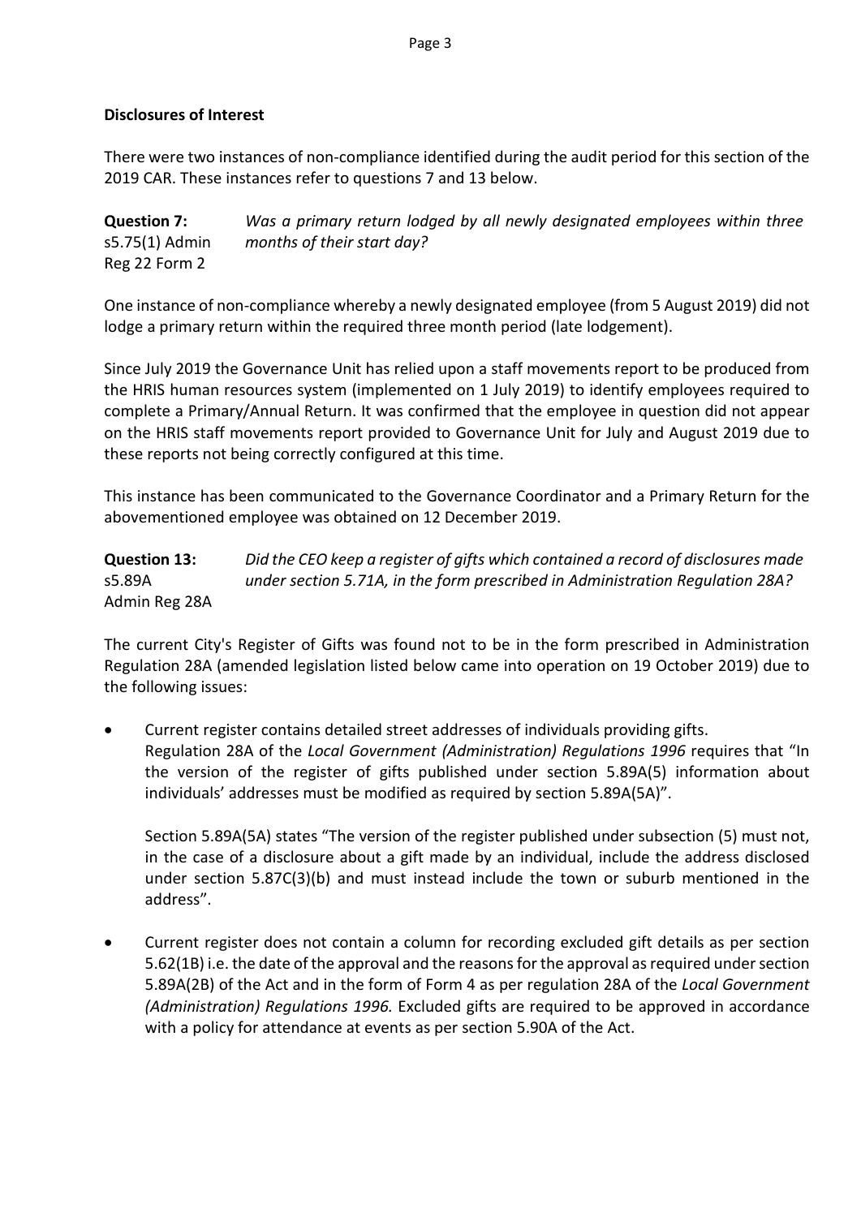**Disclosures of Interest**

There were two instances of non-compliance identified during the audit period for this section of the 2019 CAR. These instances refer to questions 7 and 13 below.

**Question 7:** s5.75(1) Admin Reg 22 Form 2 — *Was a primary return lodged by all newly designated employees within three months of their start day?*

One instance of non-compliance whereby a newly designated employee (from 5 August 2019) did not lodge a primary return within the required three month period (late lodgement).

Since July 2019 the Governance Unit has relied upon a staff movements report to be produced from the HRIS human resources system (implemented on 1 July 2019) to identify employees required to complete a Primary/Annual Return. It was confirmed that the employee in question did not appear on the HRIS staff movements report provided to Governance Unit for July and August 2019 due to these reports not being correctly configured at this time.

This instance has been communicated to the Governance Coordinator and a Primary Return for the abovementioned employee was obtained on 12 December 2019.

**Question 13:** s5.89A Admin Reg 28A — *Did the CEO keep a register of gifts which contained a record of disclosures made under section 5.71A, in the form prescribed in Administration Regulation 28A?*

The current City's Register of Gifts was found not to be in the form prescribed in Administration Regulation 28A (amended legislation listed below came into operation on 19 October 2019) due to the following issues:

- Current register contains detailed street addresses of individuals providing gifts. Regulation 28A of the *Local Government (Administration) Regulations 1996* requires that "In the version of the register of gifts published under section 5.89A(5) information about individuals' addresses must be modified as required by section 5.89A(5A)".

  Section 5.89A(5A) states "The version of the register published under subsection (5) must not, in the case of a disclosure about a gift made by an individual, include the address disclosed under section 5.87C(3)(b) and must instead include the town or suburb mentioned in the address".

- Current register does not contain a column for recording excluded gift details as per section 5.62(1B) i.e. the date of the approval and the reasons for the approval as required under section 5.89A(2B) of the Act and in the form of Form 4 as per regulation 28A of the *Local Government (Administration) Regulations 1996.* Excluded gifts are required to be approved in accordance with a policy for attendance at events as per section 5.90A of the Act.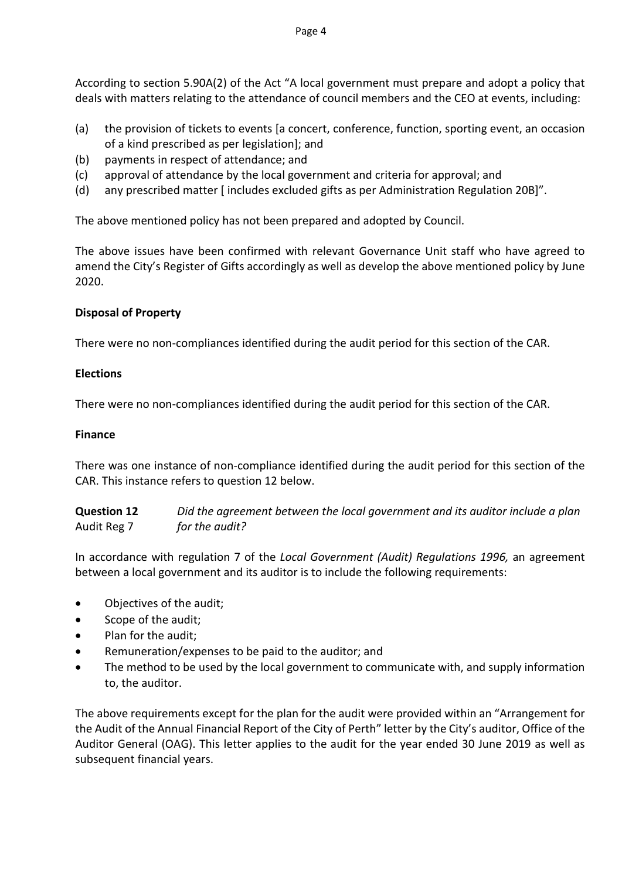According to section 5.90A(2) of the Act "A local government must prepare and adopt a policy that deals with matters relating to the attendance of council members and the CEO at events, including:

(a) the provision of tickets to events [a concert, conference, function, sporting event, an occasion of a kind prescribed as per legislation]; and
(b) payments in respect of attendance; and
(c) approval of attendance by the local government and criteria for approval; and
(d) any prescribed matter [ includes excluded gifts as per Administration Regulation 20B]".

The above mentioned policy has not been prepared and adopted by Council.

The above issues have been confirmed with relevant Governance Unit staff who have agreed to amend the City's Register of Gifts accordingly as well as develop the above mentioned policy by June 2020.

**Disposal of Property**

There were no non-compliances identified during the audit period for this section of the CAR.

**Elections**

There were no non-compliances identified during the audit period for this section of the CAR.

**Finance**

There was one instance of non-compliance identified during the audit period for this section of the CAR. This instance refers to question 12 below.

**Question 12** *Did the agreement between the local government and its auditor include a plan*
Audit Reg 7 *for the audit?*

In accordance with regulation 7 of the *Local Government (Audit) Regulations 1996,* an agreement between a local government and its auditor is to include the following requirements:

- Objectives of the audit;
- Scope of the audit;
- Plan for the audit;
- Remuneration/expenses to be paid to the auditor; and
- The method to be used by the local government to communicate with, and supply information to, the auditor.

The above requirements except for the plan for the audit were provided within an "Arrangement for the Audit of the Annual Financial Report of the City of Perth" letter by the City's auditor, Office of the Auditor General (OAG). This letter applies to the audit for the year ended 30 June 2019 as well as subsequent financial years.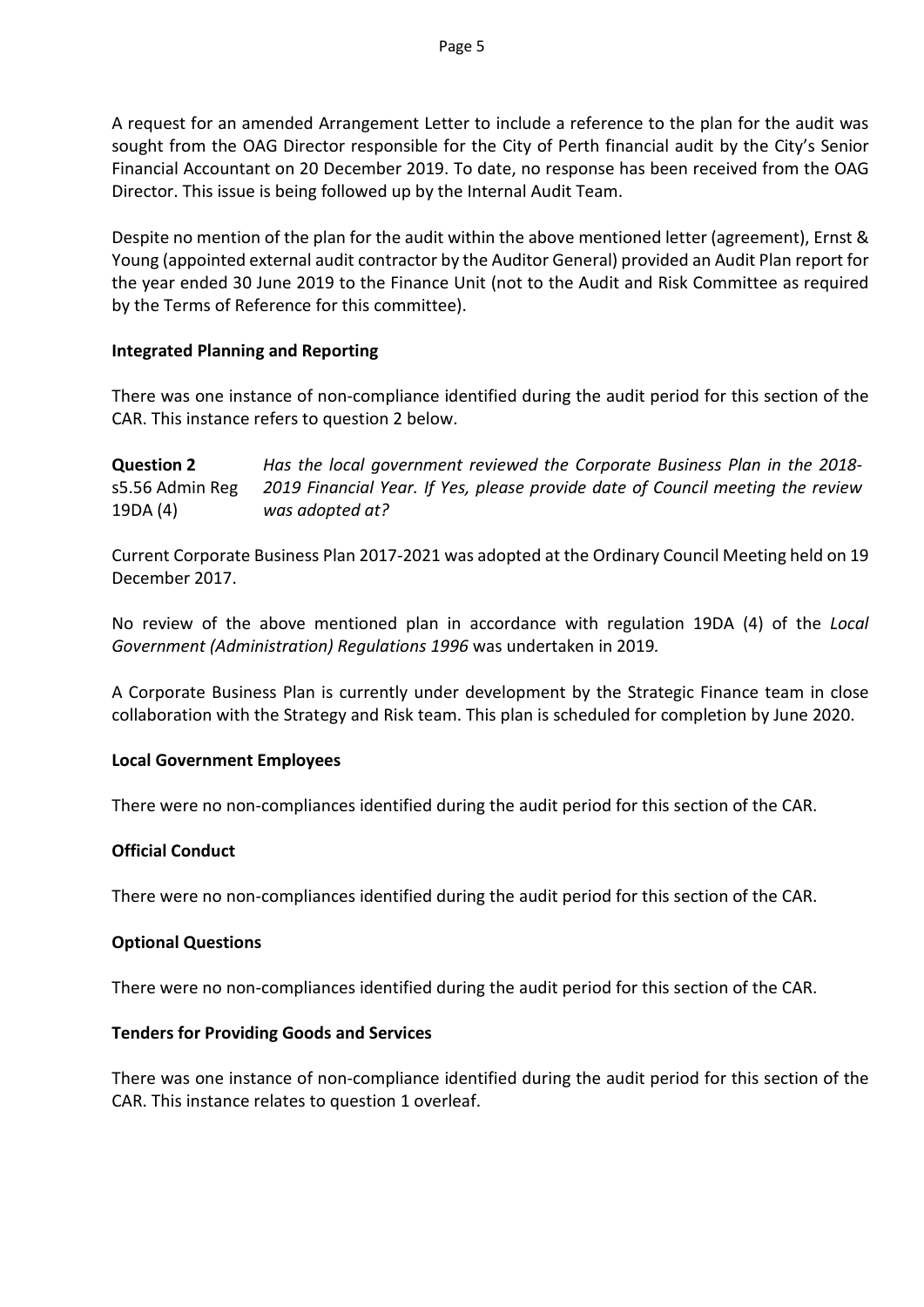A request for an amended Arrangement Letter to include a reference to the plan for the audit was sought from the OAG Director responsible for the City of Perth financial audit by the City's Senior Financial Accountant on 20 December 2019. To date, no response has been received from the OAG Director. This issue is being followed up by the Internal Audit Team.

Despite no mention of the plan for the audit within the above mentioned letter (agreement), Ernst & Young (appointed external audit contractor by the Auditor General) provided an Audit Plan report for the year ended 30 June 2019 to the Finance Unit (not to the Audit and Risk Committee as required by the Terms of Reference for this committee).

**Integrated Planning and Reporting**

There was one instance of non-compliance identified during the audit period for this section of the CAR. This instance refers to question 2 below.

**Question 2**
s5.56 Admin Reg 19DA (4)

*Has the local government reviewed the Corporate Business Plan in the 2018-2019 Financial Year. If Yes, please provide date of Council meeting the review was adopted at?*

Current Corporate Business Plan 2017-2021 was adopted at the Ordinary Council Meeting held on 19 December 2017.

No review of the above mentioned plan in accordance with regulation 19DA (4) of the *Local Government (Administration) Regulations 1996* was undertaken in 2019.

A Corporate Business Plan is currently under development by the Strategic Finance team in close collaboration with the Strategy and Risk team. This plan is scheduled for completion by June 2020.

**Local Government Employees**

There were no non-compliances identified during the audit period for this section of the CAR.

**Official Conduct**

There were no non-compliances identified during the audit period for this section of the CAR.

**Optional Questions**

There were no non-compliances identified during the audit period for this section of the CAR.

**Tenders for Providing Goods and Services**

There was one instance of non-compliance identified during the audit period for this section of the CAR. This instance relates to question 1 overleaf.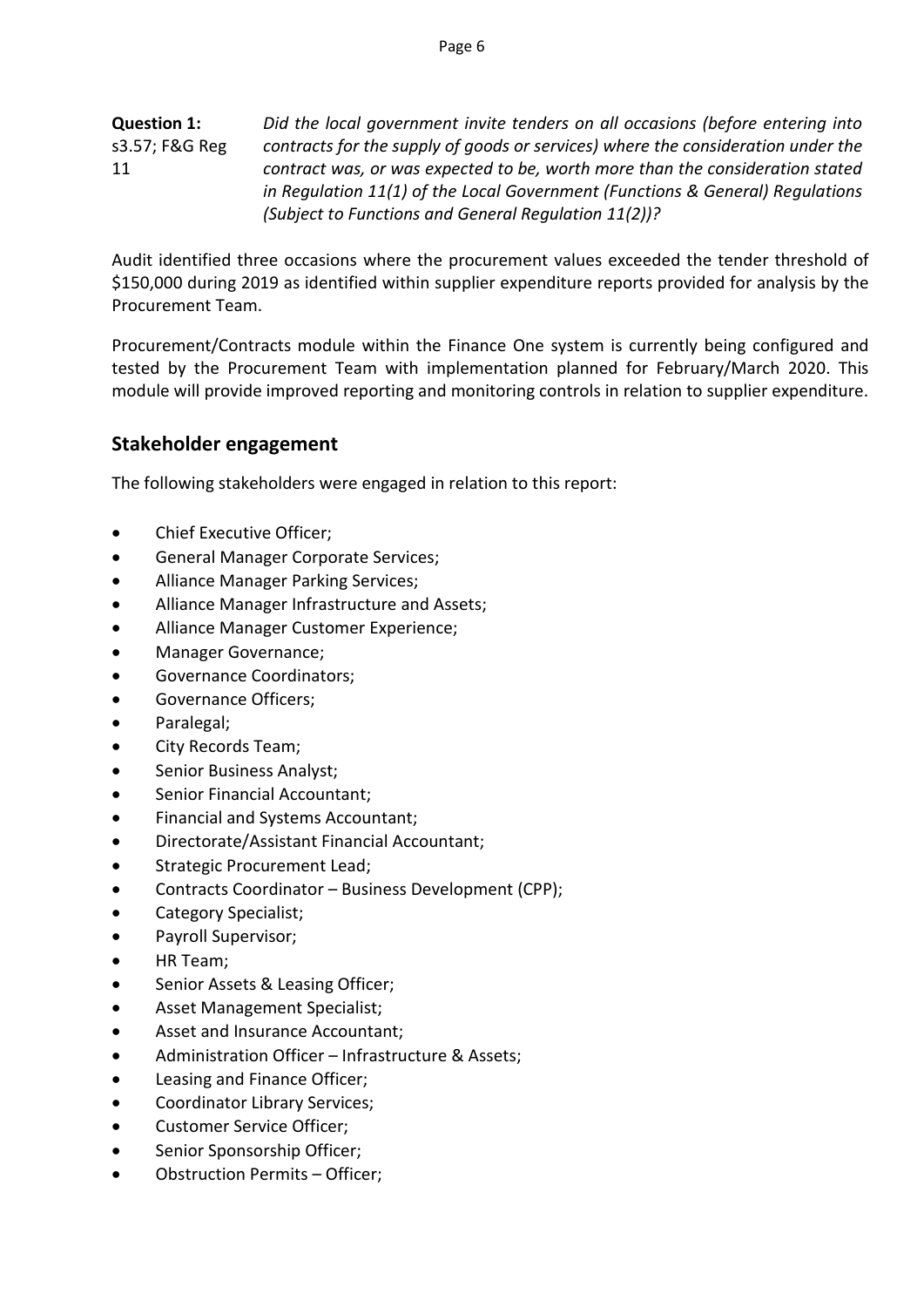**Question 1:** s3.57; F&G Reg 11

*Did the local government invite tenders on all occasions (before entering into contracts for the supply of goods or services) where the consideration under the contract was, or was expected to be, worth more than the consideration stated in Regulation 11(1) of the Local Government (Functions & General) Regulations (Subject to Functions and General Regulation 11(2))?*

Audit identified three occasions where the procurement values exceeded the tender threshold of $150,000 during 2019 as identified within supplier expenditure reports provided for analysis by the Procurement Team.

Procurement/Contracts module within the Finance One system is currently being configured and tested by the Procurement Team with implementation planned for February/March 2020. This module will provide improved reporting and monitoring controls in relation to supplier expenditure.

## Stakeholder engagement

The following stakeholders were engaged in relation to this report:

- Chief Executive Officer;
- General Manager Corporate Services;
- Alliance Manager Parking Services;
- Alliance Manager Infrastructure and Assets;
- Alliance Manager Customer Experience;
- Manager Governance;
- Governance Coordinators;
- Governance Officers;
- Paralegal;
- City Records Team;
- Senior Business Analyst;
- Senior Financial Accountant;
- Financial and Systems Accountant;
- Directorate/Assistant Financial Accountant;
- Strategic Procurement Lead;
- Contracts Coordinator – Business Development (CPP);
- Category Specialist;
- Payroll Supervisor;
- HR Team;
- Senior Assets & Leasing Officer;
- Asset Management Specialist;
- Asset and Insurance Accountant;
- Administration Officer – Infrastructure & Assets;
- Leasing and Finance Officer;
- Coordinator Library Services;
- Customer Service Officer;
- Senior Sponsorship Officer;
- Obstruction Permits – Officer;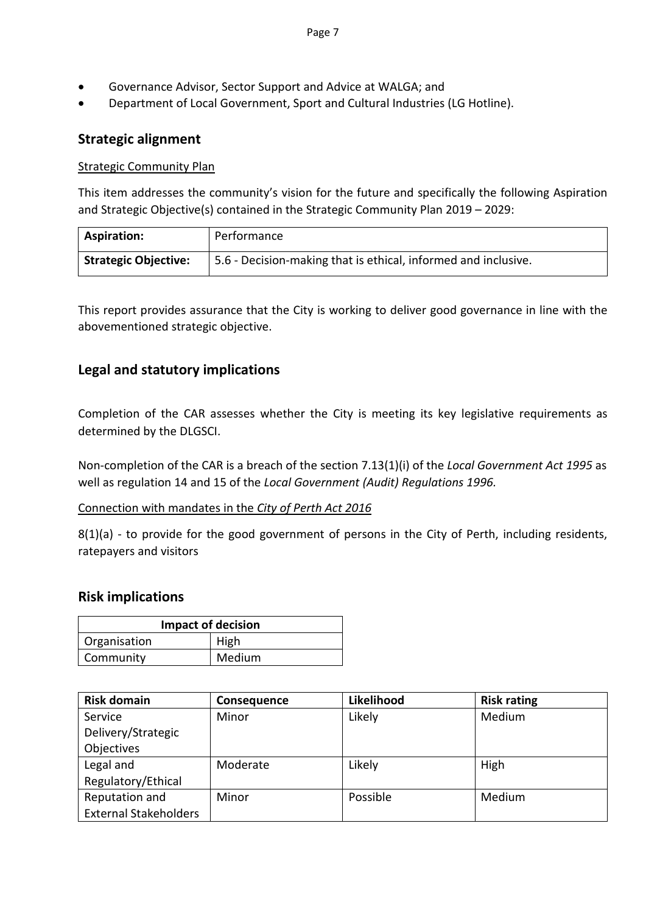- Governance Advisor, Sector Support and Advice at WALGA; and
- Department of Local Government, Sport and Cultural Industries (LG Hotline).

## Strategic alignment

Strategic Community Plan

This item addresses the community's vision for the future and specifically the following Aspiration and Strategic Objective(s) contained in the Strategic Community Plan 2019 – 2029:

| **Aspiration:** | Performance |
|---|---|
| **Strategic Objective:** | 5.6 - Decision-making that is ethical, informed and inclusive. |

This report provides assurance that the City is working to deliver good governance in line with the abovementioned strategic objective.

## Legal and statutory implications

Completion of the CAR assesses whether the City is meeting its key legislative requirements as determined by the DLGSCI.

Non-completion of the CAR is a breach of the section 7.13(1)(i) of the *Local Government Act 1995* as well as regulation 14 and 15 of the *Local Government (Audit) Regulations 1996.*

Connection with mandates in the *City of Perth Act 2016*

8(1)(a) - to provide for the good government of persons in the City of Perth, including residents, ratepayers and visitors

## Risk implications

| **Impact of decision** | |
|---|---|
| Organisation | High |
| Community | Medium |

| **Risk domain** | **Consequence** | **Likelihood** | **Risk rating** |
|---|---|---|---|
| Service Delivery/Strategic Objectives | Minor | Likely | Medium |
| Legal and Regulatory/Ethical | Moderate | Likely | High |
| Reputation and External Stakeholders | Minor | Possible | Medium |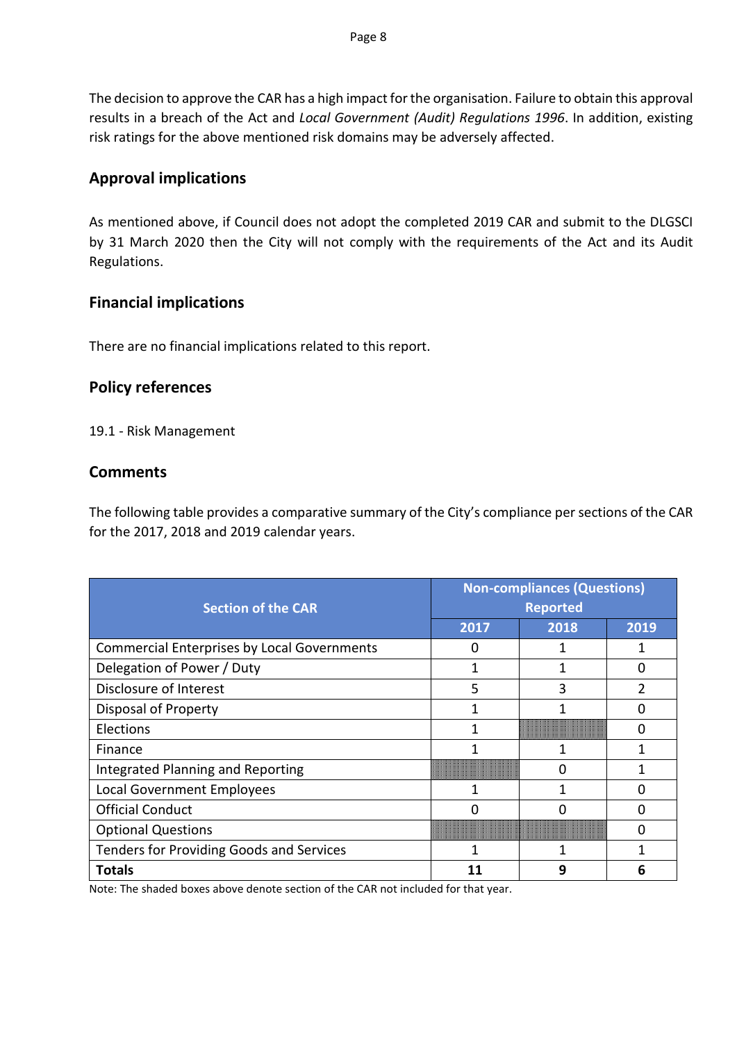The decision to approve the CAR has a high impact for the organisation. Failure to obtain this approval results in a breach of the Act and *Local Government (Audit) Regulations 1996*. In addition, existing risk ratings for the above mentioned risk domains may be adversely affected.

## Approval implications

As mentioned above, if Council does not adopt the completed 2019 CAR and submit to the DLGSCI by 31 March 2020 then the City will not comply with the requirements of the Act and its Audit Regulations.

## Financial implications

There are no financial implications related to this report.

## Policy references

19.1 - Risk Management

## Comments

The following table provides a comparative summary of the City's compliance per sections of the CAR for the 2017, 2018 and 2019 calendar years.

| Section of the CAR | Non-compliances (Questions) Reported | | |
|---|---|---|---|
| | 2017 | 2018 | 2019 |
| Commercial Enterprises by Local Governments | 0 | 1 | 1 |
| Delegation of Power / Duty | 1 | 1 | 0 |
| Disclosure of Interest | 5 | 3 | 2 |
| Disposal of Property | 1 | 1 | 0 |
| Elections | 1 | | 0 |
| Finance | 1 | 1 | 1 |
| Integrated Planning and Reporting | | 0 | 1 |
| Local Government Employees | 1 | 1 | 0 |
| Official Conduct | 0 | 0 | 0 |
| Optional Questions | | | 0 |
| Tenders for Providing Goods and Services | 1 | 1 | 1 |
| **Totals** | **11** | **9** | **6** |

Note: The shaded boxes above denote section of the CAR not included for that year.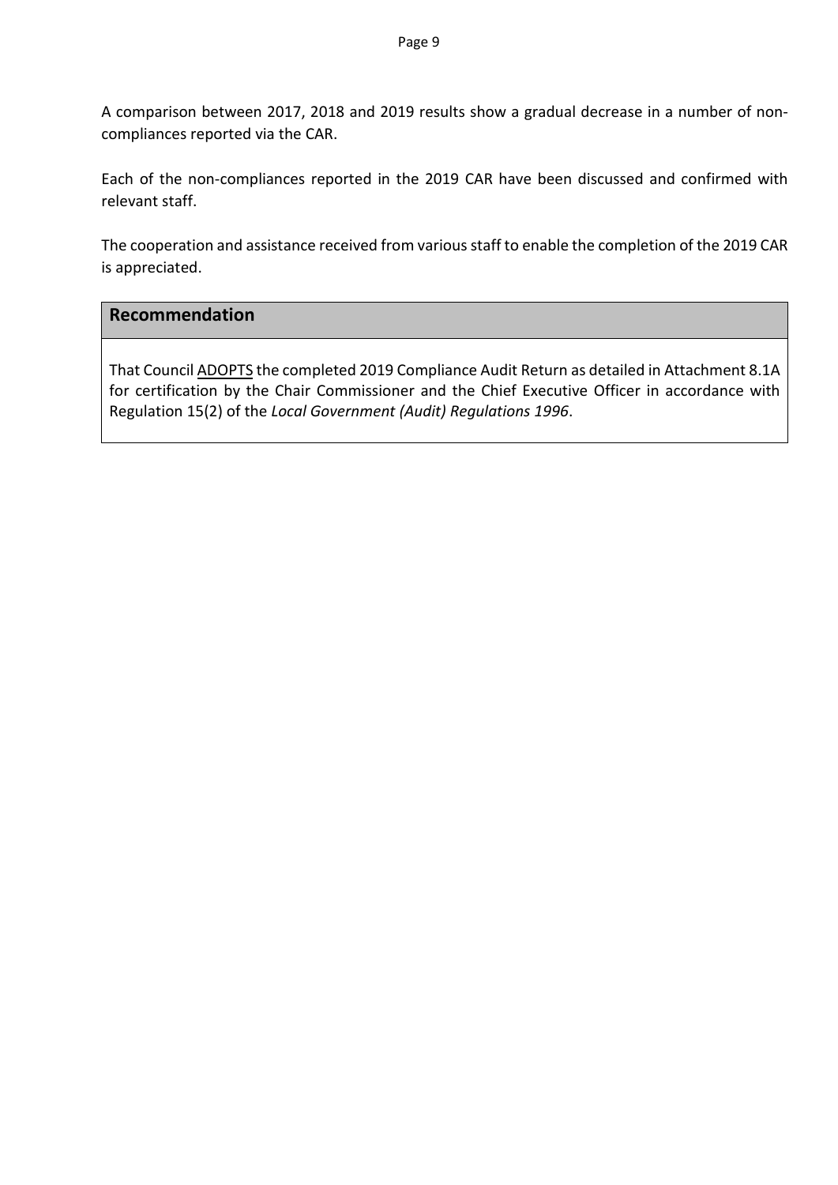A comparison between 2017, 2018 and 2019 results show a gradual decrease in a number of non-compliances reported via the CAR.

Each of the non-compliances reported in the 2019 CAR have been discussed and confirmed with relevant staff.

The cooperation and assistance received from various staff to enable the completion of the 2019 CAR is appreciated.

## Recommendation

That Council ADOPTS the completed 2019 Compliance Audit Return as detailed in Attachment 8.1A for certification by the Chair Commissioner and the Chief Executive Officer in accordance with Regulation 15(2) of the *Local Government (Audit) Regulations 1996*.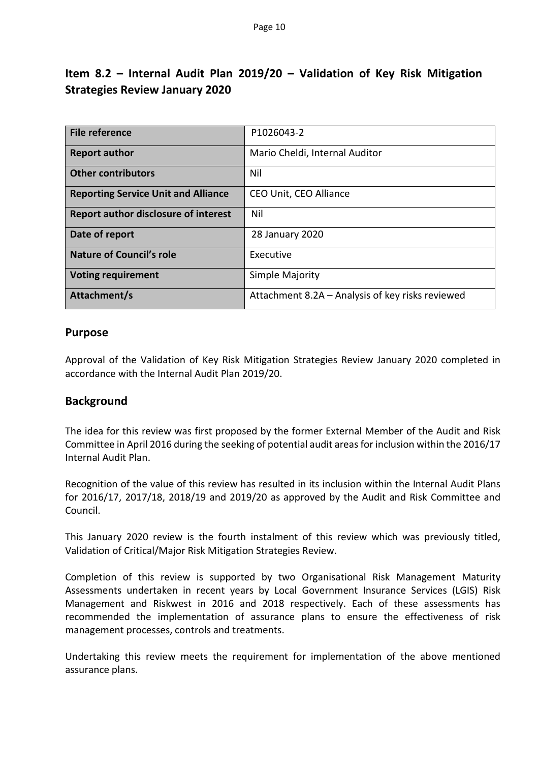## Item 8.2 – Internal Audit Plan 2019/20 – Validation of Key Risk Mitigation Strategies Review January 2020

| File reference | P1026043-2 |
|---|---|
| **Report author** | Mario Cheldi, Internal Auditor |
| **Other contributors** | Nil |
| **Reporting Service Unit and Alliance** | CEO Unit, CEO Alliance |
| **Report author disclosure of interest** | Nil |
| **Date of report** | 28 January 2020 |
| **Nature of Council's role** | Executive |
| **Voting requirement** | Simple Majority |
| **Attachment/s** | Attachment 8.2A – Analysis of key risks reviewed |

### Purpose

Approval of the Validation of Key Risk Mitigation Strategies Review January 2020 completed in accordance with the Internal Audit Plan 2019/20.

### Background

The idea for this review was first proposed by the former External Member of the Audit and Risk Committee in April 2016 during the seeking of potential audit areas for inclusion within the 2016/17 Internal Audit Plan.

Recognition of the value of this review has resulted in its inclusion within the Internal Audit Plans for 2016/17, 2017/18, 2018/19 and 2019/20 as approved by the Audit and Risk Committee and Council.

This January 2020 review is the fourth instalment of this review which was previously titled, Validation of Critical/Major Risk Mitigation Strategies Review.

Completion of this review is supported by two Organisational Risk Management Maturity Assessments undertaken in recent years by Local Government Insurance Services (LGIS) Risk Management and Riskwest in 2016 and 2018 respectively. Each of these assessments has recommended the implementation of assurance plans to ensure the effectiveness of risk management processes, controls and treatments.

Undertaking this review meets the requirement for implementation of the above mentioned assurance plans.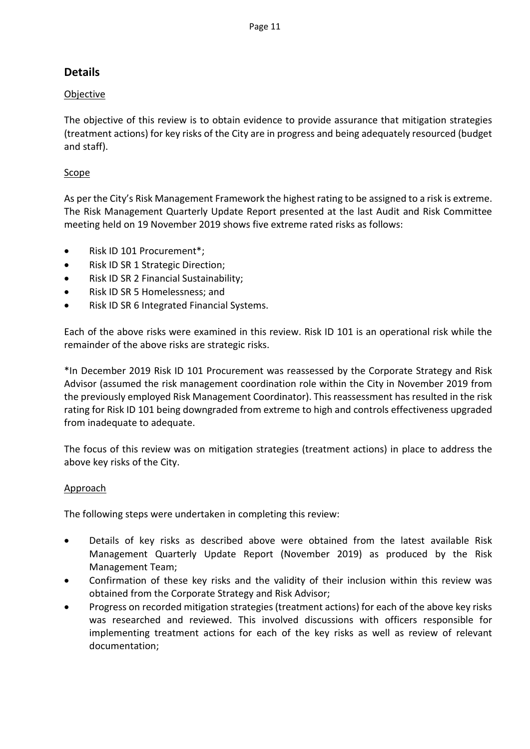## Details

Objective

The objective of this review is to obtain evidence to provide assurance that mitigation strategies (treatment actions) for key risks of the City are in progress and being adequately resourced (budget and staff).

Scope

As per the City's Risk Management Framework the highest rating to be assigned to a risk is extreme. The Risk Management Quarterly Update Report presented at the last Audit and Risk Committee meeting held on 19 November 2019 shows five extreme rated risks as follows:

- Risk ID 101 Procurement*;
- Risk ID SR 1 Strategic Direction;
- Risk ID SR 2 Financial Sustainability;
- Risk ID SR 5 Homelessness; and
- Risk ID SR 6 Integrated Financial Systems.

Each of the above risks were examined in this review. Risk ID 101 is an operational risk while the remainder of the above risks are strategic risks.

*In December 2019 Risk ID 101 Procurement was reassessed by the Corporate Strategy and Risk Advisor (assumed the risk management coordination role within the City in November 2019 from the previously employed Risk Management Coordinator). This reassessment has resulted in the risk rating for Risk ID 101 being downgraded from extreme to high and controls effectiveness upgraded from inadequate to adequate.

The focus of this review was on mitigation strategies (treatment actions) in place to address the above key risks of the City.

Approach

The following steps were undertaken in completing this review:

- Details of key risks as described above were obtained from the latest available Risk Management Quarterly Update Report (November 2019) as produced by the Risk Management Team;
- Confirmation of these key risks and the validity of their inclusion within this review was obtained from the Corporate Strategy and Risk Advisor;
- Progress on recorded mitigation strategies (treatment actions) for each of the above key risks was researched and reviewed. This involved discussions with officers responsible for implementing treatment actions for each of the key risks as well as review of relevant documentation;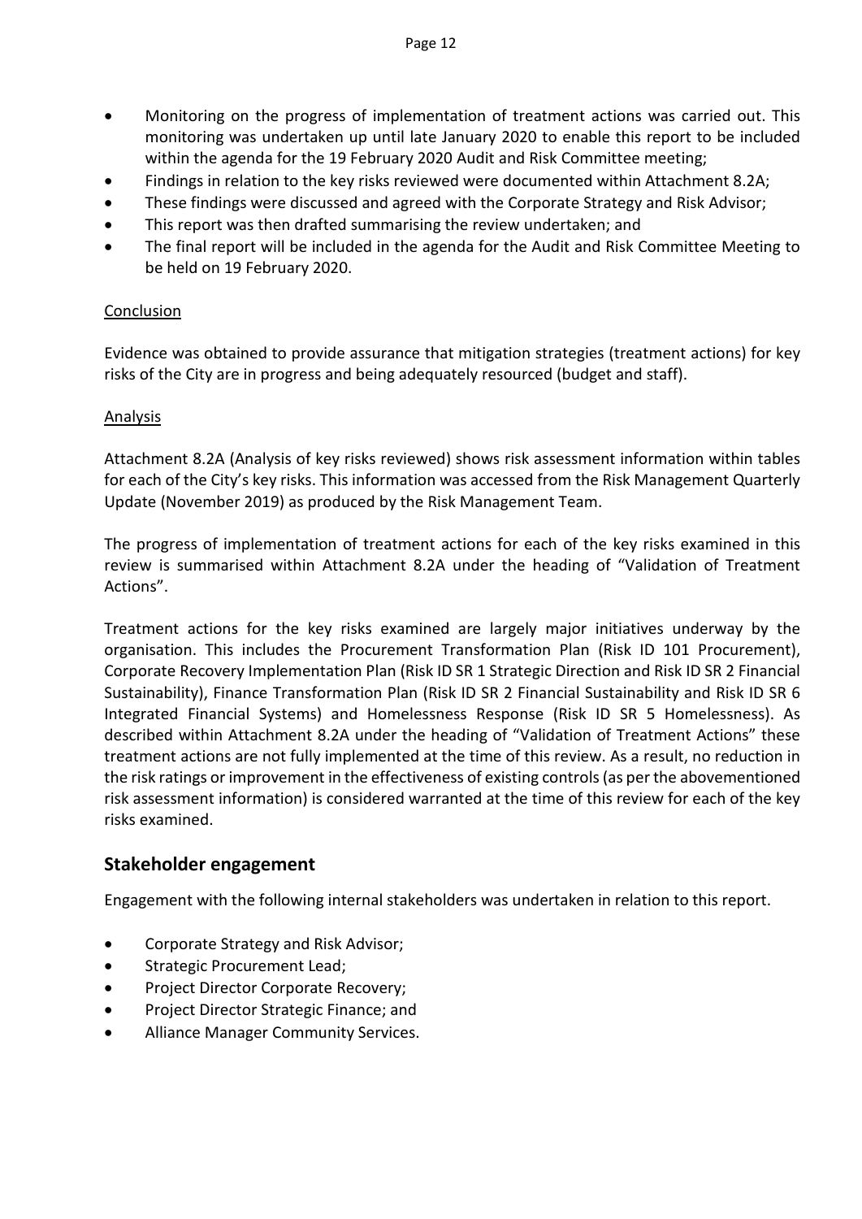- Monitoring on the progress of implementation of treatment actions was carried out. This monitoring was undertaken up until late January 2020 to enable this report to be included within the agenda for the 19 February 2020 Audit and Risk Committee meeting;
- Findings in relation to the key risks reviewed were documented within Attachment 8.2A;
- These findings were discussed and agreed with the Corporate Strategy and Risk Advisor;
- This report was then drafted summarising the review undertaken; and
- The final report will be included in the agenda for the Audit and Risk Committee Meeting to be held on 19 February 2020.

Conclusion

Evidence was obtained to provide assurance that mitigation strategies (treatment actions) for key risks of the City are in progress and being adequately resourced (budget and staff).

Analysis

Attachment 8.2A (Analysis of key risks reviewed) shows risk assessment information within tables for each of the City's key risks. This information was accessed from the Risk Management Quarterly Update (November 2019) as produced by the Risk Management Team.

The progress of implementation of treatment actions for each of the key risks examined in this review is summarised within Attachment 8.2A under the heading of "Validation of Treatment Actions".

Treatment actions for the key risks examined are largely major initiatives underway by the organisation. This includes the Procurement Transformation Plan (Risk ID 101 Procurement), Corporate Recovery Implementation Plan (Risk ID SR 1 Strategic Direction and Risk ID SR 2 Financial Sustainability), Finance Transformation Plan (Risk ID SR 2 Financial Sustainability and Risk ID SR 6 Integrated Financial Systems) and Homelessness Response (Risk ID SR 5 Homelessness). As described within Attachment 8.2A under the heading of "Validation of Treatment Actions" these treatment actions are not fully implemented at the time of this review. As a result, no reduction in the risk ratings or improvement in the effectiveness of existing controls (as per the abovementioned risk assessment information) is considered warranted at the time of this review for each of the key risks examined.

## Stakeholder engagement

Engagement with the following internal stakeholders was undertaken in relation to this report.

- Corporate Strategy and Risk Advisor;
- Strategic Procurement Lead;
- Project Director Corporate Recovery;
- Project Director Strategic Finance; and
- Alliance Manager Community Services.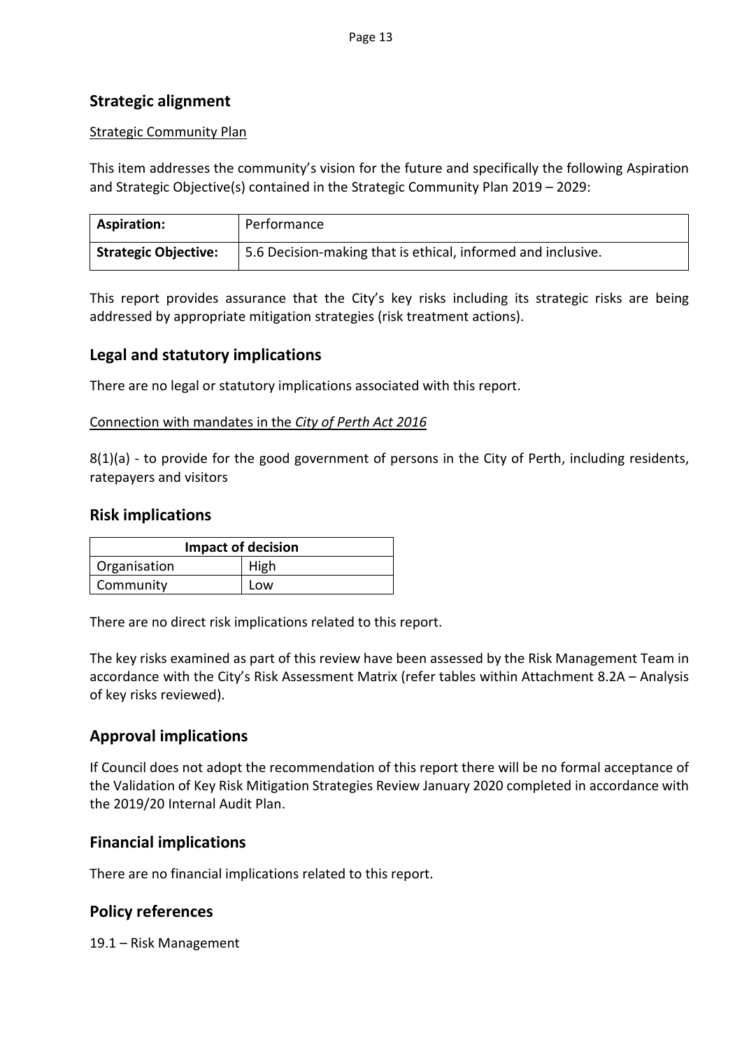## Strategic alignment

Strategic Community Plan

This item addresses the community's vision for the future and specifically the following Aspiration and Strategic Objective(s) contained in the Strategic Community Plan 2019 – 2029:

| **Aspiration:** | Performance |
|---|---|
| **Strategic Objective:** | 5.6 Decision-making that is ethical, informed and inclusive. |

This report provides assurance that the City's key risks including its strategic risks are being addressed by appropriate mitigation strategies (risk treatment actions).

## Legal and statutory implications

There are no legal or statutory implications associated with this report.

Connection with mandates in the *City of Perth Act 2016*

8(1)(a) - to provide for the good government of persons in the City of Perth, including residents, ratepayers and visitors

## Risk implications

| **Impact of decision** | |
|---|---|
| Organisation | High |
| Community | Low |

There are no direct risk implications related to this report.

The key risks examined as part of this review have been assessed by the Risk Management Team in accordance with the City's Risk Assessment Matrix (refer tables within Attachment 8.2A – Analysis of key risks reviewed).

## Approval implications

If Council does not adopt the recommendation of this report there will be no formal acceptance of the Validation of Key Risk Mitigation Strategies Review January 2020 completed in accordance with the 2019/20 Internal Audit Plan.

## Financial implications

There are no financial implications related to this report.

## Policy references

19.1 – Risk Management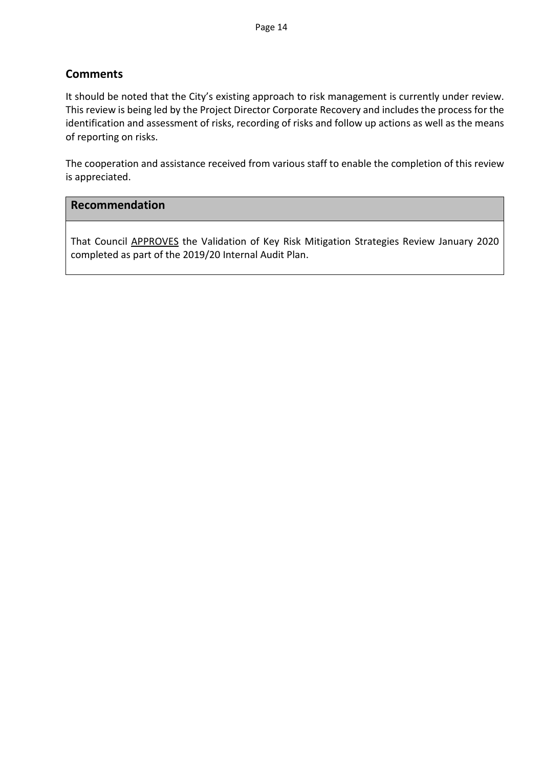## Comments

It should be noted that the City's existing approach to risk management is currently under review. This review is being led by the Project Director Corporate Recovery and includes the process for the identification and assessment of risks, recording of risks and follow up actions as well as the means of reporting on risks.

The cooperation and assistance received from various staff to enable the completion of this review is appreciated.

## Recommendation

That Council APPROVES the Validation of Key Risk Mitigation Strategies Review January 2020 completed as part of the 2019/20 Internal Audit Plan.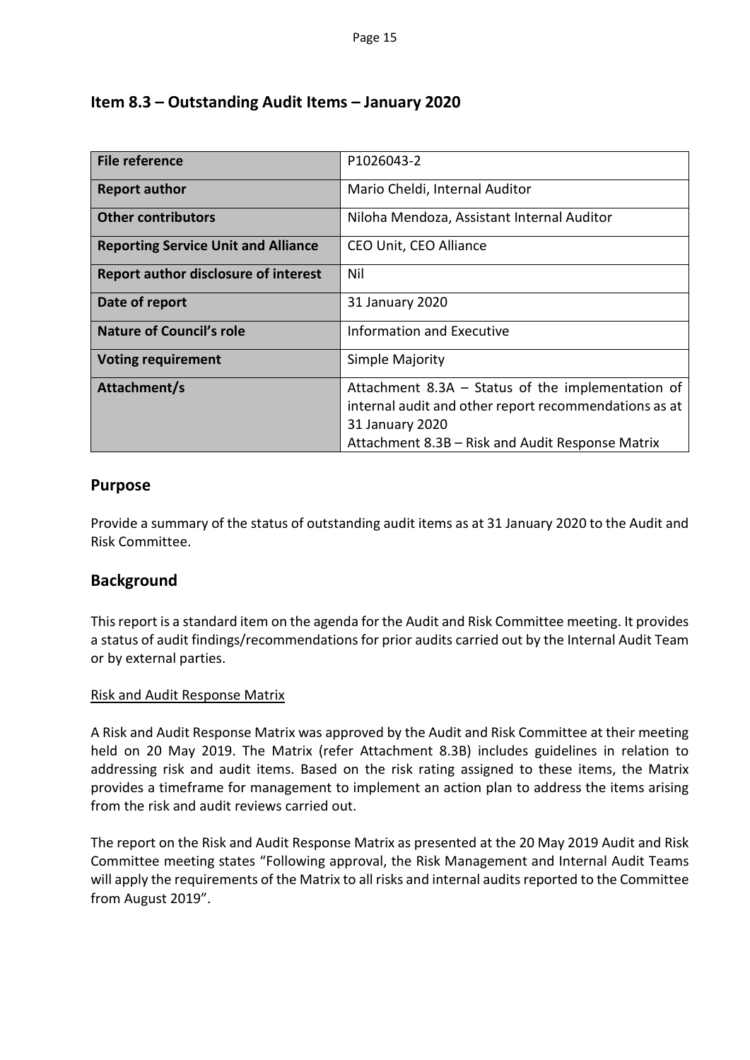## Item 8.3 – Outstanding Audit Items – January 2020

| File reference | P1026043-2 |
|---|---|
| **Report author** | Mario Cheldi, Internal Auditor |
| **Other contributors** | Niloha Mendoza, Assistant Internal Auditor |
| **Reporting Service Unit and Alliance** | CEO Unit, CEO Alliance |
| **Report author disclosure of interest** | Nil |
| **Date of report** | 31 January 2020 |
| **Nature of Council's role** | Information and Executive |
| **Voting requirement** | Simple Majority |
| **Attachment/s** | Attachment 8.3A – Status of the implementation of internal audit and other report recommendations as at 31 January 2020<br>Attachment 8.3B – Risk and Audit Response Matrix |

## Purpose

Provide a summary of the status of outstanding audit items as at 31 January 2020 to the Audit and Risk Committee.

## Background

This report is a standard item on the agenda for the Audit and Risk Committee meeting. It provides a status of audit findings/recommendations for prior audits carried out by the Internal Audit Team or by external parties.

Risk and Audit Response Matrix

A Risk and Audit Response Matrix was approved by the Audit and Risk Committee at their meeting held on 20 May 2019. The Matrix (refer Attachment 8.3B) includes guidelines in relation to addressing risk and audit items. Based on the risk rating assigned to these items, the Matrix provides a timeframe for management to implement an action plan to address the items arising from the risk and audit reviews carried out.

The report on the Risk and Audit Response Matrix as presented at the 20 May 2019 Audit and Risk Committee meeting states "Following approval, the Risk Management and Internal Audit Teams will apply the requirements of the Matrix to all risks and internal audits reported to the Committee from August 2019".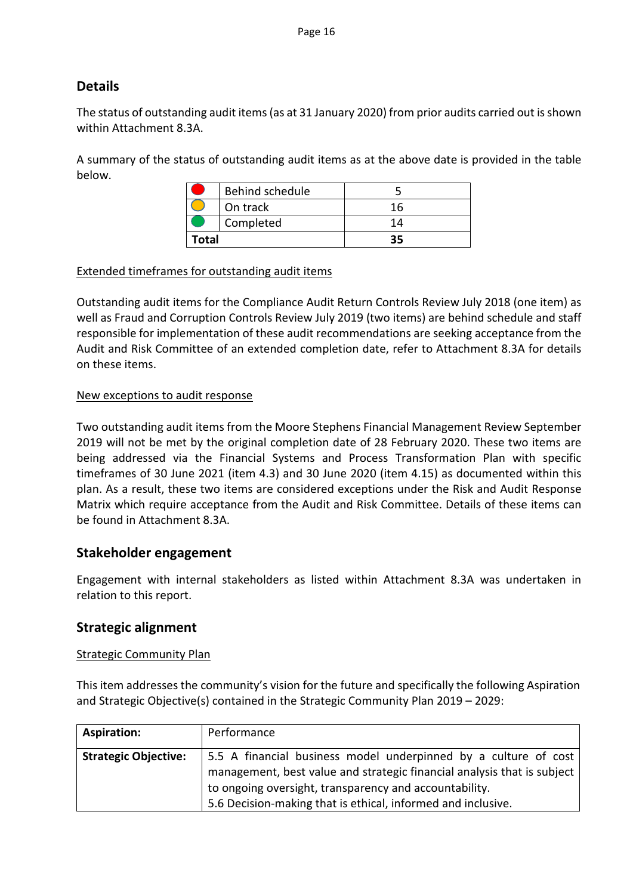## Details

The status of outstanding audit items (as at 31 January 2020) from prior audits carried out is shown within Attachment 8.3A.

A summary of the status of outstanding audit items as at the above date is provided in the table below.

| | | |
|---|---|---|
| 🔴 | Behind schedule | 5 |
| 🟡 | On track | 16 |
| 🟢 | Completed | 14 |
| **Total** | | **35** |

Extended timeframes for outstanding audit items

Outstanding audit items for the Compliance Audit Return Controls Review July 2018 (one item) as well as Fraud and Corruption Controls Review July 2019 (two items) are behind schedule and staff responsible for implementation of these audit recommendations are seeking acceptance from the Audit and Risk Committee of an extended completion date, refer to Attachment 8.3A for details on these items.

New exceptions to audit response

Two outstanding audit items from the Moore Stephens Financial Management Review September 2019 will not be met by the original completion date of 28 February 2020. These two items are being addressed via the Financial Systems and Process Transformation Plan with specific timeframes of 30 June 2021 (item 4.3) and 30 June 2020 (item 4.15) as documented within this plan. As a result, these two items are considered exceptions under the Risk and Audit Response Matrix which require acceptance from the Audit and Risk Committee. Details of these items can be found in Attachment 8.3A.

## Stakeholder engagement

Engagement with internal stakeholders as listed within Attachment 8.3A was undertaken in relation to this report.

## Strategic alignment

Strategic Community Plan

This item addresses the community's vision for the future and specifically the following Aspiration and Strategic Objective(s) contained in the Strategic Community Plan 2019 – 2029:

| **Aspiration:** | Performance |
|---|---|
| **Strategic Objective:** | 5.5 A financial business model underpinned by a culture of cost management, best value and strategic financial analysis that is subject to ongoing oversight, transparency and accountability.<br>5.6 Decision-making that is ethical, informed and inclusive. |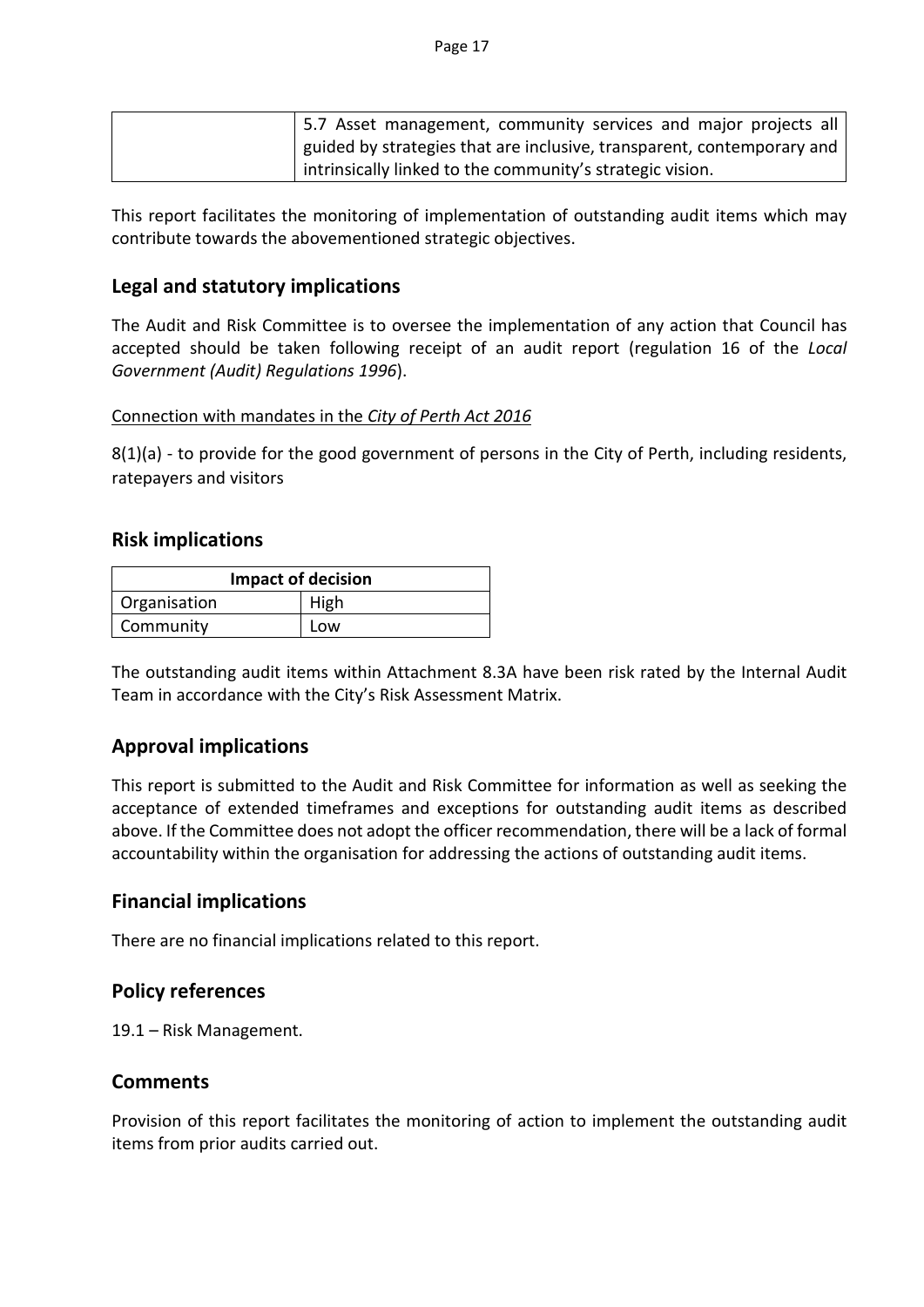| | |
|---|---|
| | 5.7 Asset management, community services and major projects all guided by strategies that are inclusive, transparent, contemporary and intrinsically linked to the community's strategic vision. |

This report facilitates the monitoring of implementation of outstanding audit items which may contribute towards the abovementioned strategic objectives.

## Legal and statutory implications

The Audit and Risk Committee is to oversee the implementation of any action that Council has accepted should be taken following receipt of an audit report (regulation 16 of the *Local Government (Audit) Regulations 1996*).

Connection with mandates in the *City of Perth Act 2016*

8(1)(a) - to provide for the good government of persons in the City of Perth, including residents, ratepayers and visitors

## Risk implications

| Impact of decision | |
|---|---|
| Organisation | High |
| Community | Low |

The outstanding audit items within Attachment 8.3A have been risk rated by the Internal Audit Team in accordance with the City's Risk Assessment Matrix.

## Approval implications

This report is submitted to the Audit and Risk Committee for information as well as seeking the acceptance of extended timeframes and exceptions for outstanding audit items as described above. If the Committee does not adopt the officer recommendation, there will be a lack of formal accountability within the organisation for addressing the actions of outstanding audit items.

## Financial implications

There are no financial implications related to this report.

## Policy references

19.1 – Risk Management.

## Comments

Provision of this report facilitates the monitoring of action to implement the outstanding audit items from prior audits carried out.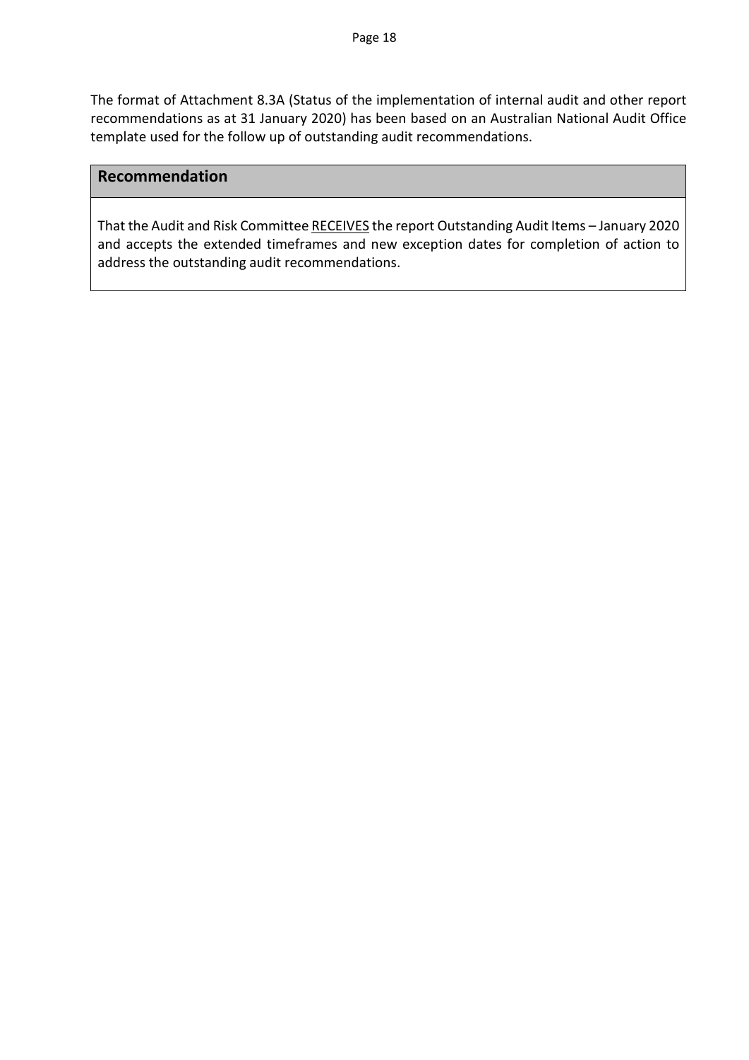The format of Attachment 8.3A (Status of the implementation of internal audit and other report recommendations as at 31 January 2020) has been based on an Australian National Audit Office template used for the follow up of outstanding audit recommendations.

## Recommendation

That the Audit and Risk Committee RECEIVES the report Outstanding Audit Items – January 2020 and accepts the extended timeframes and new exception dates for completion of action to address the outstanding audit recommendations.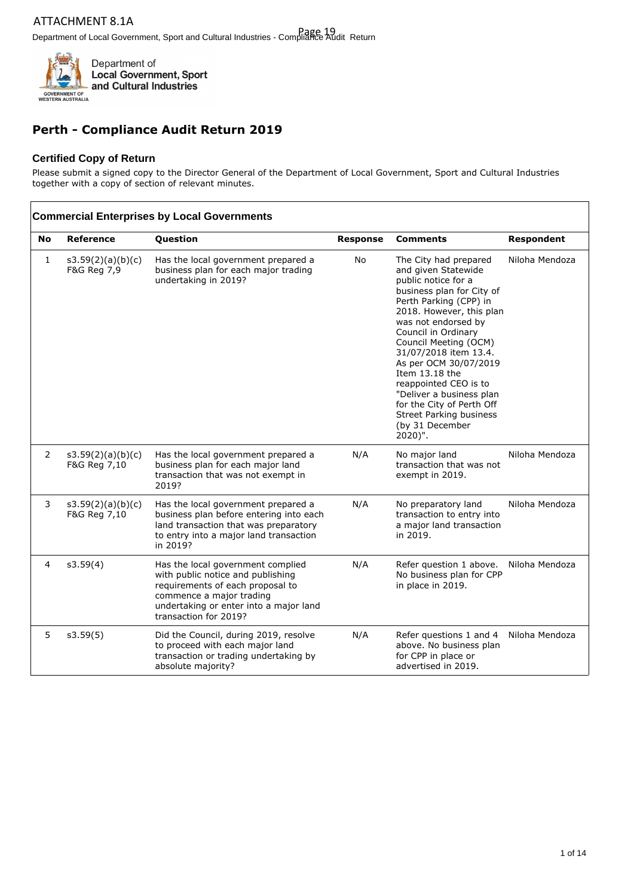ATTACHMENT 8.1A

Department of Local Government, Sport and Cultural Industries

# Perth - Compliance Audit Return 2019

### Certified Copy of Return

Please submit a signed copy to the Director General of the Department of Local Government, Sport and Cultural Industries together with a copy of section of relevant minutes.

### Commercial Enterprises by Local Governments

| No | Reference | Question | Response | Comments | Respondent |
|---|---|---|---|---|---|
| 1 | s3.59(2)(a)(b)(c) F&G Reg 7,9 | Has the local government prepared a business plan for each major trading undertaking in 2019? | No | The City had prepared and given Statewide public notice for a business plan for City of Perth Parking (CPP) in 2018. However, this plan was not endorsed by Council in Ordinary Council Meeting (OCM) 31/07/2018 item 13.4. As per OCM 30/07/2019 Item 13.18 the reappointed CEO is to "Deliver a business plan for the City of Perth Off Street Parking business (by 31 December 2020)". | Niloha Mendoza |
| 2 | s3.59(2)(a)(b)(c) F&G Reg 7,10 | Has the local government prepared a business plan for each major land transaction that was not exempt in 2019? | N/A | No major land transaction that was not exempt in 2019. | Niloha Mendoza |
| 3 | s3.59(2)(a)(b)(c) F&G Reg 7,10 | Has the local government prepared a business plan before entering into each land transaction that was preparatory to entry into a major land transaction in 2019? | N/A | No preparatory land transaction to entry into a major land transaction in 2019. | Niloha Mendoza |
| 4 | s3.59(4) | Has the local government complied with public notice and publishing requirements of each proposal to commence a major trading undertaking or enter into a major land transaction for 2019? | N/A | Refer question 1 above. No business plan for CPP in place in 2019. | Niloha Mendoza |
| 5 | s3.59(5) | Did the Council, during 2019, resolve to proceed with each major land transaction or trading undertaking by absolute majority? | N/A | Refer questions 1 and 4 above. No business plan for CPP in place or advertised in 2019. | Niloha Mendoza |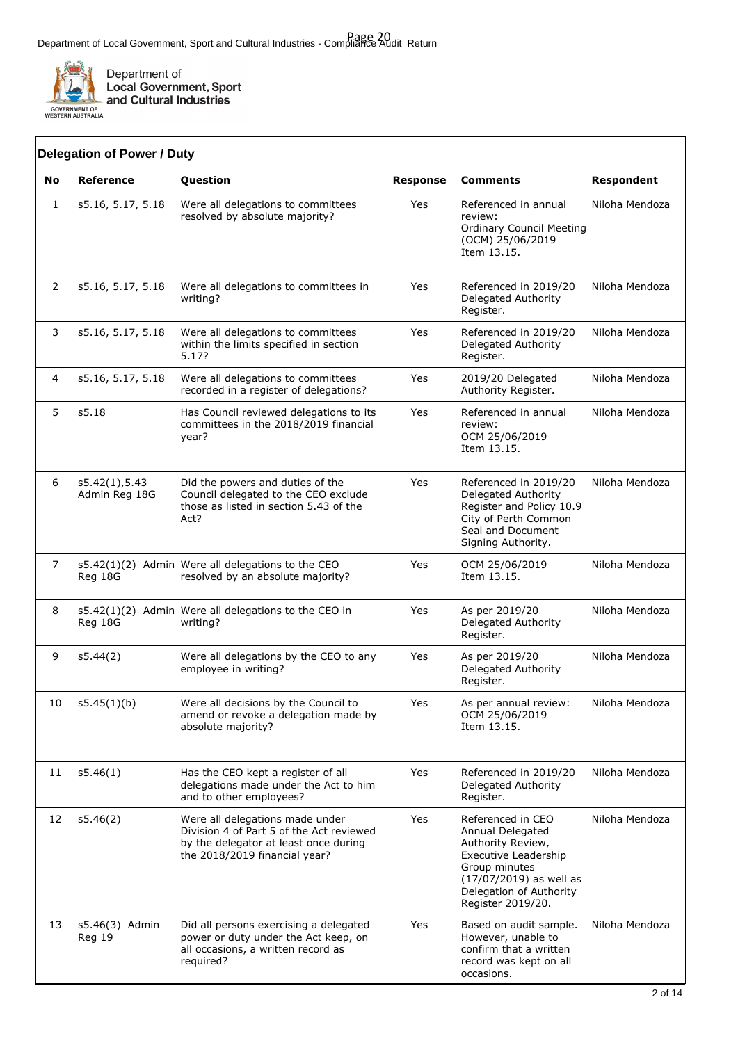Department of Local Government, Sport and Cultural Industries

## Delegation of Power / Duty

| No | Reference | Question | Response | Comments | Respondent |
|---|---|---|---|---|---|
| 1 | s5.16, 5.17, 5.18 | Were all delegations to committees resolved by absolute majority? | Yes | Referenced in annual review: Ordinary Council Meeting (OCM) 25/06/2019 Item 13.15. | Niloha Mendoza |
| 2 | s5.16, 5.17, 5.18 | Were all delegations to committees in writing? | Yes | Referenced in 2019/20 Delegated Authority Register. | Niloha Mendoza |
| 3 | s5.16, 5.17, 5.18 | Were all delegations to committees within the limits specified in section 5.17? | Yes | Referenced in 2019/20 Delegated Authority Register. | Niloha Mendoza |
| 4 | s5.16, 5.17, 5.18 | Were all delegations to committees recorded in a register of delegations? | Yes | 2019/20 Delegated Authority Register. | Niloha Mendoza |
| 5 | s5.18 | Has Council reviewed delegations to its committees in the 2018/2019 financial year? | Yes | Referenced in annual review: OCM 25/06/2019 Item 13.15. | Niloha Mendoza |
| 6 | s5.42(1),5.43 Admin Reg 18G | Did the powers and duties of the Council delegated to the CEO exclude those as listed in section 5.43 of the Act? | Yes | Referenced in 2019/20 Delegated Authority Register and Policy 10.9 City of Perth Common Seal and Document Signing Authority. | Niloha Mendoza |
| 7 | s5.42(1)(2) Admin Reg 18G | Were all delegations to the CEO resolved by an absolute majority? | Yes | OCM 25/06/2019 Item 13.15. | Niloha Mendoza |
| 8 | s5.42(1)(2) Admin Reg 18G | Were all delegations to the CEO in writing? | Yes | As per 2019/20 Delegated Authority Register. | Niloha Mendoza |
| 9 | s5.44(2) | Were all delegations by the CEO to any employee in writing? | Yes | As per 2019/20 Delegated Authority Register. | Niloha Mendoza |
| 10 | s5.45(1)(b) | Were all decisions by the Council to amend or revoke a delegation made by absolute majority? | Yes | As per annual review: OCM 25/06/2019 Item 13.15. | Niloha Mendoza |
| 11 | s5.46(1) | Has the CEO kept a register of all delegations made under the Act to him and to other employees? | Yes | Referenced in 2019/20 Delegated Authority Register. | Niloha Mendoza |
| 12 | s5.46(2) | Were all delegations made under Division 4 of Part 5 of the Act reviewed by the delegator at least once during the 2018/2019 financial year? | Yes | Referenced in CEO Annual Delegated Authority Review, Executive Leadership Group minutes (17/07/2019) as well as Delegation of Authority Register 2019/20. | Niloha Mendoza |
| 13 | s5.46(3) Admin Reg 19 | Did all persons exercising a delegated power or duty under the Act keep, on all occasions, a written record as required? | Yes | Based on audit sample. However, unable to confirm that a written record was kept on all occasions. | Niloha Mendoza |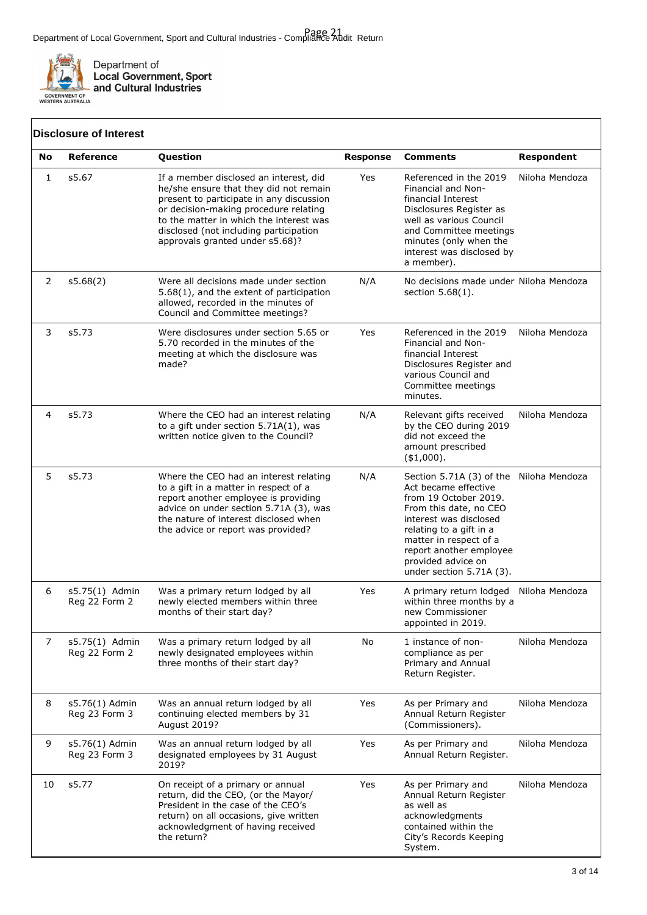Department of Local Government, Sport and Cultural Industries

## Disclosure of Interest

| No | Reference | Question | Response | Comments | Respondent |
|---|---|---|---|---|---|
| 1 | s5.67 | If a member disclosed an interest, did he/she ensure that they did not remain present to participate in any discussion or decision-making procedure relating to the matter in which the interest was disclosed (not including participation approvals granted under s5.68)? | Yes | Referenced in the 2019 Financial and Non-financial Interest Disclosures Register as well as various Council and Committee meetings minutes (only when the interest was disclosed by a member). | Niloha Mendoza |
| 2 | s5.68(2) | Were all decisions made under section 5.68(1), and the extent of participation allowed, recorded in the minutes of Council and Committee meetings? | N/A | No decisions made under section 5.68(1). | Niloha Mendoza |
| 3 | s5.73 | Were disclosures under section 5.65 or 5.70 recorded in the minutes of the meeting at which the disclosure was made? | Yes | Referenced in the 2019 Financial and Non-financial Interest Disclosures Register and various Council and Committee meetings minutes. | Niloha Mendoza |
| 4 | s5.73 | Where the CEO had an interest relating to a gift under section 5.71A(1), was written notice given to the Council? | N/A | Relevant gifts received by the CEO during 2019 did not exceed the amount prescribed ($1,000). | Niloha Mendoza |
| 5 | s5.73 | Where the CEO had an interest relating to a gift in a matter in respect of a report another employee is providing advice on under section 5.71A (3), was the nature of interest disclosed when the advice or report was provided? | N/A | Section 5.71A (3) of the Act became effective from 19 October 2019. From this date, no CEO interest was disclosed relating to a gift in a matter in respect of a report another employee provided advice on under section 5.71A (3). | Niloha Mendoza |
| 6 | s5.75(1) Admin Reg 22 Form 2 | Was a primary return lodged by all newly elected members within three months of their start day? | Yes | A primary return lodged within three months by a new Commissioner appointed in 2019. | Niloha Mendoza |
| 7 | s5.75(1) Admin Reg 22 Form 2 | Was a primary return lodged by all newly designated employees within three months of their start day? | No | 1 instance of non-compliance as per Primary and Annual Return Register. | Niloha Mendoza |
| 8 | s5.76(1) Admin Reg 23 Form 3 | Was an annual return lodged by all continuing elected members by 31 August 2019? | Yes | As per Primary and Annual Return Register (Commissioners). | Niloha Mendoza |
| 9 | s5.76(1) Admin Reg 23 Form 3 | Was an annual return lodged by all designated employees by 31 August 2019? | Yes | As per Primary and Annual Return Register. | Niloha Mendoza |
| 10 | s5.77 | On receipt of a primary or annual return, did the CEO, (or the Mayor/ President in the case of the CEO's return) on all occasions, give written acknowledgment of having received the return? | Yes | As per Primary and Annual Return Register as well as acknowledgments contained within the City's Records Keeping System. | Niloha Mendoza |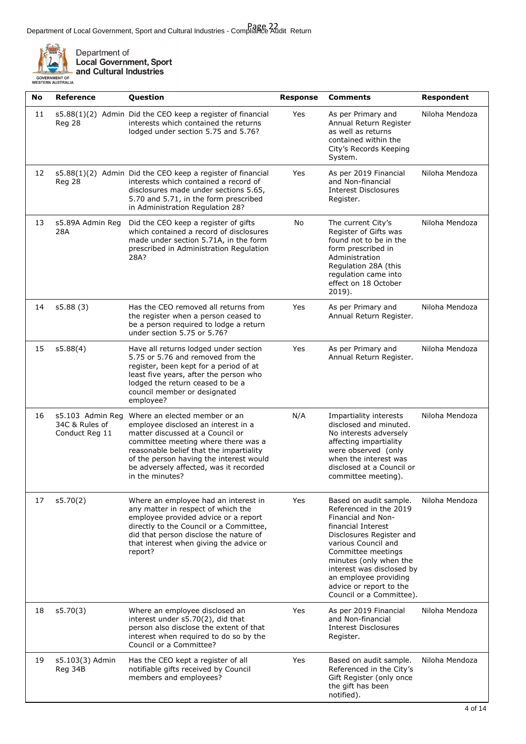| No | Reference | Question | Response | Comments | Respondent |
|---|---|---|---|---|---|
| 11 | s5.88(1)(2) Admin Reg 28 | Did the CEO keep a register of financial interests which contained the returns lodged under section 5.75 and 5.76? | Yes | As per Primary and Annual Return Register as well as returns contained within the City's Records Keeping System. | Niloha Mendoza |
| 12 | s5.88(1)(2) Admin Reg 28 | Did the CEO keep a register of financial interests which contained a record of disclosures made under sections 5.65, 5.70 and 5.71, in the form prescribed in Administration Regulation 28? | Yes | As per 2019 Financial and Non-financial Interest Disclosures Register. | Niloha Mendoza |
| 13 | s5.89A Admin Reg 28A | Did the CEO keep a register of gifts which contained a record of disclosures made under section 5.71A, in the form prescribed in Administration Regulation 28A? | No | The current City's Register of Gifts was found not to be in the form prescribed in Administration Regulation 28A (this regulation came into effect on 18 October 2019). | Niloha Mendoza |
| 14 | s5.88 (3) | Has the CEO removed all returns from the register when a person ceased to be a person required to lodge a return under section 5.75 or 5.76? | Yes | As per Primary and Annual Return Register. | Niloha Mendoza |
| 15 | s5.88(4) | Have all returns lodged under section 5.75 or 5.76 and removed from the register, been kept for a period of at least five years, after the person who lodged the return ceased to be a council member or designated employee? | Yes | As per Primary and Annual Return Register. | Niloha Mendoza |
| 16 | s5.103 Admin Reg 34C & Rules of Conduct Reg 11 | Where an elected member or an employee disclosed an interest in a matter discussed at a Council or committee meeting where there was a reasonable belief that the impartiality of the person having the interest would be adversely affected, was it recorded in the minutes? | N/A | Impartiality interests disclosed and minuted. No interests adversely affecting impartiality were observed (only when the interest was disclosed at a Council or committee meeting). | Niloha Mendoza |
| 17 | s5.70(2) | Where an employee had an interest in any matter in respect of which the employee provided advice or a report directly to the Council or a Committee, did that person disclose the nature of that interest when giving the advice or report? | Yes | Based on audit sample. Referenced in the 2019 Financial and Non-financial Interest Disclosures Register and various Council and Committee meetings minutes (only when the interest was disclosed by an employee providing advice or report to the Council or a Committee). | Niloha Mendoza |
| 18 | s5.70(3) | Where an employee disclosed an interest under s5.70(2), did that person also disclose the extent of that interest when required to do so by the Council or a Committee? | Yes | As per 2019 Financial and Non-financial Interest Disclosures Register. | Niloha Mendoza |
| 19 | s5.103(3) Admin Reg 34B | Has the CEO kept a register of all notifiable gifts received by Council members and employees? | Yes | Based on audit sample. Referenced in the City's Gift Register (only once the gift has been notified). | Niloha Mendoza |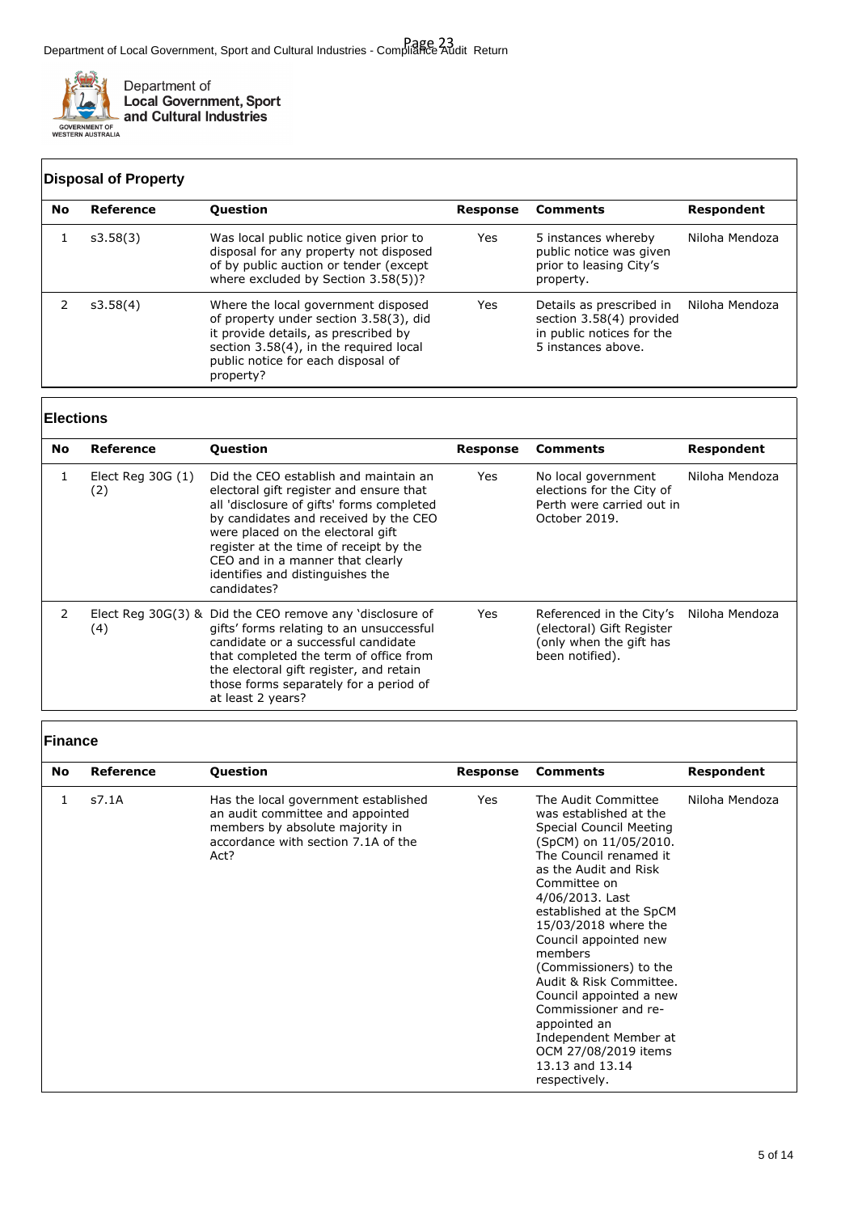## Disposal of Property

| No | Reference | Question | Response | Comments | Respondent |
|---|---|---|---|---|---|
| 1 | s3.58(3) | Was local public notice given prior to disposal for any property not disposed of by public auction or tender (except where excluded by Section 3.58(5))? | Yes | 5 instances whereby public notice was given prior to leasing City's property. | Niloha Mendoza |
| 2 | s3.58(4) | Where the local government disposed of property under section 3.58(3), did it provide details, as prescribed by section 3.58(4), in the required local public notice for each disposal of property? | Yes | Details as prescribed in section 3.58(4) provided in public notices for the 5 instances above. | Niloha Mendoza |

## Elections

| No | Reference | Question | Response | Comments | Respondent |
|---|---|---|---|---|---|
| 1 | Elect Reg 30G (1) (2) | Did the CEO establish and maintain an electoral gift register and ensure that all 'disclosure of gifts' forms completed by candidates and received by the CEO were placed on the electoral gift register at the time of receipt by the CEO and in a manner that clearly identifies and distinguishes the candidates? | Yes | No local government elections for the City of Perth were carried out in October 2019. | Niloha Mendoza |
| 2 | Elect Reg 30G(3) & (4) | Did the CEO remove any 'disclosure of gifts' forms relating to an unsuccessful candidate or a successful candidate that completed the term of office from the electoral gift register, and retain those forms separately for a period of at least 2 years? | Yes | Referenced in the City's (electoral) Gift Register (only when the gift has been notified). | Niloha Mendoza |

## Finance

| No | Reference | Question | Response | Comments | Respondent |
|---|---|---|---|---|---|
| 1 | s7.1A | Has the local government established an audit committee and appointed members by absolute majority in accordance with section 7.1A of the Act? | Yes | The Audit Committee was established at the Special Council Meeting (SpCM) on 11/05/2010. The Council renamed it as the Audit and Risk Committee on 4/06/2013. Last established at the SpCM 15/03/2018 where the Council appointed new members (Commissioners) to the Audit & Risk Committee. Council appointed a new Commissioner and re-appointed an Independent Member at OCM 27/08/2019 items 13.13 and 13.14 respectively. | Niloha Mendoza |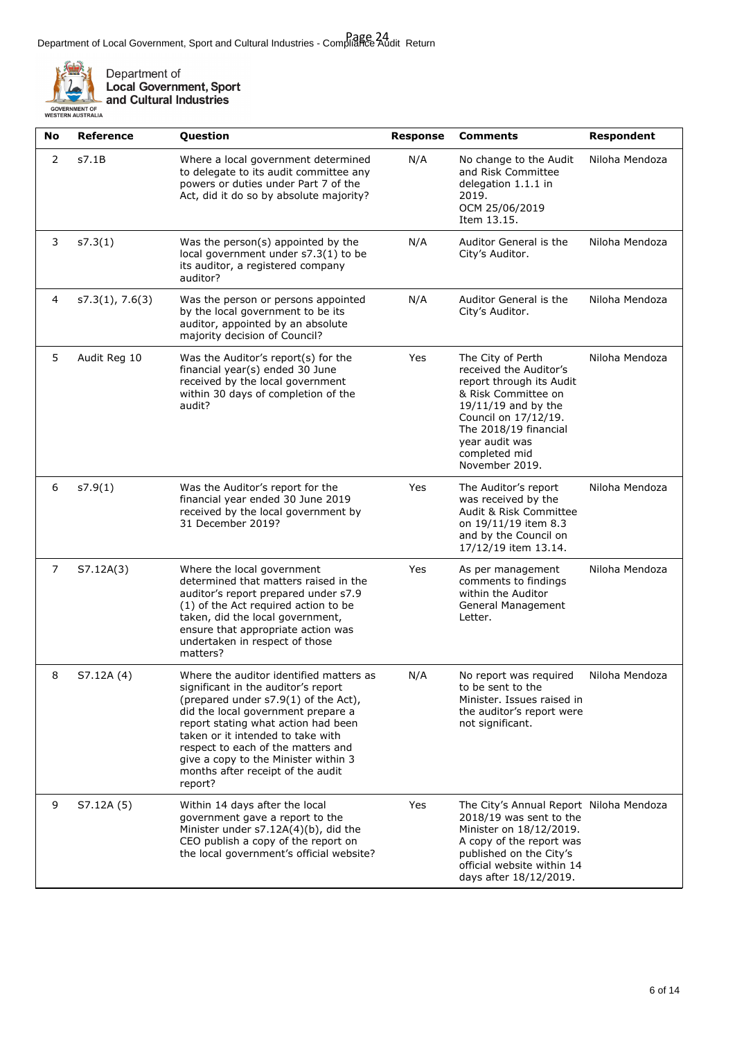Department of Local Government, Sport and Cultural Industries

| No | Reference | Question | Response | Comments | Respondent |
|---|---|---|---|---|---|
| 2 | s7.1B | Where a local government determined to delegate to its audit committee any powers or duties under Part 7 of the Act, did it do so by absolute majority? | N/A | No change to the Audit and Risk Committee delegation 1.1.1 in 2019. OCM 25/06/2019 Item 13.15. | Niloha Mendoza |
| 3 | s7.3(1) | Was the person(s) appointed by the local government under s7.3(1) to be its auditor, a registered company auditor? | N/A | Auditor General is the City's Auditor. | Niloha Mendoza |
| 4 | s7.3(1), 7.6(3) | Was the person or persons appointed by the local government to be its auditor, appointed by an absolute majority decision of Council? | N/A | Auditor General is the City's Auditor. | Niloha Mendoza |
| 5 | Audit Reg 10 | Was the Auditor's report(s) for the financial year(s) ended 30 June received by the local government within 30 days of completion of the audit? | Yes | The City of Perth received the Auditor's report through its Audit & Risk Committee on 19/11/19 and by the Council on 17/12/19. The 2018/19 financial year audit was completed mid November 2019. | Niloha Mendoza |
| 6 | s7.9(1) | Was the Auditor's report for the financial year ended 30 June 2019 received by the local government by 31 December 2019? | Yes | The Auditor's report was received by the Audit & Risk Committee on 19/11/19 item 8.3 and by the Council on 17/12/19 item 13.14. | Niloha Mendoza |
| 7 | S7.12A(3) | Where the local government determined that matters raised in the auditor's report prepared under s7.9 (1) of the Act required action to be taken, did the local government, ensure that appropriate action was undertaken in respect of those matters? | Yes | As per management comments to findings within the Auditor General Management Letter. | Niloha Mendoza |
| 8 | S7.12A (4) | Where the auditor identified matters as significant in the auditor's report (prepared under s7.9(1) of the Act), did the local government prepare a report stating what action had been taken or it intended to take with respect to each of the matters and give a copy to the Minister within 3 months after receipt of the audit report? | N/A | No report was required to be sent to the Minister. Issues raised in the auditor's report were not significant. | Niloha Mendoza |
| 9 | S7.12A (5) | Within 14 days after the local government gave a report to the Minister under s7.12A(4)(b), did the CEO publish a copy of the report on the local government's official website? | Yes | The City's Annual Report 2018/19 was sent to the Minister on 18/12/2019. A copy of the report was published on the City's official website within 14 days after 18/12/2019. | Niloha Mendoza |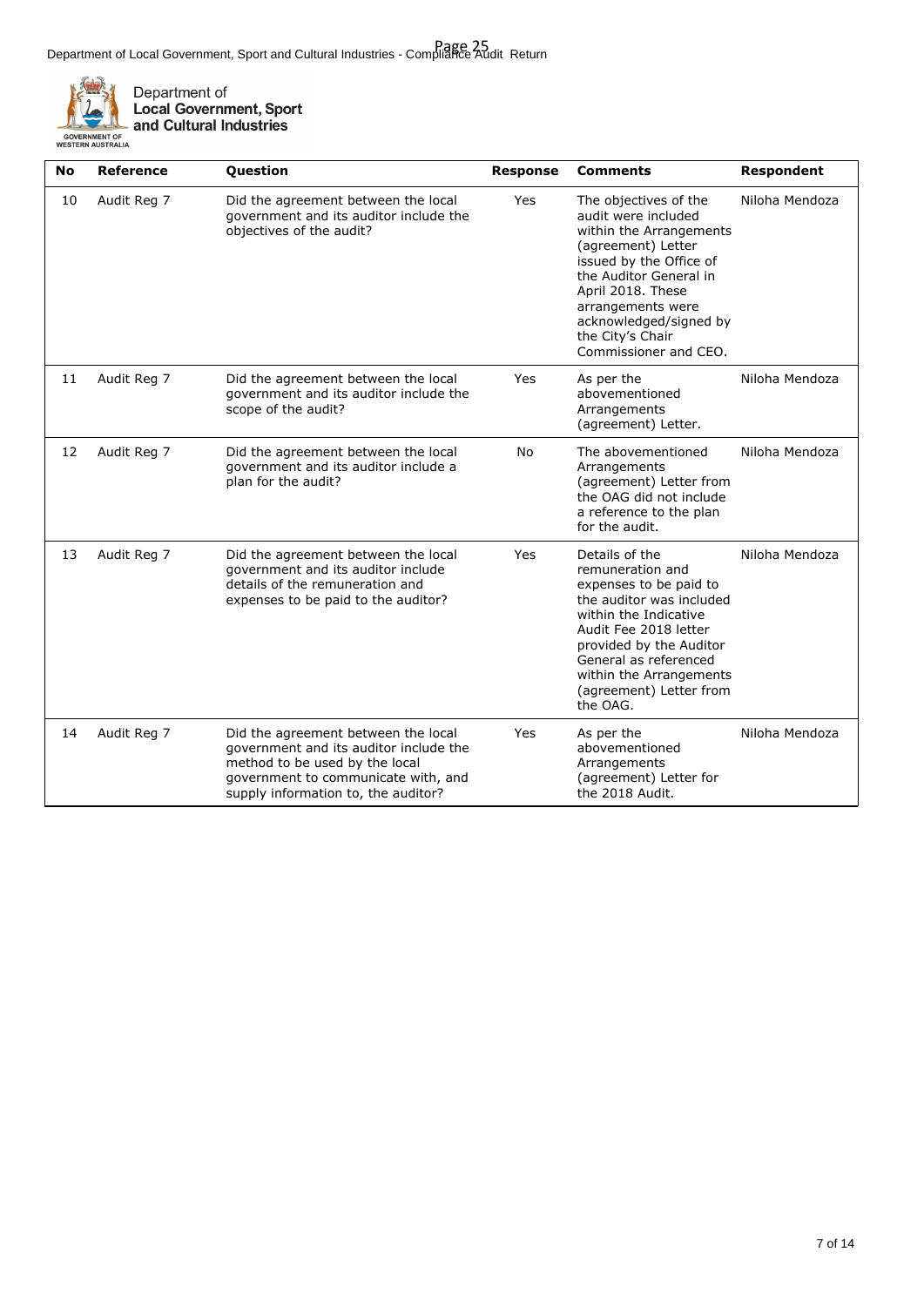| No | Reference | Question | Response | Comments | Respondent |
|---|---|---|---|---|---|
| 10 | Audit Reg 7 | Did the agreement between the local government and its auditor include the objectives of the audit? | Yes | The objectives of the audit were included within the Arrangements (agreement) Letter issued by the Office of the Auditor General in April 2018. These arrangements were acknowledged/signed by the City's Chair Commissioner and CEO. | Niloha Mendoza |
| 11 | Audit Reg 7 | Did the agreement between the local government and its auditor include the scope of the audit? | Yes | As per the abovementioned Arrangements (agreement) Letter. | Niloha Mendoza |
| 12 | Audit Reg 7 | Did the agreement between the local government and its auditor include a plan for the audit? | No | The abovementioned Arrangements (agreement) Letter from the OAG did not include a reference to the plan for the audit. | Niloha Mendoza |
| 13 | Audit Reg 7 | Did the agreement between the local government and its auditor include details of the remuneration and expenses to be paid to the auditor? | Yes | Details of the remuneration and expenses to be paid to the auditor was included within the Indicative Audit Fee 2018 letter provided by the Auditor General as referenced within the Arrangements (agreement) Letter from the OAG. | Niloha Mendoza |
| 14 | Audit Reg 7 | Did the agreement between the local government and its auditor include the method to be used by the local government to communicate with, and supply information to, the auditor? | Yes | As per the abovementioned Arrangements (agreement) Letter for the 2018 Audit. | Niloha Mendoza |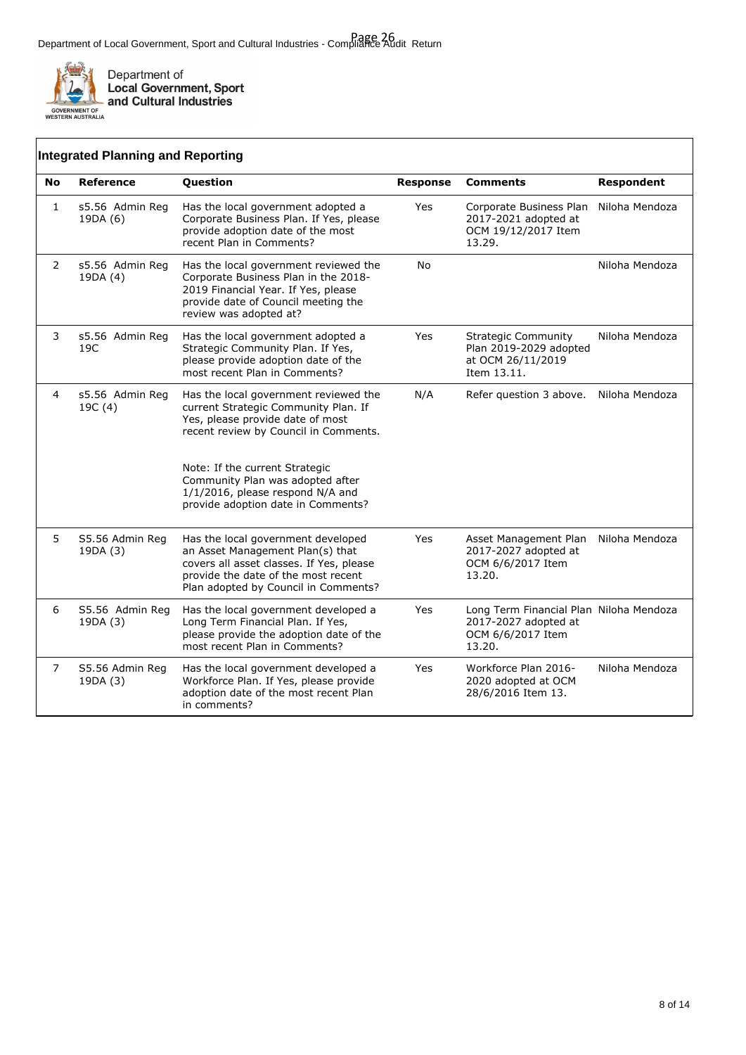## Integrated Planning and Reporting

| No | Reference | Question | Response | Comments | Respondent |
|---|---|---|---|---|---|
| 1 | s5.56 Admin Reg 19DA (6) | Has the local government adopted a Corporate Business Plan. If Yes, please provide adoption date of the most recent Plan in Comments? | Yes | Corporate Business Plan 2017-2021 adopted at OCM 19/12/2017 Item 13.29. | Niloha Mendoza |
| 2 | s5.56 Admin Reg 19DA (4) | Has the local government reviewed the Corporate Business Plan in the 2018-2019 Financial Year. If Yes, please provide date of Council meeting the review was adopted at? | No | | Niloha Mendoza |
| 3 | s5.56 Admin Reg 19C | Has the local government adopted a Strategic Community Plan. If Yes, please provide adoption date of the most recent Plan in Comments? | Yes | Strategic Community Plan 2019-2029 adopted at OCM 26/11/2019 Item 13.11. | Niloha Mendoza |
| 4 | s5.56 Admin Reg 19C (4) | Has the local government reviewed the current Strategic Community Plan. If Yes, please provide date of most recent review by Council in Comments.<br><br>Note: If the current Strategic Community Plan was adopted after 1/1/2016, please respond N/A and provide adoption date in Comments? | N/A | Refer question 3 above. | Niloha Mendoza |
| 5 | S5.56 Admin Reg 19DA (3) | Has the local government developed an Asset Management Plan(s) that covers all asset classes. If Yes, please provide the date of the most recent Plan adopted by Council in Comments? | Yes | Asset Management Plan 2017-2027 adopted at OCM 6/6/2017 Item 13.20. | Niloha Mendoza |
| 6 | S5.56 Admin Reg 19DA (3) | Has the local government developed a Long Term Financial Plan. If Yes, please provide the adoption date of the most recent Plan in Comments? | Yes | Long Term Financial Plan 2017-2027 adopted at OCM 6/6/2017 Item 13.20. | Niloha Mendoza |
| 7 | S5.56 Admin Reg 19DA (3) | Has the local government developed a Workforce Plan. If Yes, please provide adoption date of the most recent Plan in comments? | Yes | Workforce Plan 2016-2020 adopted at OCM 28/6/2016 Item 13. | Niloha Mendoza |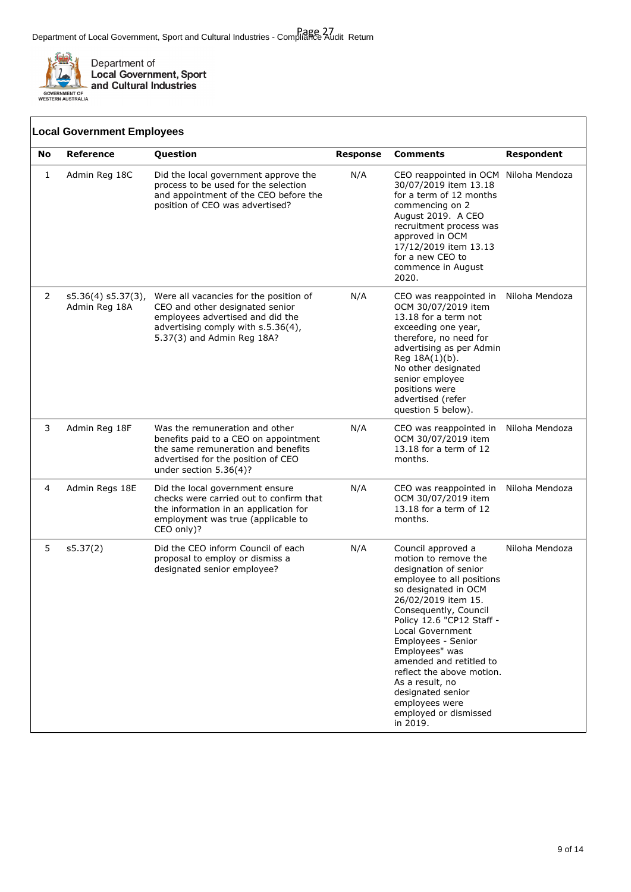Department of Local Government, Sport and Cultural Industries - Compliance Audit Return

Department of
**Local Government, Sport and Cultural Industries**

GOVERNMENT OF WESTERN AUSTRALIA

## Local Government Employees

| No | Reference | Question | Response | Comments | Respondent |
|---|---|---|---|---|---|
| 1 | Admin Reg 18C | Did the local government approve the process to be used for the selection and appointment of the CEO before the position of CEO was advertised? | N/A | CEO reappointed in OCM 30/07/2019 13.18 for a term of 12 months commencing on 2 August 2019. A CEO recruitment process was approved in OCM 17/12/2019 item 13.13 for a new CEO to commence in August 2020. | Niloha Mendoza |
| 2 | s5.36(4) s5.37(3), Admin Reg 18A | Were all vacancies for the position of CEO and other designated senior employees advertised and did the advertising comply with s.5.36(4), 5.37(3) and Admin Reg 18A? | N/A | CEO was reappointed in OCM 30/07/2019 item 13.18 for a term not exceeding one year, therefore, no need for advertising as per Admin Reg 18A(1)(b). No other designated senior employee positions were advertised (refer question 5 below). | Niloha Mendoza |
| 3 | Admin Reg 18F | Was the remuneration and other benefits paid to a CEO on appointment the same remuneration and benefits advertised for the position of CEO under section 5.36(4)? | N/A | CEO was reappointed in OCM 30/07/2019 item 13.18 for a term of 12 months. | Niloha Mendoza |
| 4 | Admin Regs 18E | Did the local government ensure checks were carried out to confirm that the information in an application for employment was true (applicable to CEO only)? | N/A | CEO was reappointed in OCM 30/07/2019 item 13.18 for a term of 12 months. | Niloha Mendoza |
| 5 | s5.37(2) | Did the CEO inform Council of each proposal to employ or dismiss a designated senior employee? | N/A | Council approved a motion to remove the designation of senior employee to all positions so designated in OCM 26/02/2019 item 15. Consequently, Council Policy 12.6 "CP12 Staff - Local Government Employees - Senior Employees" was amended and retitled to reflect the above motion. As a result, no designated senior employees were employed or dismissed in 2019. | Niloha Mendoza |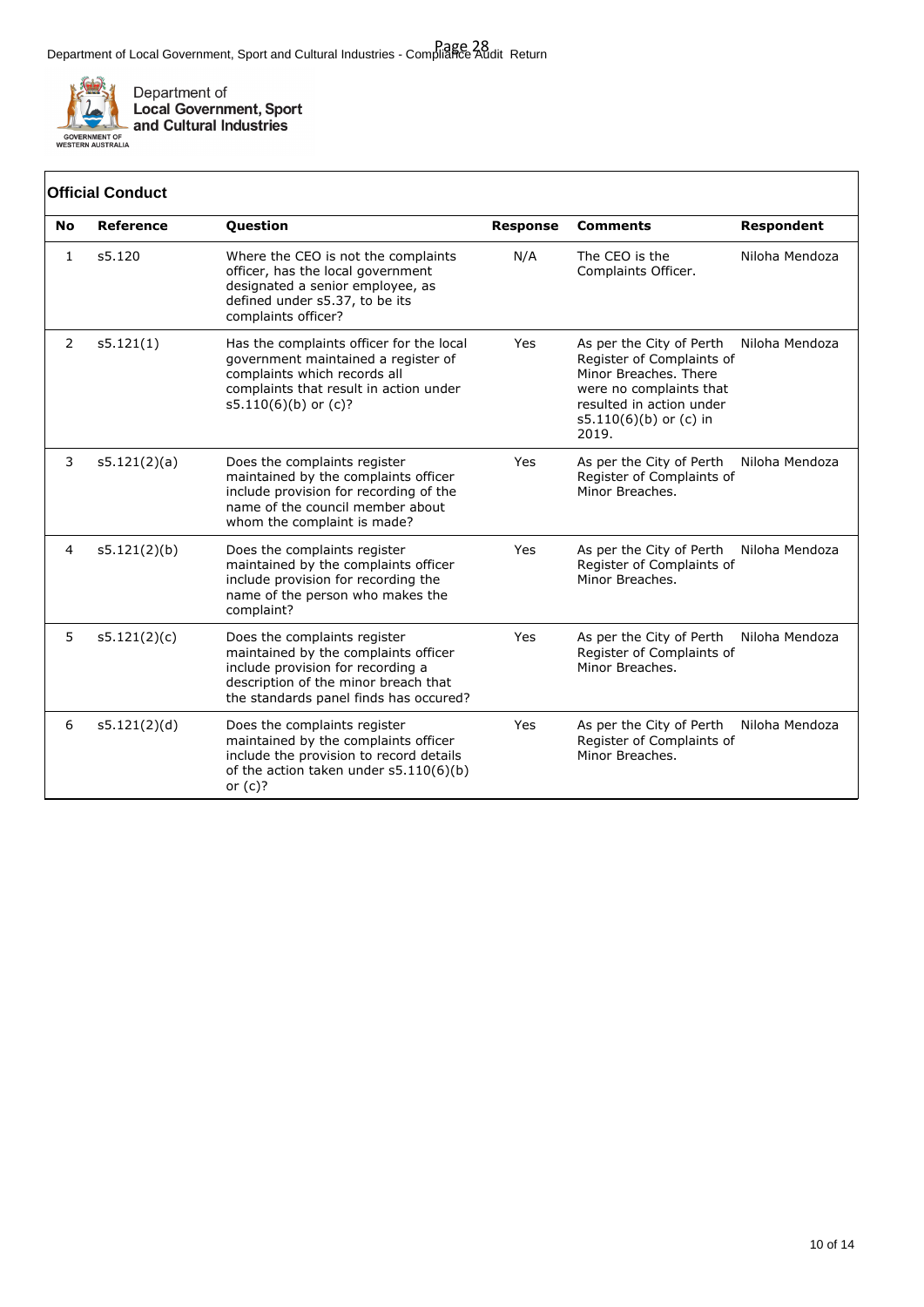## Official Conduct

| No | Reference | Question | Response | Comments | Respondent |
|---|---|---|---|---|---|
| 1 | s5.120 | Where the CEO is not the complaints officer, has the local government designated a senior employee, as defined under s5.37, to be its complaints officer? | N/A | The CEO is the Complaints Officer. | Niloha Mendoza |
| 2 | s5.121(1) | Has the complaints officer for the local government maintained a register of complaints which records all complaints that result in action under s5.110(6)(b) or (c)? | Yes | As per the City of Perth Register of Complaints of Minor Breaches. There were no complaints that resulted in action under s5.110(6)(b) or (c) in 2019. | Niloha Mendoza |
| 3 | s5.121(2)(a) | Does the complaints register maintained by the complaints officer include provision for recording of the name of the council member about whom the complaint is made? | Yes | As per the City of Perth Register of Complaints of Minor Breaches. | Niloha Mendoza |
| 4 | s5.121(2)(b) | Does the complaints register maintained by the complaints officer include provision for recording the name of the person who makes the complaint? | Yes | As per the City of Perth Register of Complaints of Minor Breaches. | Niloha Mendoza |
| 5 | s5.121(2)(c) | Does the complaints register maintained by the complaints officer include provision for recording a description of the minor breach that the standards panel finds has occured? | Yes | As per the City of Perth Register of Complaints of Minor Breaches. | Niloha Mendoza |
| 6 | s5.121(2)(d) | Does the complaints register maintained by the complaints officer include the provision to record details of the action taken under s5.110(6)(b) or (c)? | Yes | As per the City of Perth Register of Complaints of Minor Breaches. | Niloha Mendoza |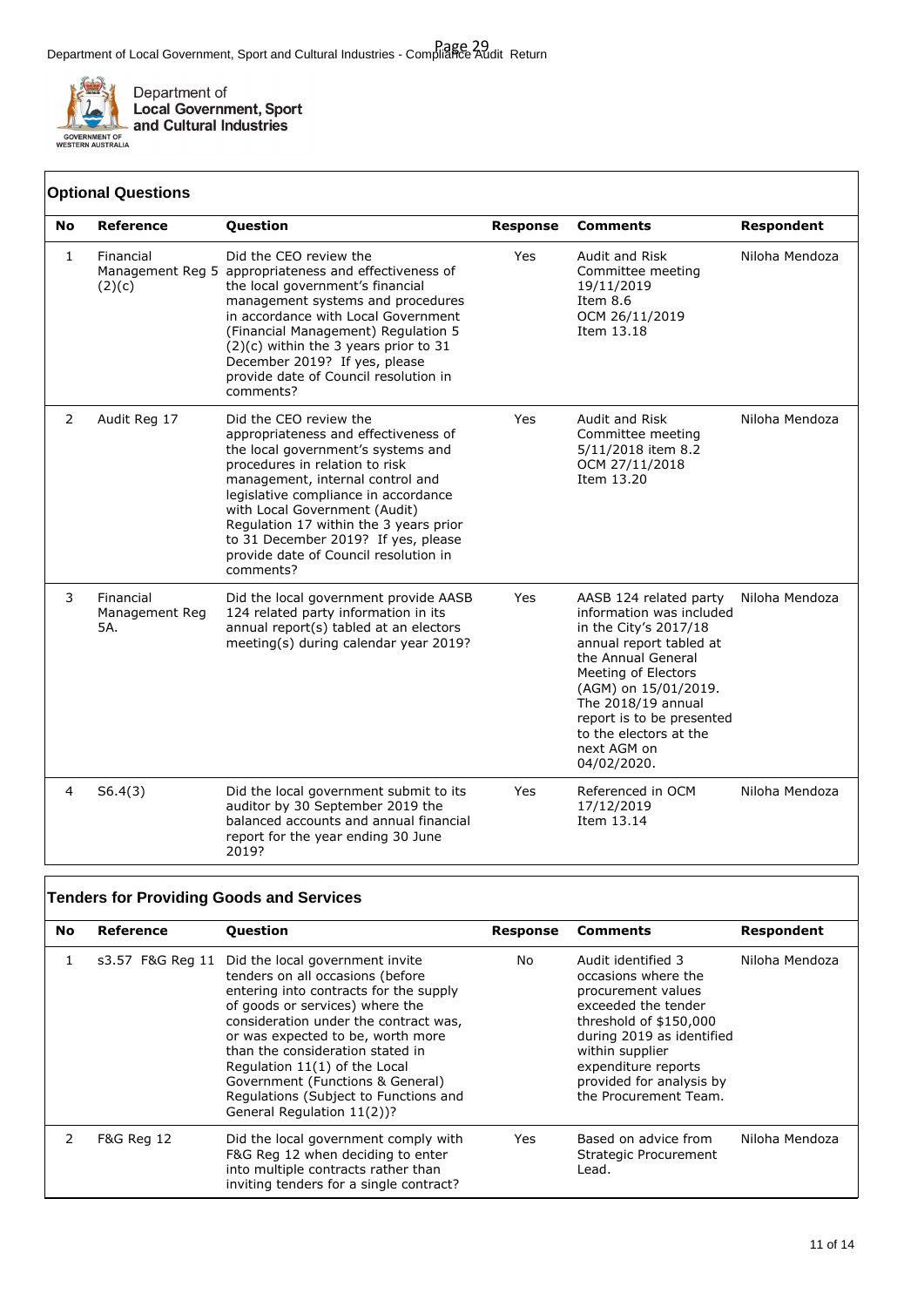Department of Local Government, Sport and Cultural Industries - Compliance Audit Return

## Optional Questions

| No | Reference | Question | Response | Comments | Respondent |
|---|---|---|---|---|---|
| 1 | Financial Management Reg 5 (2)(c) | Did the CEO review the appropriateness and effectiveness of the local government's financial management systems and procedures in accordance with Local Government (Financial Management) Regulation 5 (2)(c) within the 3 years prior to 31 December 2019? If yes, please provide date of Council resolution in comments? | Yes | Audit and Risk Committee meeting 19/11/2019 Item 8.6 OCM 26/11/2019 Item 13.18 | Niloha Mendoza |
| 2 | Audit Reg 17 | Did the CEO review the appropriateness and effectiveness of the local government's systems and procedures in relation to risk management, internal control and legislative compliance in accordance with Local Government (Audit) Regulation 17 within the 3 years prior to 31 December 2019? If yes, please provide date of Council resolution in comments? | Yes | Audit and Risk Committee meeting 5/11/2018 item 8.2 OCM 27/11/2018 Item 13.20 | Niloha Mendoza |
| 3 | Financial Management Reg 5A. | Did the local government provide AASB 124 related party information in its annual report(s) tabled at an electors meeting(s) during calendar year 2019? | Yes | AASB 124 related party information was included in the City's 2017/18 annual report tabled at the Annual General Meeting of Electors (AGM) on 15/01/2019. The 2018/19 annual report is to be presented to the electors at the next AGM on 04/02/2020. | Niloha Mendoza |
| 4 | S6.4(3) | Did the local government submit to its auditor by 30 September 2019 the balanced accounts and annual financial report for the year ending 30 June 2019? | Yes | Referenced in OCM 17/12/2019 Item 13.14 | Niloha Mendoza |

## Tenders for Providing Goods and Services

| No | Reference | Question | Response | Comments | Respondent |
|---|---|---|---|---|---|
| 1 | s3.57 F&G Reg 11 | Did the local government invite tenders on all occasions (before entering into contracts for the supply of goods or services) where the consideration under the contract was, or was expected to be, worth more than the consideration stated in Regulation 11(1) of the Local Government (Functions & General) Regulations (Subject to Functions and General Regulation 11(2))? | No | Audit identified 3 occasions where the procurement values exceeded the tender threshold of $150,000 during 2019 as identified within supplier expenditure reports provided for analysis by the Procurement Team. | Niloha Mendoza |
| 2 | F&G Reg 12 | Did the local government comply with F&G Reg 12 when deciding to enter into multiple contracts rather than inviting tenders for a single contract? | Yes | Based on advice from Strategic Procurement Lead. | Niloha Mendoza |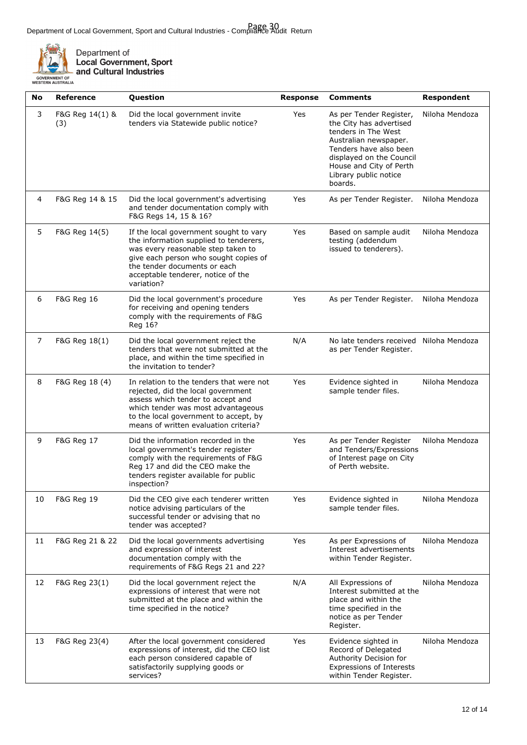| No | Reference | Question | Response | Comments | Respondent |
|---|---|---|---|---|---|
| 3 | F&G Reg 14(1) & (3) | Did the local government invite tenders via Statewide public notice? | Yes | As per Tender Register, the City has advertised tenders in The West Australian newspaper. Tenders have also been displayed on the Council House and City of Perth Library public notice boards. | Niloha Mendoza |
| 4 | F&G Reg 14 & 15 | Did the local government's advertising and tender documentation comply with F&G Regs 14, 15 & 16? | Yes | As per Tender Register. | Niloha Mendoza |
| 5 | F&G Reg 14(5) | If the local government sought to vary the information supplied to tenderers, was every reasonable step taken to give each person who sought copies of the tender documents or each acceptable tenderer, notice of the variation? | Yes | Based on sample audit testing (addendum issued to tenderers). | Niloha Mendoza |
| 6 | F&G Reg 16 | Did the local government's procedure for receiving and opening tenders comply with the requirements of F&G Reg 16? | Yes | As per Tender Register. | Niloha Mendoza |
| 7 | F&G Reg 18(1) | Did the local government reject the tenders that were not submitted at the place, and within the time specified in the invitation to tender? | N/A | No late tenders received as per Tender Register. | Niloha Mendoza |
| 8 | F&G Reg 18 (4) | In relation to the tenders that were not rejected, did the local government assess which tender to accept and which tender was most advantageous to the local government to accept, by means of written evaluation criteria? | Yes | Evidence sighted in sample tender files. | Niloha Mendoza |
| 9 | F&G Reg 17 | Did the information recorded in the local government's tender register comply with the requirements of F&G Reg 17 and did the CEO make the tenders register available for public inspection? | Yes | As per Tender Register and Tenders/Expressions of Interest page on City of Perth website. | Niloha Mendoza |
| 10 | F&G Reg 19 | Did the CEO give each tenderer written notice advising particulars of the successful tender or advising that no tender was accepted? | Yes | Evidence sighted in sample tender files. | Niloha Mendoza |
| 11 | F&G Reg 21 & 22 | Did the local governments advertising and expression of interest documentation comply with the requirements of F&G Regs 21 and 22? | Yes | As per Expressions of Interest advertisements within Tender Register. | Niloha Mendoza |
| 12 | F&G Reg 23(1) | Did the local government reject the expressions of interest that were not submitted at the place and within the time specified in the notice? | N/A | All Expressions of Interest submitted at the place and within the time specified in the notice as per Tender Register. | Niloha Mendoza |
| 13 | F&G Reg 23(4) | After the local government considered expressions of interest, did the CEO list each person considered capable of satisfactorily supplying goods or services? | Yes | Evidence sighted in Record of Delegated Authority Decision for Expressions of Interests within Tender Register. | Niloha Mendoza |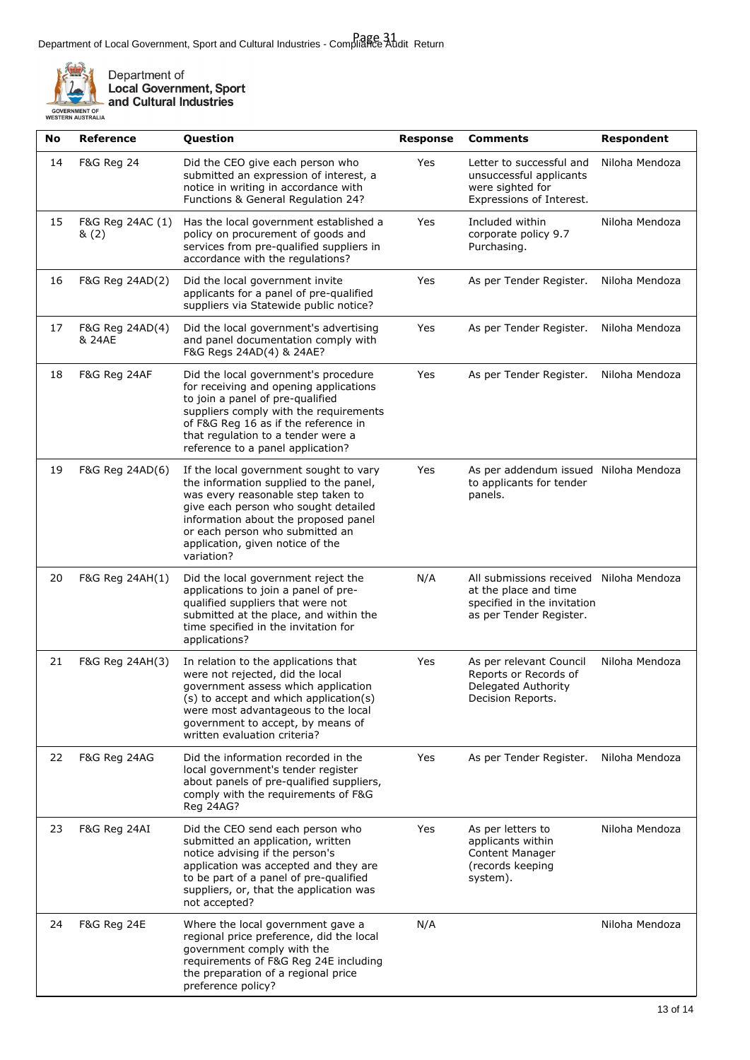| No | Reference | Question | Response | Comments | Respondent |
|---|---|---|---|---|---|
| 14 | F&G Reg 24 | Did the CEO give each person who submitted an expression of interest, a notice in writing in accordance with Functions & General Regulation 24? | Yes | Letter to successful and unsuccessful applicants were sighted for Expressions of Interest. | Niloha Mendoza |
| 15 | F&G Reg 24AC (1) & (2) | Has the local government established a policy on procurement of goods and services from pre-qualified suppliers in accordance with the regulations? | Yes | Included within corporate policy 9.7 Purchasing. | Niloha Mendoza |
| 16 | F&G Reg 24AD(2) | Did the local government invite applicants for a panel of pre-qualified suppliers via Statewide public notice? | Yes | As per Tender Register. | Niloha Mendoza |
| 17 | F&G Reg 24AD(4) & 24AE | Did the local government's advertising and panel documentation comply with F&G Regs 24AD(4) & 24AE? | Yes | As per Tender Register. | Niloha Mendoza |
| 18 | F&G Reg 24AF | Did the local government's procedure for receiving and opening applications to join a panel of pre-qualified suppliers comply with the requirements of F&G Reg 16 as if the reference in that regulation to a tender were a reference to a panel application? | Yes | As per Tender Register. | Niloha Mendoza |
| 19 | F&G Reg 24AD(6) | If the local government sought to vary the information supplied to the panel, was every reasonable step taken to give each person who sought detailed information about the proposed panel or each person who submitted an application, given notice of the variation? | Yes | As per addendum issued to applicants for tender panels. | Niloha Mendoza |
| 20 | F&G Reg 24AH(1) | Did the local government reject the applications to join a panel of pre-qualified suppliers that were not submitted at the place, and within the time specified in the invitation for applications? | N/A | All submissions received at the place and time specified in the invitation as per Tender Register. | Niloha Mendoza |
| 21 | F&G Reg 24AH(3) | In relation to the applications that were not rejected, did the local government assess which application (s) to accept and which application(s) were most advantageous to the local government to accept, by means of written evaluation criteria? | Yes | As per relevant Council Reports or Records of Delegated Authority Decision Reports. | Niloha Mendoza |
| 22 | F&G Reg 24AG | Did the information recorded in the local government's tender register about panels of pre-qualified suppliers, comply with the requirements of F&G Reg 24AG? | Yes | As per Tender Register. | Niloha Mendoza |
| 23 | F&G Reg 24AI | Did the CEO send each person who submitted an application, written notice advising if the person's application was accepted and they are to be part of a panel of pre-qualified suppliers, or, that the application was not accepted? | Yes | As per letters to applicants within Content Manager (records keeping system). | Niloha Mendoza |
| 24 | F&G Reg 24E | Where the local government gave a regional price preference, did the local government comply with the requirements of F&G Reg 24E including the preparation of a regional price preference policy? | N/A | | Niloha Mendoza |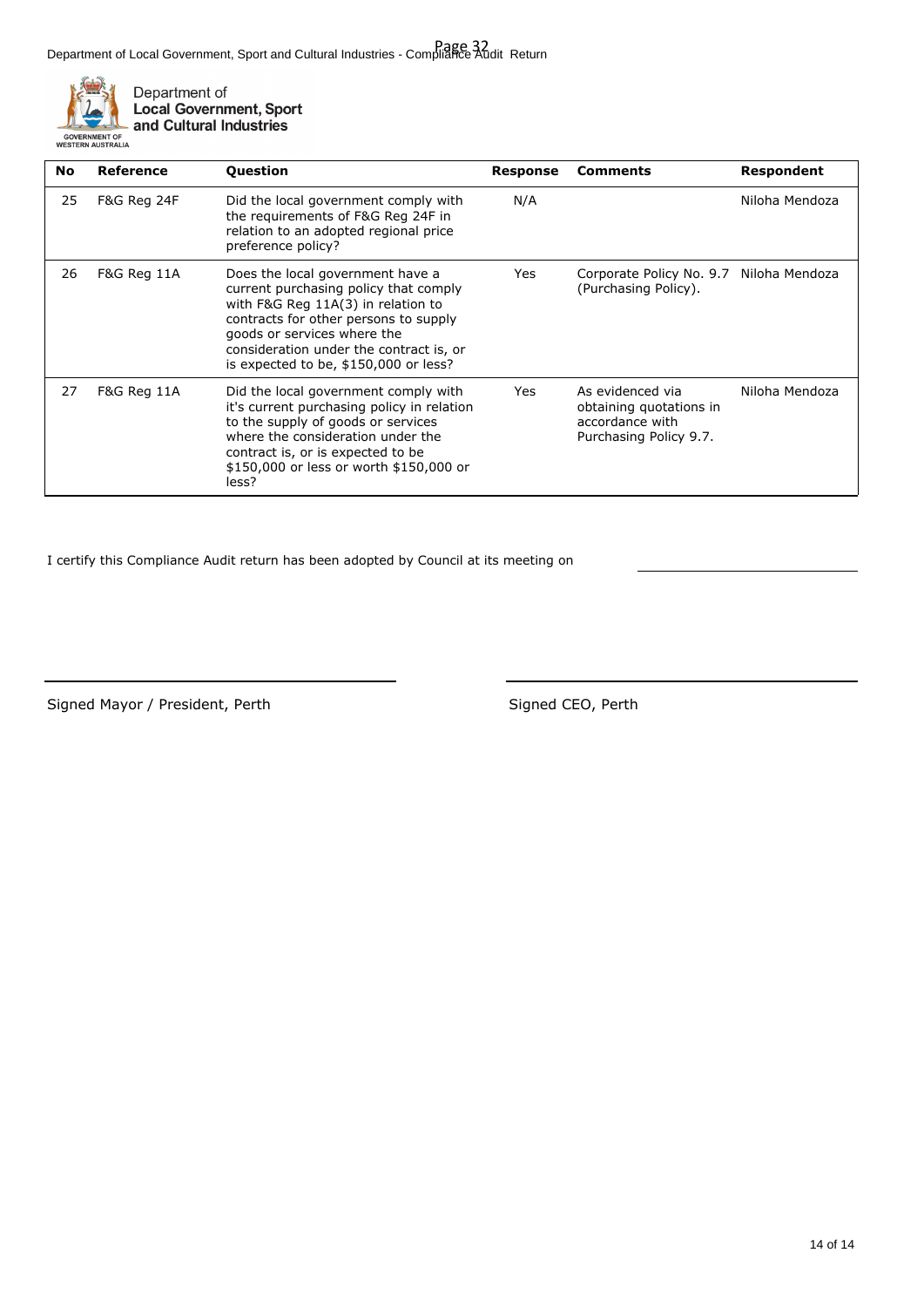Department of
**Local Government, Sport and Cultural Industries**

| No | Reference | Question | Response | Comments | Respondent |
|---|---|---|---|---|---|
| 25 | F&G Reg 24F | Did the local government comply with the requirements of F&G Reg 24F in relation to an adopted regional price preference policy? | N/A | | Niloha Mendoza |
| 26 | F&G Reg 11A | Does the local government have a current purchasing policy that comply with F&G Reg 11A(3) in relation to contracts for other persons to supply goods or services where the consideration under the contract is, or is expected to be, $150,000 or less? | Yes | Corporate Policy No. 9.7 (Purchasing Policy). | Niloha Mendoza |
| 27 | F&G Reg 11A | Did the local government comply with it's current purchasing policy in relation to the supply of goods or services where the consideration under the contract is, or is expected to be $150,000 or less or worth $150,000 or less? | Yes | As evidenced via obtaining quotations in accordance with Purchasing Policy 9.7. | Niloha Mendoza |

I certify this Compliance Audit return has been adopted by Council at its meeting on ____________________

____________________

Signed Mayor / President, Perth

____________________

Signed CEO, Perth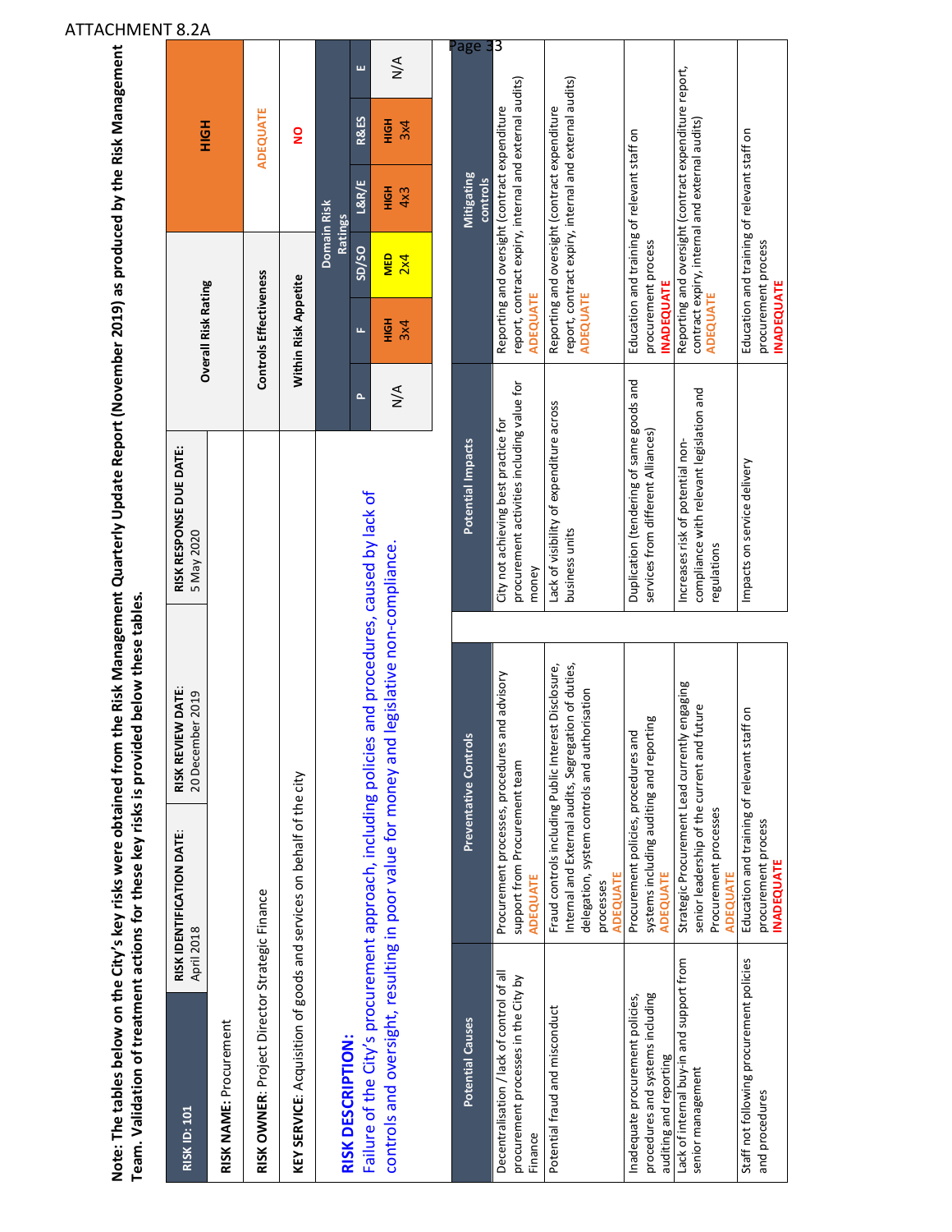ATTACHMENT 8.2A

**Note: The tables below on the City's key risks were obtained from the Risk Management Quarterly Update Report (November 2019) as produced by the Risk Management Team. Validation of treatment actions for these key risks is provided below these tables.**

| RISK ID: 101 | RISK IDENTIFICATION DATE: April 2018 | RISK REVIEW DATE: 20 December 2019 | RISK RESPONSE DUE DATE: 5 May 2020 |
|---|---|---|---|
| **RISK NAME:** Procurement | | | |
| **RISK OWNER:** Project Director Strategic Finance | | | |
| **KEY SERVICE:** Acquisition of goods and services on behalf of the city | | | |

**RISK DESCRIPTION:**

Failure of the City's procurement approach, including policies and procedures, caused by lack of controls and oversight, resulting in poor value for money and legislative non-compliance.

| Overall Risk Rating | HIGH |
|---|---|
| Controls Effectiveness | ADEQUATE |
| Within Risk Appetite | NO |

| Domain Risk Ratings | | | | | |
|---|---|---|---|---|---|
| P | F | SD/SO | L&R/E | R&ES | E |
| N/A | HIGH 3x4 | MED 2x4 | HIGH 4x3 | HIGH 3x4 | N/A |

| Potential Causes | Preventative Controls |
|---|---|
| Decentralisation / lack of control of all procurement processes in the City by Finance | Procurement processes, procedures and advisory support from Procurement team **ADEQUATE** |
| Potential fraud and misconduct | Fraud controls including Public Interest Disclosure, Internal and External audits, Segregation of duties, delegation, system controls and authorisation processes **ADEQUATE** |
| Inadequate procurement policies, procedures and systems including auditing and reporting | Procurement policies, procedures and systems including auditing and reporting **ADEQUATE** |
| Lack of internal buy-in and support from senior management | Strategic Procurement Lead currently engaging senior leadership of the current and future Procurement processes **ADEQUATE** |
| Staff not following procurement policies and procedures | Education and training of relevant staff on procurement process **INADEQUATE** |

| Potential Impacts | Mitigating controls |
|---|---|
| City not achieving best practice for procurement activities including value for money | Reporting and oversight (contract expenditure report, contract expiry, internal and external audits) **ADEQUATE** |
| Lack of visibility of expenditure across business units | Reporting and oversight (contract expenditure report, contract expiry, internal and external audits) **ADEQUATE** |
| Duplication (tendering of same goods and services from different Alliances) | Education and training of relevant staff on procurement process **INADEQUATE** |
| Increases risk of potential non-compliance with relevant legislation and regulations | Reporting and oversight (contract expenditure report, contract expiry, internal and external audits) **ADEQUATE** |
| Impacts on service delivery | Education and training of relevant staff on procurement process **INADEQUATE** |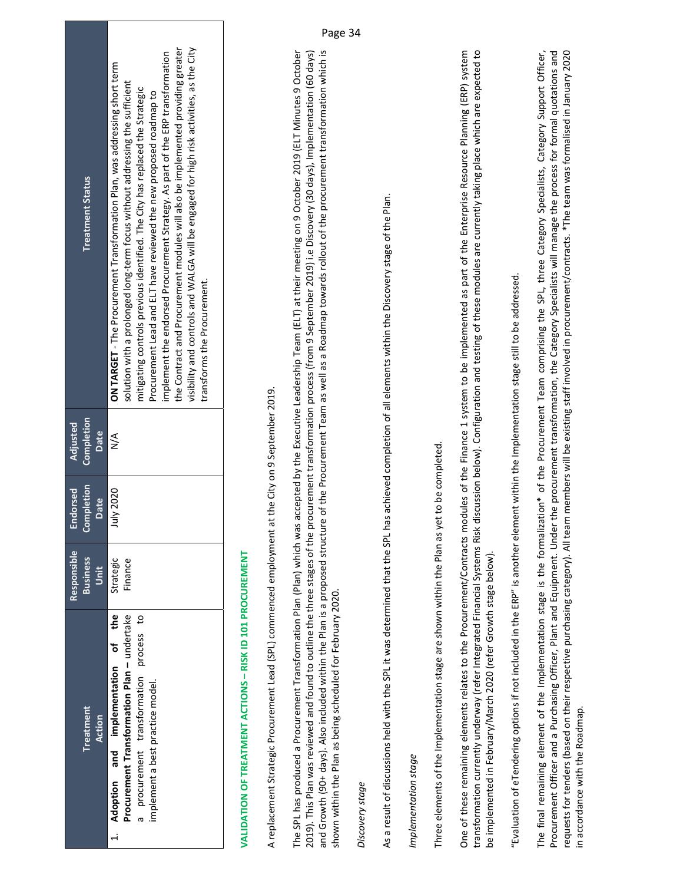| Treatment Action | Responsible Business Unit | Endorsed Completion Date | Adjusted Completion Date | Treatment Status |
|---|---|---|---|---|
| 1. **Adoption and implementation of the Procurement Transformation Plan** – undertake a procurement transformation process to implement a best practice model. | Strategic Finance | July 2020 | N/A | **ON TARGET** - The Procurement Transformation Plan, was addressing short term solution with a prolonged long-term focus without addressing the sufficient mitigating controls previous identified. The City has replaced the Strategic Procurement Lead and ELT have reviewed the new proposed roadmap to implement the endorsed Procurement Strategy. As part of the ERP transformation the Contract and Procurement modules will also be implemented providing greater visibility and controls and WALGA will be engaged for high risk activities, as the City transforms the Procurement. |

## VALIDATION OF TREATMENT ACTIONS – RISK ID 101 PROCUREMENT

A replacement Strategic Procurement Lead (SPL) commenced employment at the City on 9 September 2019.

The SPL has produced a Procurement Transformation Plan (Plan) which was accepted by the Executive Leadership Team (ELT) at their meeting on 9 October 2019 (ELT Minutes 9 October 2019). This Plan was reviewed and found to outline the three stages of the procurement transformation process (from 9 September 2019) i.e Discovery (30 days), Implementation (60 days) and Growth (90+ days). Also included within the Plan is a proposed structure of the Procurement Team as well as a Roadmap towards rollout of the procurement transformation which is shown within the Plan as being scheduled for February 2020.

*Discovery stage*

As a result of discussions held with the SPL it was determined that the SPL has achieved completion of all elements within the Discovery stage of the Plan.

*Implementation stage*

Three elements of the Implementation stage are shown within the Plan as yet to be completed.

One of these remaining elements relates to the Procurement/Contracts modules of the Finance 1 system to be implemented as part of the Enterprise Resource Planning (ERP) system transformation currently underway (refer Integrated Financial Systems Risk discussion below). Configuration and testing of these modules are currently taking place which are expected to be implemented in February/March 2020 (refer Growth stage below).

"Evaluation of eTendering options if not included in the ERP" is another element within the Implementation stage still to be addressed.

The final remaining element of the Implementation stage is the formalization* of the Procurement Team comprising the SPL, three Category Specialists, Category Support Officer, Procurement Officer and a Purchasing Officer, Plant and Equipment. Under the procurement transformation, the Category Specialists will manage the process for formal quotations and requests for tenders (based on their respective purchasing category). All team members will be existing staff involved in procurement/contracts. *The team was formalised in January 2020 in accordance with the Roadmap.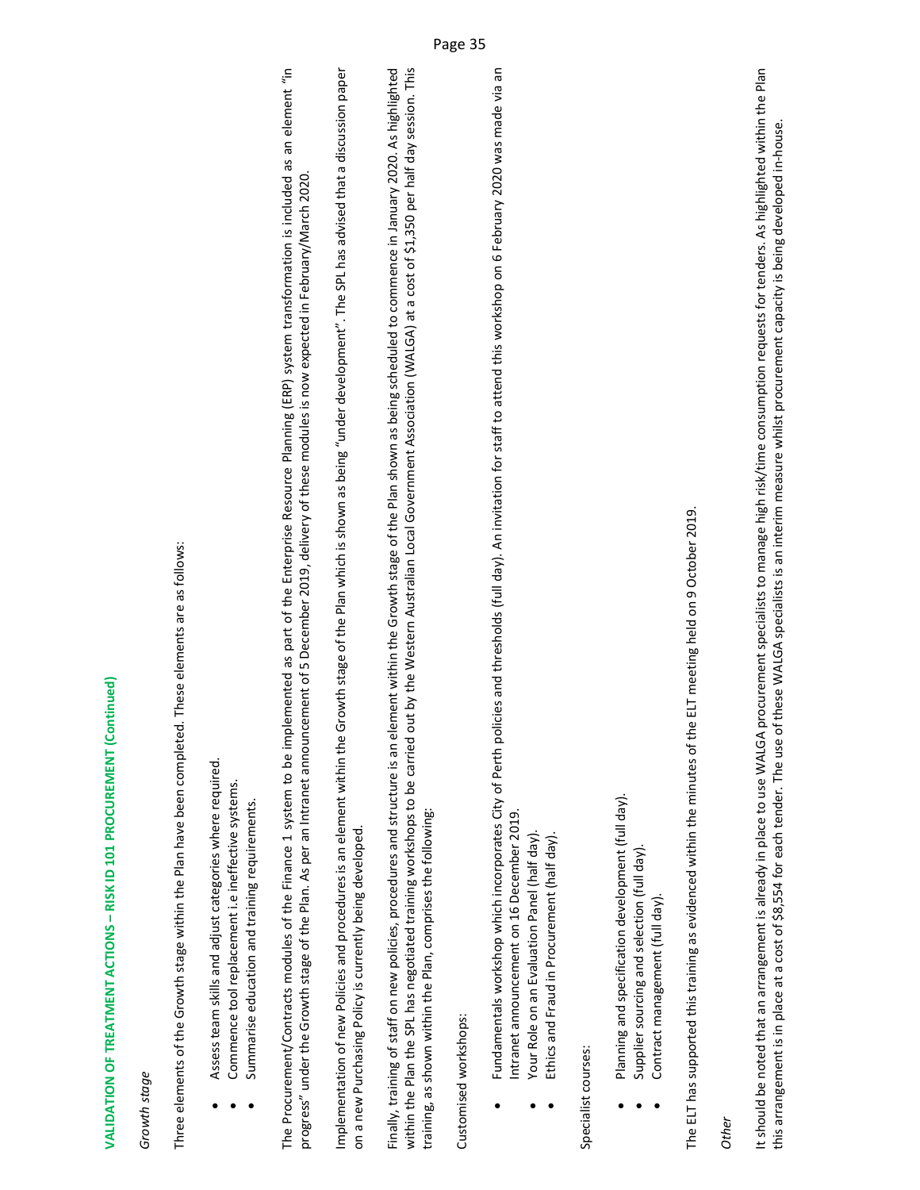**VALIDATION OF TREATMENT ACTIONS – RISK ID 101 PROCUREMENT (Continued)**

*Growth stage*

Three elements of the Growth stage within the Plan have been completed. These elements are as follows:

- Assess team skills and adjust categories where required.
- Commence tool replacement i.e ineffective systems.
- Summarise education and training requirements.

The Procurement/Contracts modules of the Finance 1 system to be implemented as part of the Enterprise Resource Planning (ERP) system transformation is included as an element "in progress" under the Growth stage of the Plan. As per an Intranet announcement of 5 December 2019, delivery of these modules is now expected in February/March 2020.

Implementation of new Policies and procedures is an element within the Growth stage of the Plan which is shown as being "under development". The SPL has advised that a discussion paper on a new Purchasing Policy is currently being developed.

Finally, training of staff on new policies, procedures and structure is an element within the Growth stage of the Plan shown as being scheduled to commence in January 2020. As highlighted within the Plan the SPL has negotiated training workshops to be carried out by the Western Australian Local Government Association (WALGA) at a cost of $1,350 per half day session. This training, as shown within the Plan, comprises the following:

Customised workshops:

- Fundamentals workshop which incorporates City of Perth policies and thresholds (full day). An invitation for staff to attend this workshop on 6 February 2020 was made via an Intranet announcement on 16 December 2019.
- Your Role on an Evaluation Panel (half day).
- Ethics and Fraud in Procurement (half day).

Specialist courses:

- Planning and specification development (full day).
- Supplier sourcing and selection (full day).
- Contract management (full day).

The ELT has supported this training as evidenced within the minutes of the ELT meeting held on 9 October 2019.

*Other*

It should be noted that an arrangement is already in place to use WALGA procurement specialists to manage high risk/time consumption requests for tenders. As highlighted within the Plan this arrangement is in place at a cost of $8,554 for each tender. The use of these WALGA specialists is an interim measure whilst procurement capacity is being developed in-house.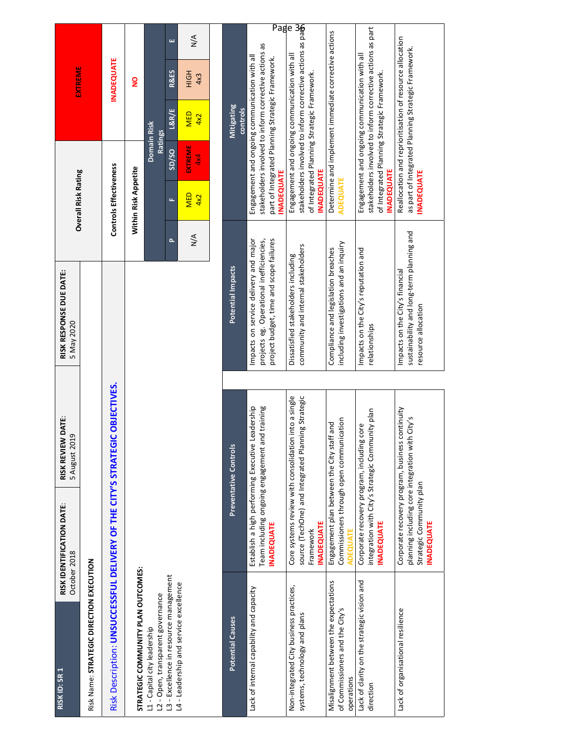| RISK ID: SR 1 | RISK IDENTIFICATION DATE: October 2018 | RISK REVIEW DATE: 5 August 2019 | RISK RESPONSE DUE DATE: 5 May 2020 |
|---|---|---|---|

Risk Name: **STRATEGIC DIRECTION EXECUTION**

Risk Description: **UNSUCCESSFUL DELIVERY OF THE CITY'S STRATEGIC OBJECTIVES.**

**STRATEGIC COMMUNITY PLAN OUTCOMES:**

- L1 - Capital city leadership
- L2 - Open, transparent governance
- L3 - Excellence in resource management
- L4 - Leadership and service excellence

| Overall Risk Rating | EXTREME |
|---|---|
| Controls Effectiveness | INADEQUATE |
| Within Risk Appetite | NO |

| Domain Risk Ratings | | | | | |
|---|---|---|---|---|---|
| P | F | SD/SO | L&R/E | R&ES | E |
| N/A | MED 4x2 | EXTREME 4x4 | MED 4x2 | HIGH 4x3 | N/A |

| Potential Causes | Preventative Controls | Potential Impacts | Mitigating controls |
|---|---|---|---|
| Lack of internal capability and capacity | Establish a high performing Executive Leadership Team including ongoing engagement and training<br>**INADEQUATE** | Impacts on service delivery and major projects eg. Operational inefficiencies, project budget, time and scope failures | Engagement and ongoing communication with all stakeholders involved to inform corrective actions as part of Integrated Planning Strategic Framework.<br>**INADEQUATE** |
| Non-integrated City business practices, systems, technology and plans | Core systems review with consolidation into a single source (TechOne) and Integrated Planning Strategic Framework<br>**INADEQUATE** | Dissatisfied stakeholders including community and internal stakeholders | Engagement and ongoing communication with all stakeholders involved to inform corrective actions as part of Integrated Planning Strategic Framework.<br>**INADEQUATE** |
| Misalignment between the expectations of Commissioners and the City's operations | Engagement plan between the City staff and Commissioners through open communication<br>**ADEQUATE** | Compliance and legislation breaches including investigations and an inquiry | Determine and implement immediate corrective actions<br>**ADEQUATE** |
| Lack of clarity on the strategic vision and direction | Corporate recovery program, including core integration with City's Strategic Community plan<br>**INADEQUATE** | Impacts on the City's reputation and relationships | Engagement and ongoing communication with all stakeholders involved to inform corrective actions as part of Integrated Planning Strategic Framework.<br>**INADEQUATE** |
| Lack of organisational resilience | Corporate recovery program, business continuity planning including core integration with City's Strategic Community plan<br>**INADEQUATE** | Impacts on the City's financial sustainability and long-term planning and resource allocation | Reallocation and reprioritisation of resource allocation as part of Integrated Planning Strategic Framework.<br>**INADEQUATE** |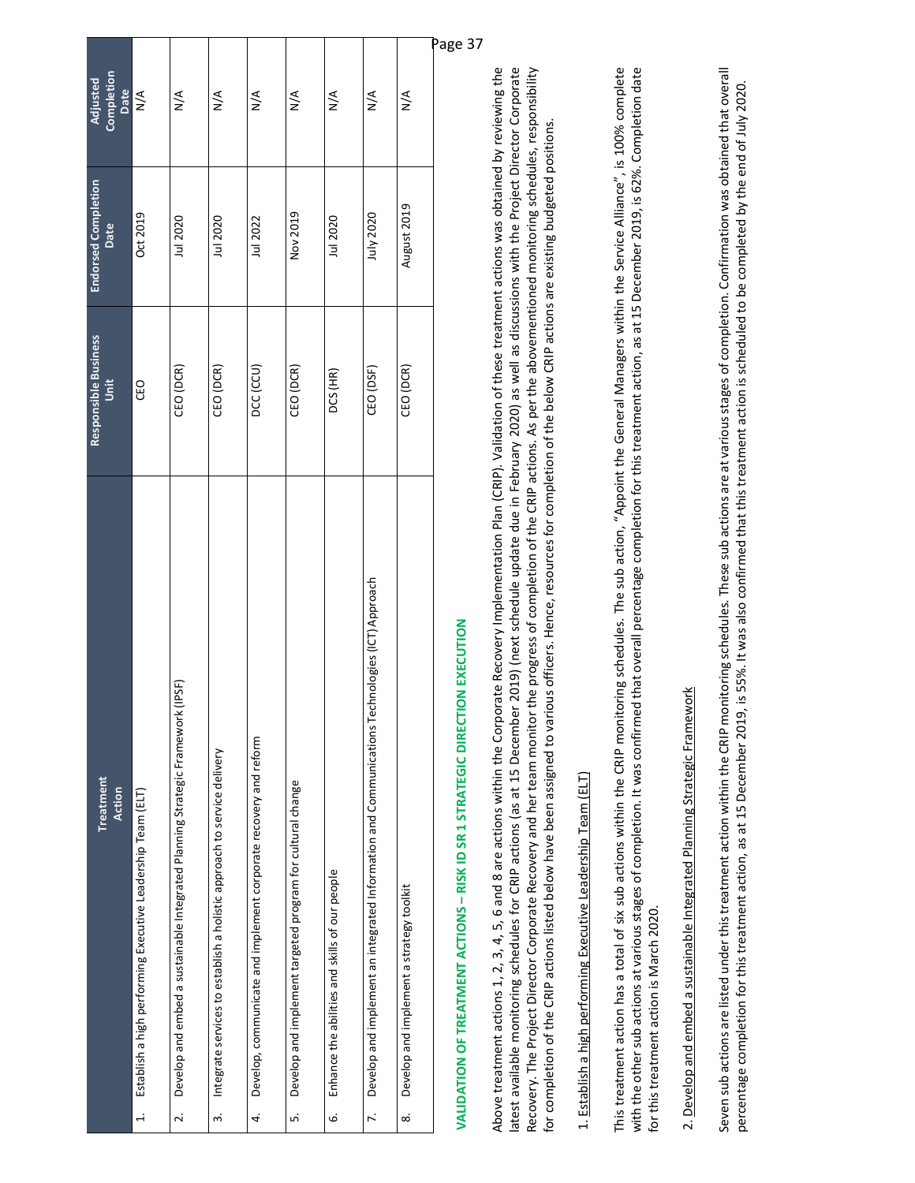| Treatment Action | Responsible Business Unit | Endorsed Completion Date | Adjusted Completion Date |
|---|---|---|---|
| 1. Establish a high performing Executive Leadership Team (ELT) | CEO | Oct 2019 | N/A |
| 2. Develop and embed a sustainable Integrated Planning Strategic Framework (IPSF) | CEO (DCR) | Jul 2020 | N/A |
| 3. Integrate services to establish a holistic approach to service delivery | CEO (DCR) | Jul 2020 | N/A |
| 4. Develop, communicate and implement corporate recovery and reform | DCC (CCU) | Jul 2022 | N/A |
| 5. Develop and implement targeted program for cultural change | CEO (DCR) | Nov 2019 | N/A |
| 6. Enhance the abilities and skills of our people | DCS (HR) | Jul 2020 | N/A |
| 7. Develop and implement an integrated Information and Communications Technologies (ICT) Approach | CEO (DSF) | July 2020 | N/A |
| 8. Develop and implement a strategy toolkit | CEO (DCR) | August 2019 | N/A |

## VALIDATION OF TREATMENT ACTIONS – RISK ID SR 1 STRATEGIC DIRECTION EXECUTION

Above treatment actions 1, 2, 3, 4, 5, 6 and 8 are actions within the Corporate Recovery Implementation Plan (CRIP). Validation of these treatment actions was obtained by reviewing the latest available monitoring schedules for CRIP actions (as at 15 December 2019) (next schedule update due in February 2020) as well as discussions with the Project Director Corporate Recovery. The Project Director Corporate Recovery and her team monitor the progress of completion of the CRIP actions. As per the abovementioned monitoring schedules, responsibility for completion of the CRIP actions listed below have been assigned to various officers. Hence, resources for completion of the below CRIP actions are existing budgeted positions.

1. Establish a high performing Executive Leadership Team (ELT)

This treatment action has a total of six sub actions within the CRIP monitoring schedules. The sub action, "Appoint the General Managers within the Service Alliance", is 100% complete with the other sub actions at various stages of completion. It was confirmed that overall percentage completion for this treatment action, as at 15 December 2019, is 62%. Completion date for this treatment action is March 2020.

2. Develop and embed a sustainable Integrated Planning Strategic Framework

Seven sub actions are listed under this treatment action within the CRIP monitoring schedules. These sub actions are at various stages of completion. Confirmation was obtained that overall percentage completion for this treatment action, as at 15 December 2019, is 55%. It was also confirmed that this treatment action is scheduled to be completed by the end of July 2020.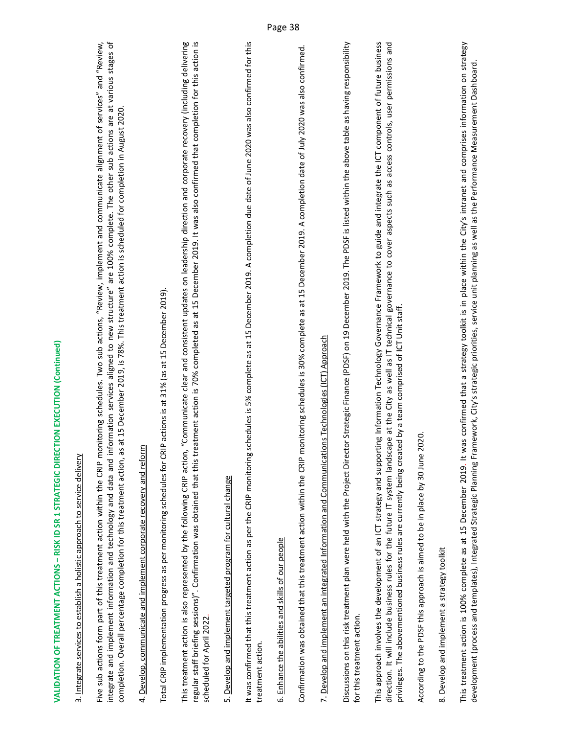## VALIDATION OF TREATMENT ACTIONS – RISK ID SR 1 STRATEGIC DIRECTION EXECUTION (Continued)

3. Integrate services to establish a holistic approach to service delivery

Five sub actions form part of this treatment action within the CRIP monitoring schedules. Two sub actions, "Review, implement and communicate alignment of services" and "Review, integrate and implement information and technology and data and information services aligned to new structure" are 100% complete. The other sub actions are at various stages of completion. Overall percentage completion for this treatment action, as at 15 December 2019, is 78%. This treatment action is scheduled for completion in August 2020.

4. Develop, communicate and implement corporate recovery and reform

Total CRIP implementation progress as per monitoring schedules for CRIP actions is at 31% (as at 15 December 2019).

This treatment action is also represented by the following CRIP action, "Communicate clear and consistent updates on leadership direction and corporate recovery (including delivering regular staff briefing sessions)". Confirmation was obtained that this treatment action is 70% completed as at 15 December 2019. It was also confirmed that completion for this action is scheduled for April 2022.

5. Develop and implement targeted program for cultural change

It was confirmed that this treatment action as per the CRIP monitoring schedules is 5% complete as at 15 December 2019. A completion due date of June 2020 was also confirmed for this treatment action.

6. Enhance the abilities and skills of our people

Confirmation was obtained that this treatment action within the CRIP monitoring schedules is 30% complete as at 15 December 2019. A completion date of July 2020 was also confirmed.

7. Develop and implement an integrated Information and Communications Technologies (ICT) Approach

Discussions on this risk treatment plan were held with the Project Director Strategic Finance (PDSF) on 19 December 2019. The PDSF is listed within the above table as having responsibility for this treatment action.

This approach involves the development of an ICT strategy and supporting Information Technology Governance Framework to guide and integrate the ICT component of future business direction. It will include business rules for the future IT system landscape at the City as well as IT technical governance to cover aspects such as access controls, user permissions and privileges. The abovementioned business rules are currently being created by a team comprised of ICT Unit staff.

According to the PDSF this approach is aimed to be in place by 30 June 2020.

8. Develop and implement a strategy toolkit

This treatment action is 100% complete as at 15 December 2019. It was confirmed that a strategy toolkit is in place within the City's intranet and comprises information on strategy development (process and templates), Integrated Strategic Planning Framework, City's strategic priorities, service unit planning as well as the Performance Measurement Dashboard.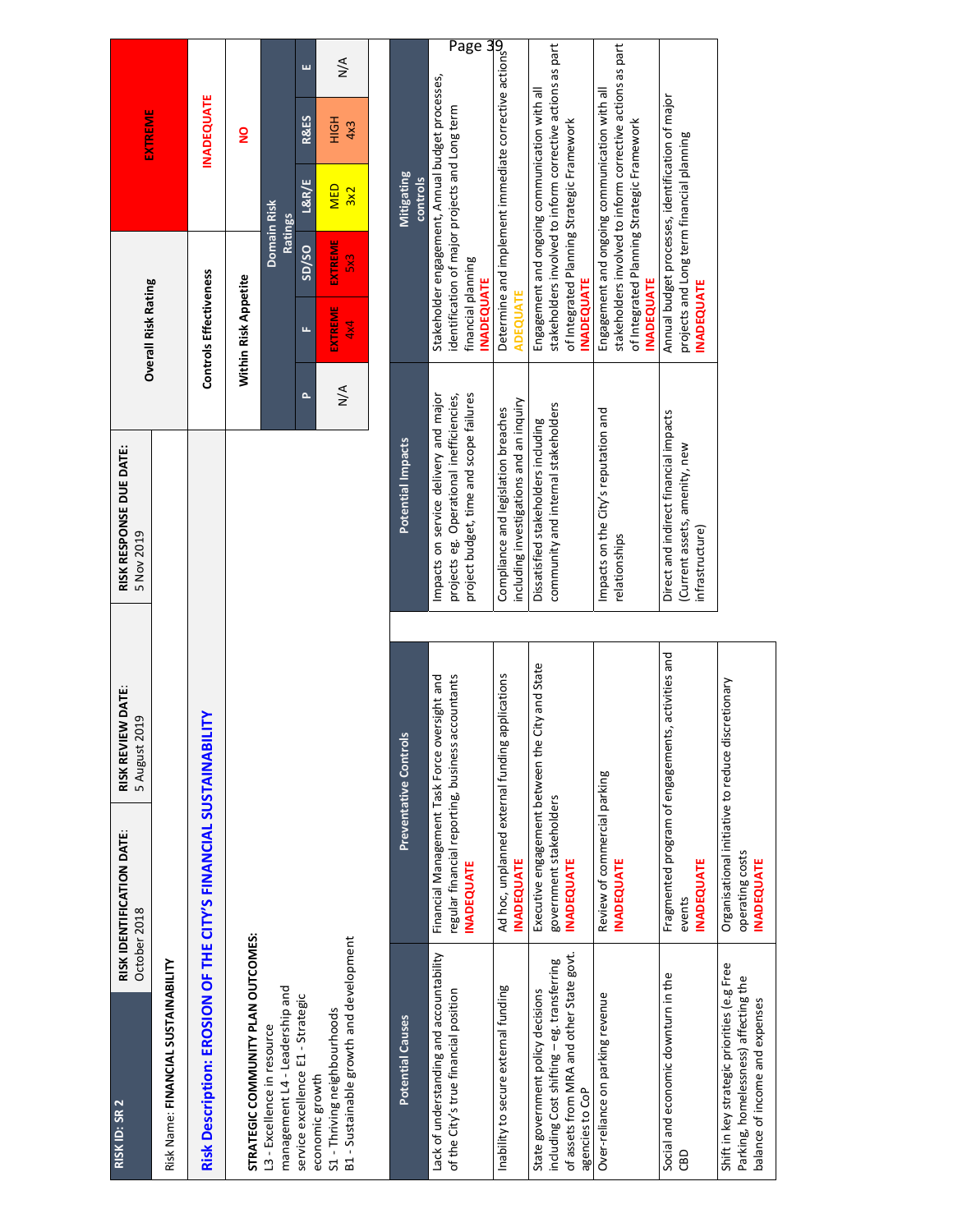| RISK ID: SR 2 | RISK IDENTIFICATION DATE: October 2018 | RISK REVIEW DATE: 5 August 2019 | RISK RESPONSE DUE DATE: 5 Nov 2019 |
|---|---|---|---|

Risk Name: **FINANCIAL SUSTAINABILITY**

## Risk Description: EROSION OF THE CITY'S FINANCIAL SUSTAINABILITY

**STRATEGIC COMMUNITY PLAN OUTCOMES:**

L3 - Excellence in resource management L4 - Leadership and service excellence E1 - Strategic economic growth
S1 - Thriving neighbourhoods
B1 - Sustainable growth and development

| Overall Risk Rating | EXTREME |
|---|---|
| Controls Effectiveness | INADEQUATE |
| Within Risk Appetite | NO |

| Domain Risk Ratings | | | | | |
|---|---|---|---|---|---|
| P | F | SD/SO | L&R/E | R&ES | E |
| N/A | EXTREME 4x4 | EXTREME 5x3 | MED 3x2 | HIGH 4x3 | N/A |

| Potential Causes | Preventative Controls |
|---|---|
| Lack of understanding and accountability of the City's true financial position | Financial Management Task Force oversight and regular financial reporting, business accountants **INADEQUATE** |
| Inability to secure external funding | Ad hoc, unplanned external funding applications **INADEQUATE** |
| State government policy decisions including Cost shifting – eg. transferring of assets from MRA and other State govt. agencies to CoP | Executive engagement between the City and State government stakeholders **INADEQUATE** |
| Over-reliance on parking revenue | Review of commercial parking **INADEQUATE** |
| Social and economic downturn in the CBD | Fragmented program of engagements, activities and events **INADEQUATE** |
| Shift in key strategic priorities (e.g Free Parking, homelessness) affecting the balance of income and expenses | Organisational initiative to reduce discretionary operating costs **INADEQUATE** |

| Potential Impacts | Mitigating controls |
|---|---|
| Impacts on service delivery and major projects eg. Operational inefficiencies, project budget, time and scope failures | Stakeholder engagement, Annual budget processes, identification of major projects and Long term financial planning **INADEQUATE** |
| Compliance and legislation breaches including investigations and an inquiry | Determine and implement immediate corrective actions **ADEQUATE** |
| Dissatisfied stakeholders including community and internal stakeholders | Engagement and ongoing communication with all stakeholders involved to inform corrective actions as part of Integrated Planning Strategic Framework **INADEQUATE** |
| Impacts on the City's reputation and relationships | Engagement and ongoing communication with all stakeholders involved to inform corrective actions as part of Integrated Planning Strategic Framework **INADEQUATE** |
| Direct and indirect financial impacts (Current assets, amenity, new infrastructure) | Annual budget processes, identification of major projects and Long term financial planning **INADEQUATE** |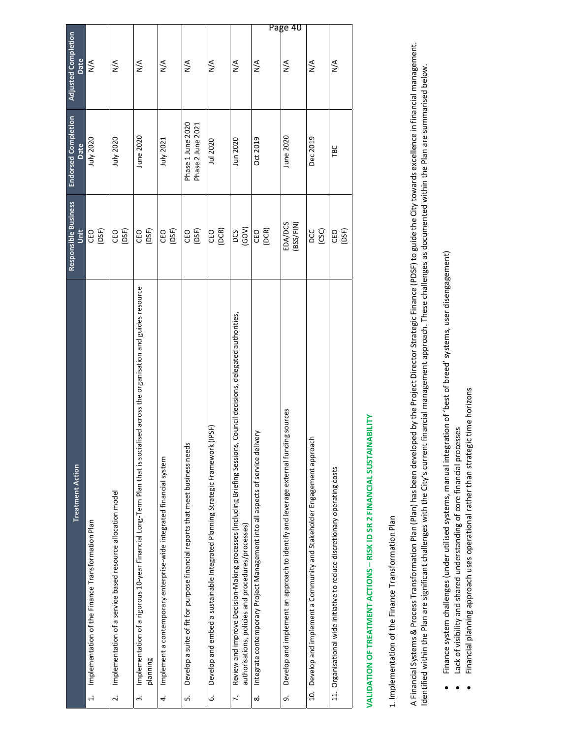| Treatment Action | Responsible Business Unit | Endorsed Completion Date | Adjusted Completion Date |
|---|---|---|---|
| 1. Implementation of the Finance Transformation Plan | CEO (DSF) | July 2020 | N/A |
| 2. Implementation of a service based resource allocation model | CEO (DSF) | July 2020 | N/A |
| 3. Implementation of a rigorous 10-year Financial Long-Term Plan that is socialised across the organisation and guides resource planning | CEO (DSF) | June 2020 | N/A |
| 4. Implement a contemporary enterprise-wide integrated financial system | CEO (DSF) | July 2021 | N/A |
| 5. Develop a suite of fit for purpose financial reports that meet business needs | CEO (DSF) | Phase 1 June 2020 Phase 2 June 2021 | N/A |
| 6. Develop and embed a sustainable Integrated Planning Strategic Framework (IPSF) | CEO (DCR) | Jul 2020 | N/A |
| 7. Review and improve Decision-Making processes (including Briefing Sessions, Council decisions, delegated authorities, authorisations, policies and procedures/processes) | DCS (GOV) | Jun 2020 | N/A |
| 8. Integrate contemporary Project Management into all aspects of service delivery | CEO (DCR) | Oct 2019 | N/A |
| 9. Develop and implement an approach to identify and leverage external funding sources | EDA/DCS (BSS/FIN) | June 2020 | N/A |
| 10. Develop and implement a Community and Stakeholder Engagement approach | DCC (CSC) | Dec 2019 | N/A |
| 11. Organisational wide initiative to reduce discretionary operating costs | CEO (DSF) | TBC | N/A |

## VALIDATION OF TREATMENT ACTIONS – RISK ID SR 2 FINANCIAL SUSTAINABILITY

1. Implementation of the Finance Transformation Plan

A Financial Systems & Process Transformation Plan (Plan) has been developed by the Project Director Strategic Finance (PDSF) to guide the City towards excellence in financial management. Identified within the Plan are significant challenges with the City's current financial management approach. These challenges as documented within the Plan are summarised below.

- Finance system challenges (under utilised systems, manual integration of 'best of breed' systems, user disengagement)
- Lack of visibility and shared understanding of core financial processes
- Financial planning approach uses operational rather than strategic time horizons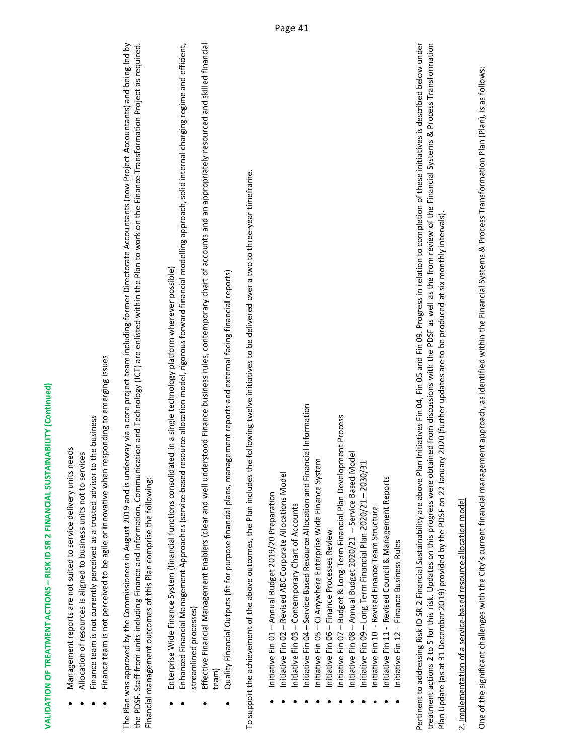**VALIDATION OF TREATMENT ACTIONS – RISK ID SR 2 FINANCIAL SUSTAINABILITY (Continued)**

- Management reports are not suited to service delivery units needs
- Allocation of resources is aligned to business units not to services
- Finance team is not currently perceived as a trusted advisor to the business
- Finance team is not perceived to be agile or innovative when responding to emerging issues

The Plan was approved by the Commissioners in August 2019 and is underway via a core project team including former Directorate Accountants (now Project Accountants) and being led by the PDSF. Staff from units including Finance and Information, Communication and Technology (ICT) are enlisted within the Plan to work on the Finance Transformation Project as required. Financial management outcomes of this Plan comprise the following:

- Enterprise Wide Finance System (financial functions consolidated in a single technology platform wherever possible)
- Enhanced Financial Management Approaches (service-based resource allocation model, rigorous forward financial modelling approach, solid internal charging regime and efficient, streamlined processes)
- Effective Financial Management Enablers (clear and well understood Finance business rules, contemporary chart of accounts and an appropriately resourced and skilled financial team)
- Quality Financial Outputs (fit for purpose financial plans, management reports and external facing financial reports)

To support the achievement of the above outcomes, the Plan includes the following twelve initiatives to be delivered over a two to three-year timeframe.

- Initiative Fin 01 – Annual Budget 2019/20 Preparation
- Initiative Fin 02 – Revised ABC Corporate Allocations Model
- Initiative Fin 03 – Contemporary Chart of Accounts
- Initiative Fin 04 – Service Based Resource Allocation and Financial Information
- Initiative Fin 05 – Ci Anywhere Enterprise Wide Finance System
- Initiative Fin 06 – Finance Processes Review
- Initiative Fin 07 – Budget & Long-Term Financial Plan Development Process
- Initiative Fin 08 – Annual Budget 2020/21 – Service Based Model
- Initiative Fin 09 – Long Term Financial Plan 2020/21 – 2030/31
- Initiative Fin 10 - Revised Finance Team Structure
- Initiative Fin 11 - Revised Council & Management Reports
- Initiative Fin 12 - Finance Business Rules

Pertinent to addressing Risk ID SR 2 Financial Sustainability are above Plan Initiatives Fin 04, Fin 05 and Fin 09. Progress in relation to completion of these initiatives is described below under treatment actions 2 to 5 for this risk. Updates on this progress were obtained from discussions with the PDSF as well as the from review of the Financial Systems & Process Transformation Plan Update (as at 31 December 2019) provided by the PDSF on 22 January 2020 (further updates are to be produced at six monthly intervals).

2. <u>Implementation of a service-based resource allocation model</u>

One of the significant challenges with the City's current financial management approach, as identified within the Financial Systems & Process Transformation Plan (Plan), is as follows: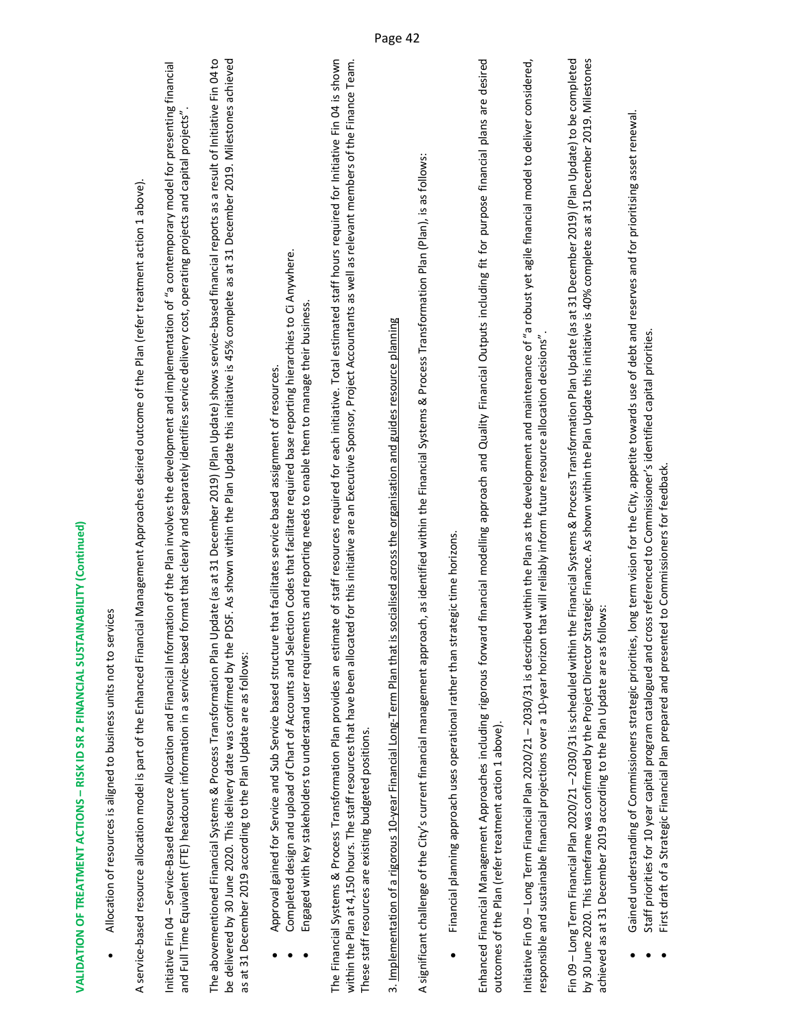## VALIDATION OF TREATMENT ACTIONS – RISK ID SR 2 FINANCIAL SUSTAINABILITY (Continued)

- Allocation of resources is aligned to business units not to services

A service-based resource allocation model is part of the Enhanced Financial Management Approaches desired outcome of the Plan (refer treatment action 1 above).

Initiative Fin 04 – Service-Based Resource Allocation and Financial Information of the Plan involves the development and implementation of "a contemporary model for presenting financial and Full Time Equivalent (FTE) headcount information in a service-based format that clearly and separately identifies service delivery cost, operating projects and capital projects".

The abovementioned Financial Systems & Process Transformation Plan Update (as at 31 December 2019) (Plan Update) shows service-based financial reports as a result of Initiative Fin 04 to be delivered by 30 June 2020. This delivery date was confirmed by the PDSF. As shown within the Plan Update this initiative is 45% complete as at 31 December 2019. Milestones achieved as at 31 December 2019 according to the Plan Update are as follows:

- Approval gained for Service and Sub Service based structure that facilitates service based assignment of resources.
- Completed design and upload of Chart of Accounts and Selection Codes that facilitate required base reporting hierarchies to CI Anywhere.
- Engaged with key stakeholders to understand user requirements and reporting needs to enable them to manage their business.

The Financial Systems & Process Transformation Plan provides an estimate of staff resources required for each initiative. Total estimated staff hours required for Initiative Fin 04 is shown within the Plan at 4,150 hours. The staff resources that have been allocated for this initiative are an Executive Sponsor, Project Accountants as well as relevant members of the Finance Team. These staff resources are existing budgeted positions.

3. Implementation of a rigorous 10-year Financial Long-Term Plan that is socialised across the organisation and guides resource planning

A significant challenge of the City's current financial management approach, as identified within the Financial Systems & Process Transformation Plan (Plan), is as follows:

- Financial planning approach uses operational rather than strategic time horizons.

Enhanced Financial Management Approaches including rigorous forward financial modelling approach and Quality Financial Outputs including fit for purpose financial plans are desired outcomes of the Plan (refer treatment action 1 above).

Initiative Fin 09 – Long Term Financial Plan 2020/21 – 2030/31 is described within the Plan as the development and maintenance of "a robust yet agile financial model to deliver considered, responsible and sustainable financial projections over a 10-year horizon that will reliably inform future resource allocation decisions".

Fin 09 – Long Term Financial Plan 2020/21 – 2030/31 is scheduled within the Financial Systems & Process Transformation Plan Update (as at 31 December 2019) (Plan Update) to be completed by 30 June 2020. This timeframe was confirmed by the Project Director Strategic Finance. As shown within the Plan Update this initiative is 40% complete as at 31 December 2019. Milestones achieved as at 31 December 2019 according to the Plan Update are as follows:

- Gained understanding of Commissioners strategic priorities, long term vision for the City, appetite towards use of debt and reserves and for prioritising asset renewal.
- Staff priorities for 10 year capital program catalogued and cross referenced to Commissioner's identified capital priorities.
- First draft of a Strategic Financial Plan prepared and presented to Commissioners for feedback.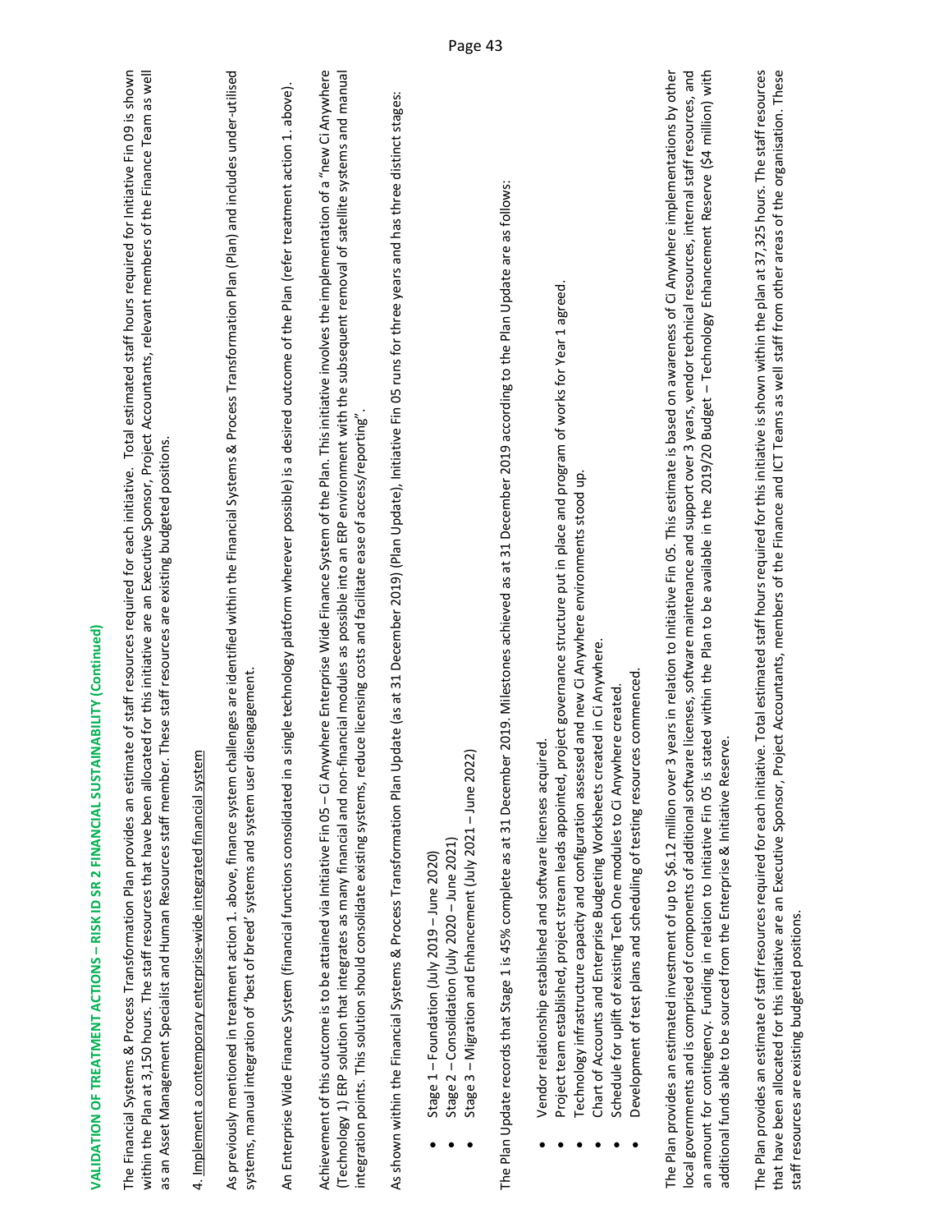## VALIDATION OF TREATMENT ACTIONS – RISK ID SR 2 FINANCIAL SUSTAINABILITY (Continued)

The Financial Systems & Process Transformation Plan provides an estimate of staff resources required for each initiative. Total estimated staff hours required for Initiative Fin 09 is shown within the Plan at 3,150 hours. The staff resources that have been allocated for this initiative are an Executive Sponsor, Project Accountants, relevant members of the Finance Team as well as an Asset Management Specialist and Human Resources staff member. These staff resources are existing budgeted positions.

4. Implement a contemporary enterprise-wide integrated financial system

As previously mentioned in treatment action 1. above, finance system challenges are identified within the Financial Systems & Process Transformation Plan (Plan) and includes under-utilised systems, manual integration of 'best of breed' systems and system user disengagement.

An Enterprise Wide Finance System (financial functions consolidated in a single technology platform wherever possible) is a desired outcome of the Plan (refer treatment action 1. above).

Achievement of this outcome is to be attained via Initiative Fin 05 – Ci Anywhere Enterprise Wide Finance System of the Plan. This initiative involves the implementation of a "new Ci Anywhere (Technology 1) ERP solution that integrates as many financial and non-financial modules as possible into an ERP environment with the subsequent removal of satellite systems and manual integration points. This solution should consolidate existing systems, reduce licensing costs and facilitate ease of access/reporting".

As shown within the Financial Systems & Process Transformation Plan Update (as at 31 December 2019) (Plan Update), Initiative Fin 05 runs for three years and has three distinct stages:

- Stage 1 – Foundation (July 2019 – June 2020)
- Stage 2 – Consolidation (July 2020 – June 2021)
- Stage 3 – Migration and Enhancement (July 2021 – June 2022)

The Plan Update records that Stage 1 is 45% complete as at 31 December 2019. Milestones achieved as at 31 December 2019 according to the Plan Update are as follows:

- Vendor relationship established and software licenses acquired.
- Project team established, project stream leads appointed, project governance structure put in place and program of works for Year 1 agreed.
- Technology infrastructure capacity and configuration assessed and new Ci Anywhere environments stood up.
- Chart of Accounts and Enterprise Budgeting Worksheets created in Ci Anywhere.
- Schedule for uplift of existing Tech One modules to Ci Anywhere created.
- Development of test plans and scheduling of testing resources commenced.

The Plan provides an estimated investment of up to $6.12 million over 3 years in relation to Initiative Fin 05. This estimate is based on awareness of Ci Anywhere implementations by other local governments and is comprised of components of additional software licenses, software maintenance and support over 3 years, vendor technical resources, internal staff resources, and an amount for contingency. Funding in relation to Initiative Fin 05 is stated within the Plan to be available in the 2019/20 Budget – Technology Enhancement Reserve ($4 million) with additional funds able to be sourced from the Enterprise & Initiative Reserve.

The Plan provides an estimate of staff resources required for each initiative. Total estimated staff hours required for this initiative is shown within the plan at 37,325 hours. The staff resources that have been allocated for this initiative are an Executive Sponsor, Project Accountants, members of the Finance and ICT Teams as well staff from other areas of the organisation. These staff resources are existing budgeted positions.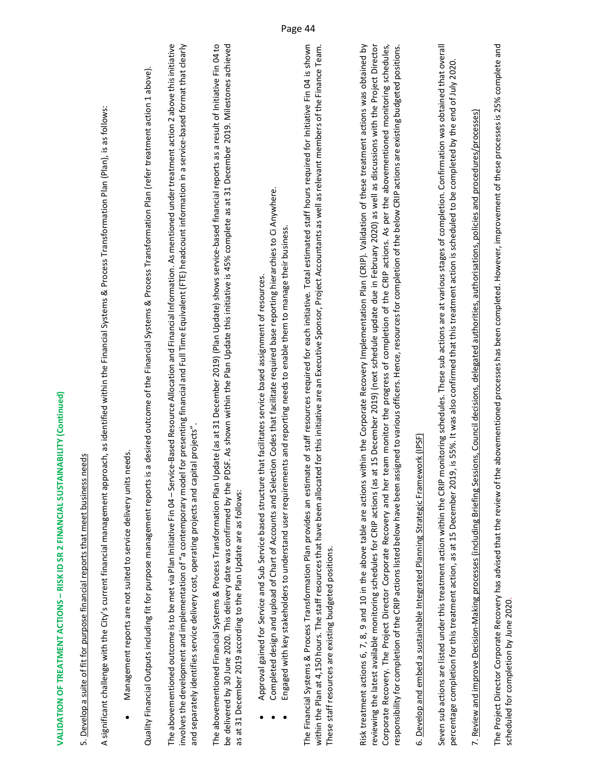## VALIDATION OF TREATMENT ACTIONS – RISK ID SR 2 FINANCIAL SUSTAINABILITY (Continued)

5. Develop a suite of fit for purpose financial reports that meet business needs

A significant challenge with the City's current financial management approach, as identified within the Financial Systems & Process Transformation Plan (Plan), is as follows:

- Management reports are not suited to service delivery units needs.

Quality Financial Outputs including fit for purpose management reports is a desired outcome of the Financial Systems & Process Transformation Plan (refer treatment action 1 above).

The abovementioned outcome is to be met via Plan Initiative Fin 04 – Service-Based Resource Allocation and Financial Information. As mentioned under treatment action 2 above this initiative involves the development and implementation of "a contemporary model for presenting financial and Full Time Equivalent (FTE) headcount information in a service-based format that clearly and separately identifies service delivery cost, operating projects and capital projects".

The abovementioned Financial Systems & Process Transformation Plan Update (as at 31 December 2019) (Plan Update) shows service-based financial reports as a result of Initiative Fin 04 to be delivered by 30 June 2020. This delivery date was confirmed by the PDSF. As shown within the Plan Update this initiative is 45% complete as at 31 December 2019. Milestones achieved as at 31 December 2019 according to the Plan Update are as follows:

- Approval gained for Service and Sub Service based structure that facilitates service based assignment of resources.
- Completed design and upload of Chart of Accounts and Selection Codes that facilitate required base reporting hierarchies to Ci Anywhere.
- Engaged with key stakeholders to understand user requirements and reporting needs to enable them to manage their business.

The Financial Systems & Process Transformation Plan provides an estimate of staff resources required for each initiative. Total estimated staff hours required for Initiative Fin 04 is shown within the Plan at 4,150 hours. The staff resources that have been allocated for this initiative are an Executive Sponsor, Project Accountants as well as relevant members of the Finance Team. These staff resources are existing budgeted positions.

Risk treatment actions 6, 7, 8, 9 and 10 in the above table are actions within the Corporate Recovery Implementation Plan (CRIP). Validation of these treatment actions was obtained by reviewing the latest available monitoring schedules for CRIP actions (as at 15 December 2019) (next schedule update due in February 2020) as well as discussions with the Project Director Corporate Recovery. The Project Director Corporate Recovery and her team monitor the progress of completion of the CRIP actions. As per the abovementioned monitoring schedules, responsibility for completion of the CRIP actions listed below have been assigned to various officers. Hence, resources for completion of the below CRIP actions are existing budgeted positions.

6. Develop and embed a sustainable Integrated Planning Strategic Framework (IPSF)

Seven sub actions are listed under this treatment action within the CRIP monitoring schedules. These sub actions are at various stages of completion. Confirmation was obtained that overall percentage completion for this treatment action, as at 15 December 2019, is 55%. It was also confirmed that this treatment action is scheduled to be completed by the end of July 2020.

7. Review and improve Decision-Making processes (including Briefing Sessions, Council decisions, delegated authorities, authorisations, policies and procedures/processes)

The Project Director Corporate Recovery has advised that the review of the abovementioned processes has been completed. However, improvement of these processes is 25% complete and scheduled for completion by June 2020.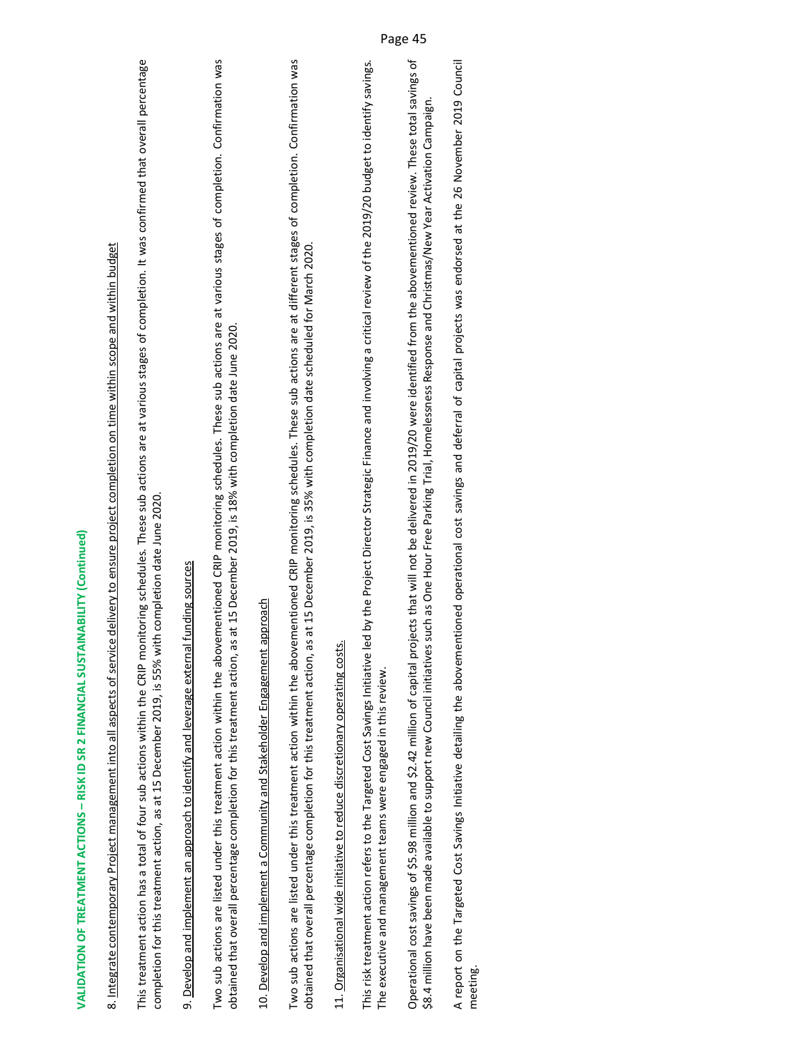**VALIDATION OF TREATMENT ACTIONS – RISK ID SR 2 FINANCIAL SUSTAINABILITY (Continued)**

8. Integrate contemporary Project management into all aspects of service delivery to ensure project completion on time within scope and within budget

This treatment action has a total of four sub actions within the CRIP monitoring schedules. These sub actions are at various stages of completion. It was confirmed that overall percentage completion for this treatment action, as at 15 December 2019, is 55% with completion date June 2020.

9. Develop and implement an approach to identify and leverage external funding sources

Two sub actions are listed under this treatment action within the abovementioned CRIP monitoring schedules. These sub actions are at various stages of completion. Confirmation was obtained that overall percentage completion for this treatment action, as at 15 December 2019, is 18% with completion date June 2020.

10. Develop and implement a Community and Stakeholder Engagement approach

Two sub actions are listed under this treatment action within the abovementioned CRIP monitoring schedules. These sub actions are at different stages of completion. Confirmation was obtained that overall percentage completion for this treatment action, as at 15 December 2019, is 35% with completion date scheduled for March 2020.

11. Organisational wide initiative to reduce discretionary operating costs.

This risk treatment action refers to the Targeted Cost Savings Initiative led by the Project Director Strategic Finance and involving a critical review of the 2019/20 budget to identify savings. The executive and management teams were engaged in this review.

Operational cost savings of $5.98 million and $2.42 million of capital projects that will not be delivered in 2019/20 were identified from the abovementioned review. These total savings of $8.4 million have been made available to support new Council initiatives such as One Hour Free Parking Trial, Homelessness Response and Christmas/New Year Activation Campaign.

A report on the Targeted Cost Savings Initiative detailing the abovementioned operational cost savings and deferral of capital projects was endorsed at the 26 November 2019 Council meeting.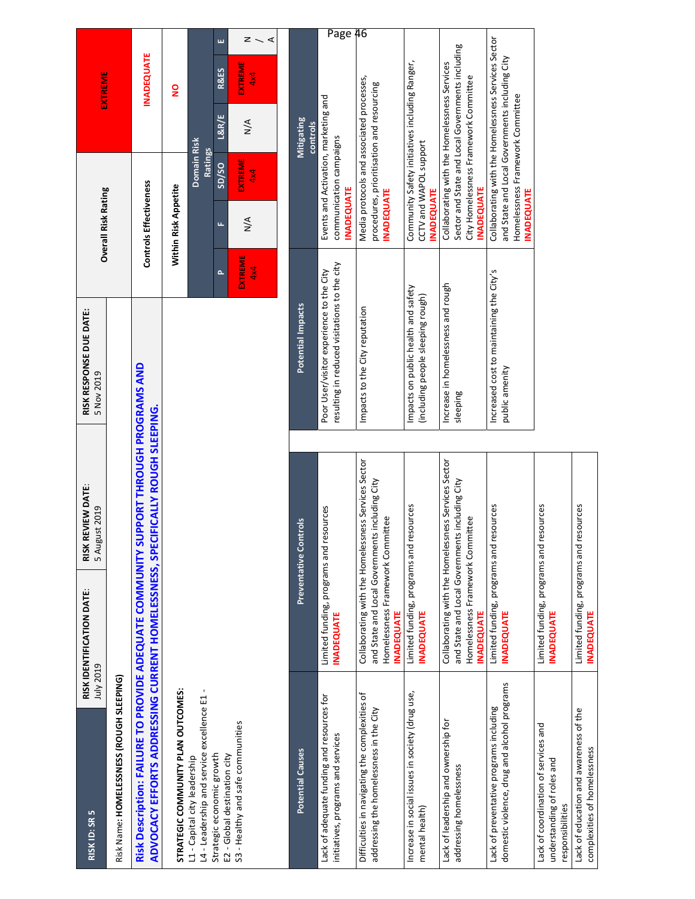| RISK ID: SR 5 | RISK IDENTIFICATION DATE: July 2019 | RISK REVIEW DATE: 5 August 2019 | RISK RESPONSE DUE DATE: 5 Nov 2019 |
|---|---|---|---|

Risk Name: **HOMELESSNESS (ROUGH SLEEPING)**

**Risk Description: FAILURE TO PROVIDE ADEQUATE COMMUNITY SUPPORT THROUGH PROGRAMS AND ADVOCACY EFFORTS ADDRESSING CURRENT HOMELESSNESS, SPECIFICALLY ROUGH SLEEPING.**

**STRATEGIC COMMUNITY PLAN OUTCOMES:**
L1 - Capital city leadership
L4 - Leadership and service excellence E1 - Strategic economic growth
E2 - Global destination city
S3 - Healthy and safe communities

| Overall Risk Rating | EXTREME |
|---|---|
| Controls Effectiveness | INADEQUATE |
| Within Risk Appetite | NO |

| Domain Risk Ratings | | | | | |
|---|---|---|---|---|---|
| P | F | SD/SO | L&R/E | R&ES | E |
| EXTREME 4x4 | N/A | EXTREME 4x4 | N/A | EXTREME 4x4 | N/A |

| Potential Causes | Preventative Controls |
|---|---|
| Lack of adequate funding and resources for initiatives, programs and services | Limited funding, programs and resources **INADEQUATE** |
| Difficulties in navigating the complexities of addressing the homelessness in the City | Collaborating with the Homelessness Services Sector and State and Local Governments including City Homelessness Framework Committee **INADEQUATE** |
| Increase in social issues in society (drug use, mental health) | Limited funding, programs and resources **INADEQUATE** |
| Lack of leadership and ownership for addressing homelessness | Collaborating with the Homelessness Services Sector and State and Local Governments including City Homelessness Framework Committee **INADEQUATE** |
| Lack of preventative programs including domestic violence, drug and alcohol programs | Limited funding, programs and resources **INADEQUATE** |
| Lack of coordination of services and understanding of roles and responsibilities | Limited funding, programs and resources **INADEQUATE** |
| Lack of education and awareness of the complexities of homelessness | Limited funding, programs and resources **INADEQUATE** |

| Potential Impacts | Mitigating controls |
|---|---|
| Poor User/visitor experience to the City resulting in reduced visitations to the city | Events and Activation, marketing and communication campaigns **INADEQUATE** |
| Impacts to the City reputation | Media protocols and associated processes, procedures, prioritisation and resourcing **INADEQUATE** |
| Impacts on public health and safety (including people sleeping rough) | Community Safety initiatives including Ranger, CCTV and WAPOL support **INADEQUATE** |
| Increase in homelessness and rough sleeping | Collaborating with the Homelessness Services Sector and State and Local Governments including City Homelessness Framework Committee **INADEQUATE** |
| Increased cost to maintaining the City's public amenity | Collaborating with the Homelessness Services Sector and State and Local Governments including City Homelessness Framework Committee **INADEQUATE** |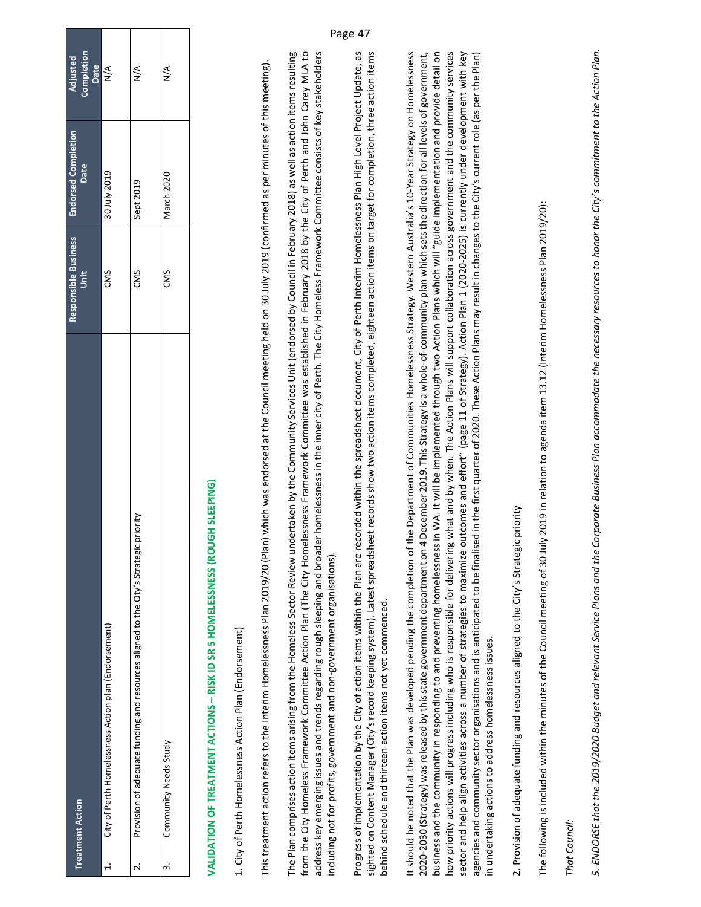| Treatment Action | Responsible Business Unit | Endorsed Completion Date | Adjusted Completion Date |
|---|---|---|---|
| 1. City of Perth Homelessness Action plan (Endorsement) | CMS | 30 July 2019 | N/A |
| 2. Provision of adequate funding and resources aligned to the City's Strategic priority | CMS | Sept 2019 | N/A |
| 3. Community Needs Study | CMS | March 2020 | N/A |

## VALIDATION OF TREATMENT ACTIONS – RISK ID SR 5 HOMELESSNESS (ROUGH SLEEPING)

1. City of Perth Homelessness Action Plan (Endorsement)

This treatment action refers to the Interim Homelessness Plan 2019/20 (Plan) which was endorsed at the Council meeting held on 30 July 2019 (confirmed as per minutes of this meeting).

The Plan comprises action items arising from the Homeless Sector Review undertaken by the Community Services Unit (endorsed by Council in February 2018) as well as action items resulting from the City Homeless Framework Committee Action Plan (The City Homelessness Framework Committee was established in February 2018 by the City of Perth and John Carey MLA to address key emerging issues and trends regarding rough sleeping and broader homelessness in the inner city of Perth. The City Homeless Framework Committee consists of key stakeholders including not for profits, government and non-government organisations).

Progress of implementation by the City of action items within the Plan are recorded within the spreadsheet document, City of Perth Interim Homelessness Plan High Level Project Update, as sighted on Content Manager (City's record keeping system). Latest spreadsheet records show two action items completed, eighteen action items on target for completion, three action items behind schedule and thirteen action items not yet commenced.

It should be noted that the Plan was developed pending the completion of the Department of Communities Homelessness Strategy. Western Australia's 10-Year Strategy on Homelessness 2020-2030 (Strategy) was released by this state government department on 4 December 2019. This Strategy is a whole-of-community plan which sets the direction for all levels of government, business and the community in responding to and preventing homelessness in WA. It will be implemented through two Action Plans which will "guide implementation and provide detail on how priority actions will progress including who is responsible for delivering what and by when. The Action Plans will support collaboration across government and the community services sector and help align activities across a number of strategies to maximize outcomes and effort" (page 11 of Strategy). Action Plan 1 (2020-2025) is currently under development with key agencies and community sector organisations and is anticipated to be finalised in the first quarter of 2020. These Action Plans may result in changes to the City's current role (as per the Plan) in undertaking actions to address homelessness issues.

2. Provision of adequate funding and resources aligned to the City's Strategic priority

The following is included within the minutes of the Council meeting of 30 July 2019 in relation to agenda item 13.12 (Interim Homelessness Plan 2019/20):

*That Council:*

*5. ENDORSE that the 2019/2020 Budget and relevant Service Plans and the Corporate Business Plan accommodate the necessary resources to honor the City's commitment to the Action Plan.*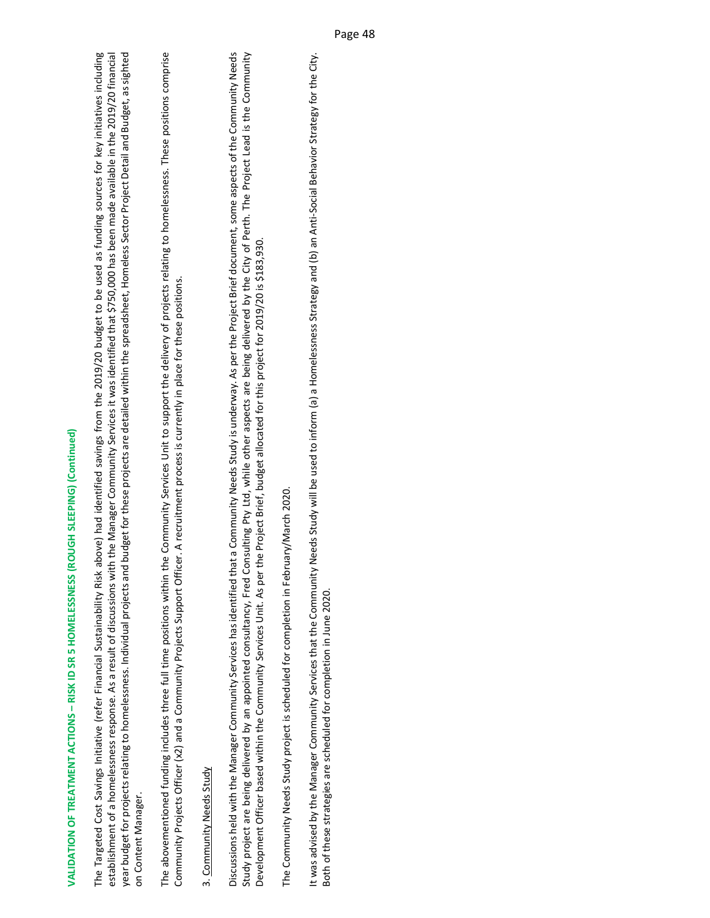**VALIDATION OF TREATMENT ACTIONS – RISK ID SR 5 HOMELESSNESS (ROUGH SLEEPING) (Continued)**

The Targeted Cost Savings Initiative (refer Financial Sustainability Risk above) had identified savings from the 2019/20 budget to be used as funding sources for key initiatives including establishment of a homelessness response. As a result of discussions with the Manager Community Services it was identified that $750,000 has been made available in the 2019/20 financial year budget for projects relating to homelessness. Individual projects and budget for these projects are detailed within the spreadsheet, Homeless Sector Project Detail and Budget, as sighted on Content Manager.

The abovementioned funding includes three full time positions within the Community Services Unit to support the delivery of projects relating to homelessness. These positions comprise Community Projects Officer (x2) and a Community Projects Support Officer. A recruitment process is currently in place for these positions.

3. Community Needs Study

Discussions held with the Manager Community Services has identified that a Community Needs Study is underway. As per the Project Brief document, some aspects of the Community Needs Study project are being delivered by an appointed consultancy, Fred Consulting Pty Ltd, while other aspects are being delivered by the City of Perth. The Project Lead is the Community Development Officer based within the Community Services Unit. As per the Project Brief, budget allocated for this project for 2019/20 is $183,930.

The Community Needs Study project is scheduled for completion in February/March 2020.

It was advised by the Manager Community Services that the Community Needs Study will be used to inform (a) a Homelessness Strategy and (b) an Anti-Social Behavior Strategy for the City. Both of these strategies are scheduled for completion in June 2020.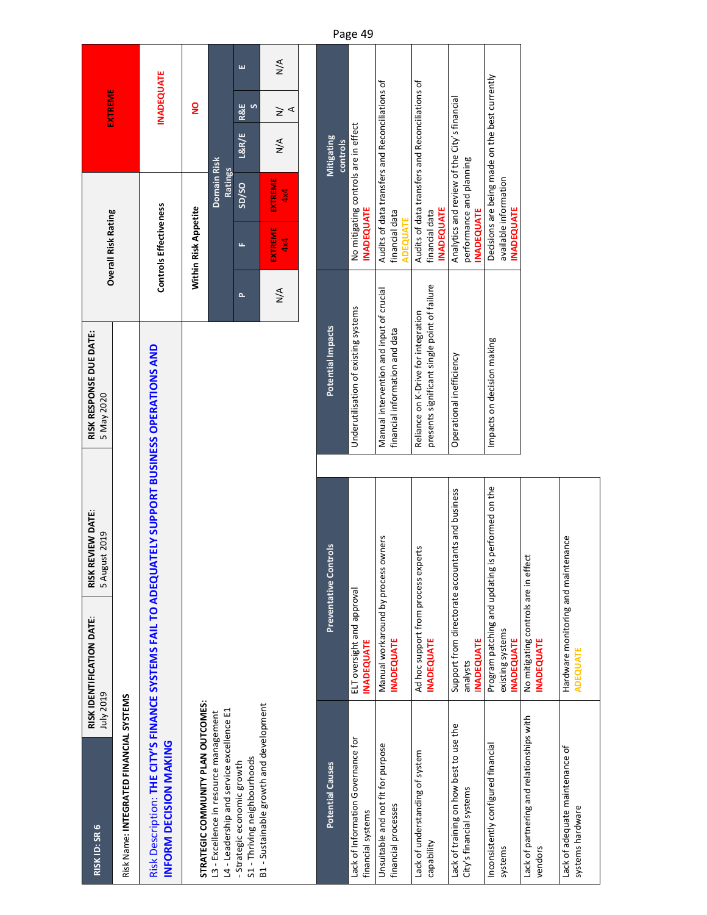| RISK ID: SR 6 | RISK IDENTIFICATION DATE: July 2019 | RISK REVIEW DATE: 5 August 2019 | RISK RESPONSE DUE DATE: 5 May 2020 |
|---|---|---|---|

Risk Name: **INTEGRATED FINANCIAL SYSTEMS**

Risk Description: **THE CITY'S FINANCE SYSTEMS FAIL TO ADEQUATELY SUPPORT BUSINESS OPERATIONS AND INFORM DECISION MAKING**

**STRATEGIC COMMUNITY PLAN OUTCOMES:**
L3 - Excellence in resource management
L4 - Leadership and service excellence E1 - Strategic economic growth
S1 - Thriving neighbourhoods
B1 - Sustainable growth and development

| Overall Risk Rating | EXTREME |
|---|---|
| Controls Effectiveness | INADEQUATE |
| Within Risk Appetite | NO |

| Domain Risk Ratings | | | | | |
|---|---|---|---|---|---|
| P | F | SD/SO | L&R/E | R&ES | E |
| N/A | EXTREME 4x4 | EXTREME 4x4 | N/A | N/A | N/A |

| Potential Causes | Preventative Controls |
|---|---|
| Lack of Information Governance for financial systems | ELT oversight and approval **INADEQUATE** |
| Unsuitable and not fit for purpose financial processes | Manual workaround by process owners **INADEQUATE** |
| Lack of understanding of system capability | Ad hoc support from process experts **INADEQUATE** |
| Lack of training on how best to use the City's financial systems | Support from directorate accountants and business analysts **INADEQUATE** |
| Inconsistently configured financial systems | Program patching and updating is performed on the existing systems **INADEQUATE** |
| Lack of partnering and relationships with vendors | No mitigating controls are in effect **INADEQUATE** |
| Lack of adequate maintenance of systems hardware | Hardware monitoring and maintenance **ADEQUATE** |

| Potential Impacts | Mitigating controls |
|---|---|
| Underutilisation of existing systems | No mitigating controls are in effect **INADEQUATE** |
| Manual intervention and input of crucial financial information and data | Audits of data transfers and Reconciliations of financial data **ADEQUATE** |
| Reliance on K-Drive for integration presents significant single point of failure | Audits of data transfers and Reconciliations of financial data **INADEQUATE** |
| Operational inefficiency | Analytics and review of the City's financial performance and planning **INADEQUATE** |
| Impacts on decision making | Decisions are being made on the best currently available information **INADEQUATE** |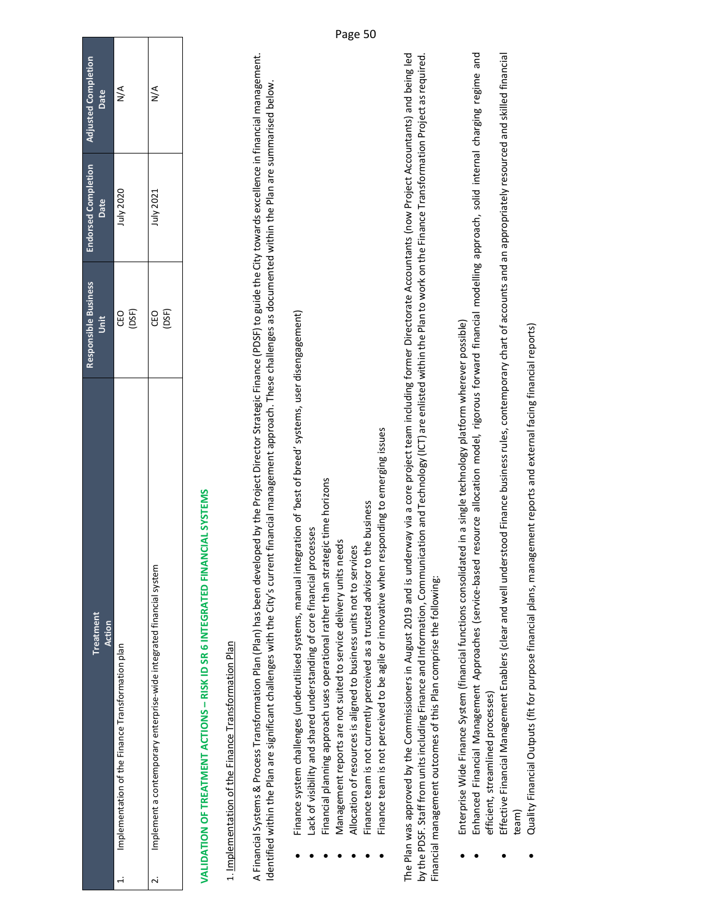| Treatment Action | | Responsible Business Unit | Endorsed Completion Date | Adjusted Completion Date |
|---|---|---|---|---|
| 1. | Implementation of the Finance Transformation plan | CEO (DSF) | July 2020 | N/A |
| 2. | Implement a contemporary enterprise-wide integrated financial system | CEO (DSF) | July 2021 | N/A |

## VALIDATION OF TREATMENT ACTIONS – RISK ID SR 6 INTEGRATED FINANCIAL SYSTEMS

1. Implementation of the Finance Transformation Plan

A Financial Systems & Process Transformation Plan (Plan) has been developed by the Project Director Strategic Finance (PDSF) to guide the City towards excellence in financial management. Identified within the Plan are significant challenges with the City's current financial management approach. These challenges as documented within the Plan are summarised below.

- Finance system challenges (underutilised systems, manual integration of 'best of breed' systems, user disengagement)
- Lack of visibility and shared understanding of core financial processes
- Financial planning approach uses operational rather than strategic time horizons
- Management reports are not suited to service delivery units needs
- Allocation of resources is aligned to business units not to services
- Finance team is not currently perceived as a trusted advisor to the business
- Finance team is not perceived to be agile or innovative when responding to emerging issues

The Plan was approved by the Commissioners in August 2019 and is underway via a core project team including former Directorate Accountants (now Project Accountants) and being led by the PDSF. Staff from units including Finance and Information, Communication and Technology (ICT) are enlisted within the Plan to work on the Finance Transformation Project as required. Financial management outcomes of this Plan comprise the following:

- Enterprise Wide Finance System (financial functions consolidated in a single technology platform wherever possible)
- Enhanced Financial Management Approaches (service-based resource allocation model, rigorous forward financial modelling approach, solid internal charging regime and efficient, streamlined processes)
- Effective Financial Management Enablers (clear and well understood Finance business rules, contemporary chart of accounts and an appropriately resourced and skilled financial team)
- Quality Financial Outputs (fit for purpose financial plans, management reports and external facing financial reports)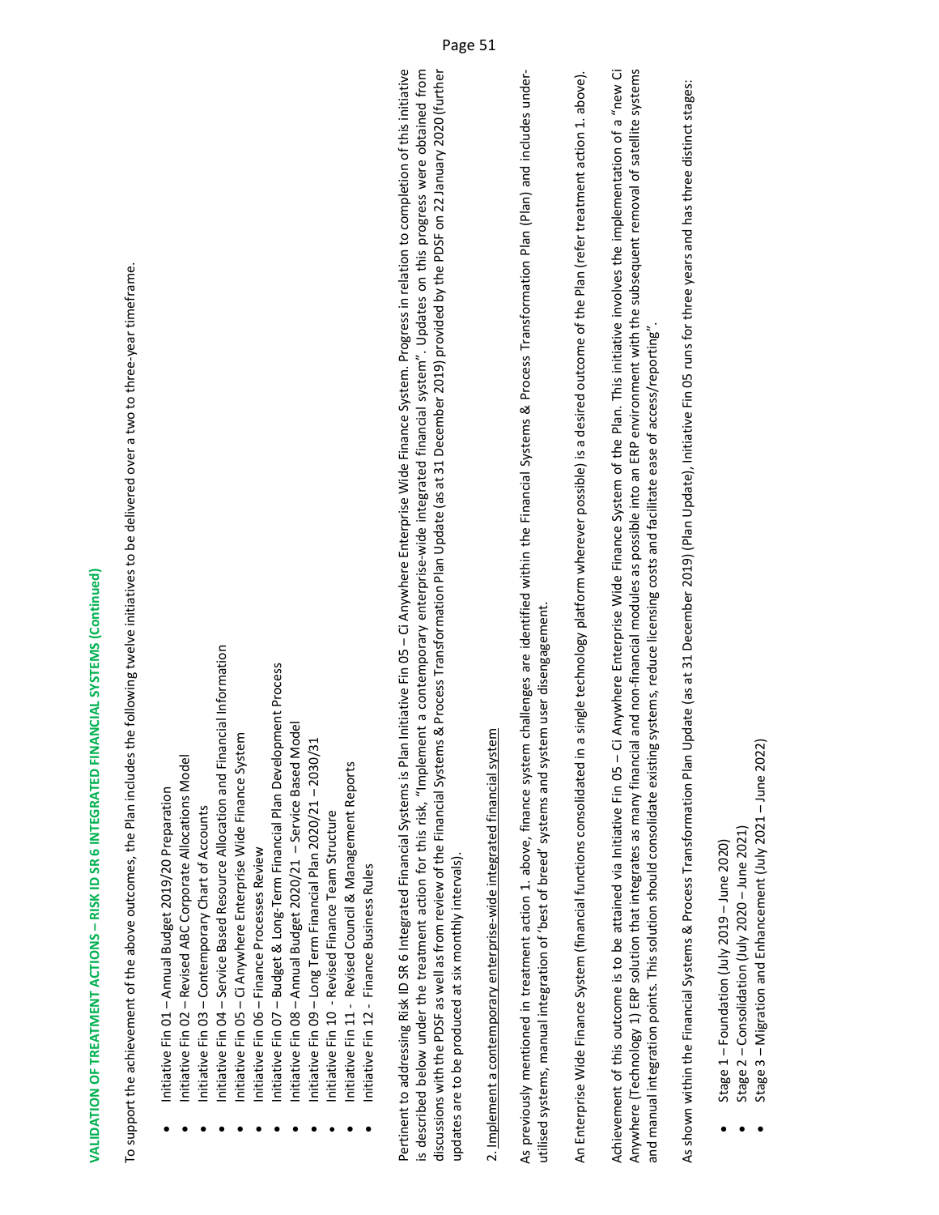**VALIDATION OF TREATMENT ACTIONS – RISK ID SR 6 INTEGRATED FINANCIAL SYSTEMS (Continued)**

To support the achievement of the above outcomes, the Plan includes the following twelve initiatives to be delivered over a two to three-year timeframe.

- Initiative Fin 01 – Annual Budget 2019/20 Preparation
- Initiative Fin 02 – Revised ABC Corporate Allocations Model
- Initiative Fin 03 – Contemporary Chart of Accounts
- Initiative Fin 04 – Service Based Resource Allocation and Financial Information
- Initiative Fin 05 – Ci Anywhere Enterprise Wide Finance System
- Initiative Fin 06 – Finance Processes Review
- Initiative Fin 07 – Budget & Long-Term Financial Plan Development Process
- Initiative Fin 08 – Annual Budget 2020/21 – Service Based Model
- Initiative Fin 09 – Long Term Financial Plan 2020/21 – 2030/31
- Initiative Fin 10 - Revised Finance Team Structure
- Initiative Fin 11 - Revised Council & Management Reports
- Initiative Fin 12 - Finance Business Rules

Pertinent to addressing Risk ID SR 6 Integrated Financial Systems is Plan Initiative Fin 05 – Ci Anywhere Enterprise Wide Finance System. Progress in relation to completion of this initiative is described below under the treatment action for this risk, "Implement a contemporary enterprise-wide integrated financial system". Updates on this progress were obtained from discussions with the PDSF as well as from review of the Financial Systems & Process Transformation Plan Update (as at 31 December 2019) provided by the PDSF on 22 January 2020 (further updates are to be produced at six monthly intervals).

2. Implement a contemporary enterprise-wide integrated financial system

As previously mentioned in treatment action 1. above, finance system challenges are identified within the Financial Systems & Process Transformation Plan (Plan) and includes under-utilised systems, manual integration of 'best of breed' systems and system user disengagement.

An Enterprise Wide Finance System (financial functions consolidated in a single technology platform wherever possible) is a desired outcome of the Plan (refer treatment action 1. above).

Achievement of this outcome is to be attained via Initiative Fin 05 – Ci Anywhere Enterprise Wide Finance System of the Plan. This initiative involves the implementation of a "new Ci Anywhere (Technology 1) ERP solution that integrates as many financial and non-financial modules as possible into an ERP environment with the subsequent removal of satellite systems and manual integration points. This solution should consolidate existing systems, reduce licensing costs and facilitate ease of access/reporting".

As shown within the Financial Systems & Process Transformation Plan Update (as at 31 December 2019) (Plan Update), Initiative Fin 05 runs for three years and has three distinct stages:

- Stage 1 – Foundation (July 2019 – June 2020)
- Stage 2 – Consolidation (July 2020 – June 2021)
- Stage 3 – Migration and Enhancement (July 2021 – June 2022)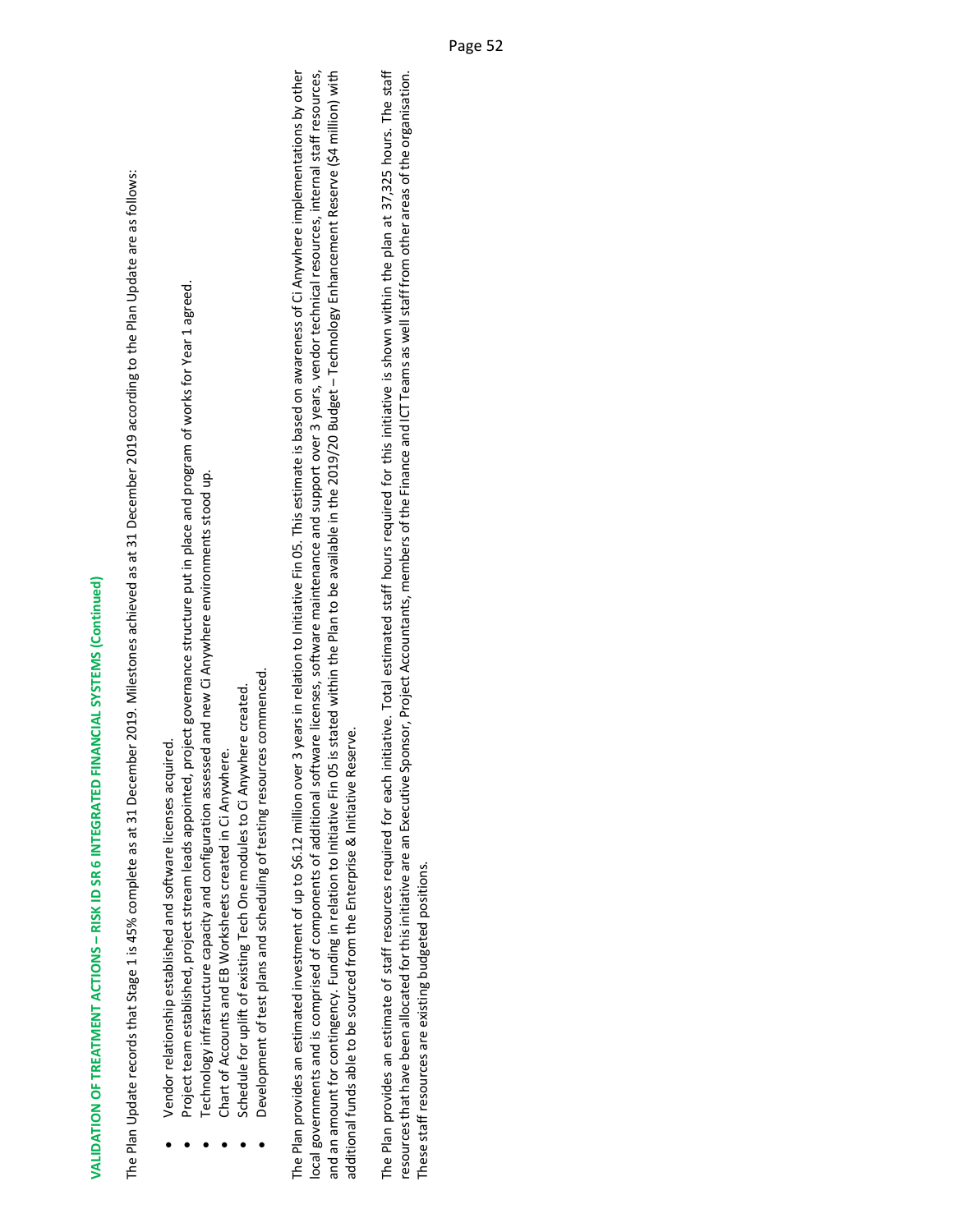## VALIDATION OF TREATMENT ACTIONS – RISK ID SR 6 INTEGRATED FINANCIAL SYSTEMS (Continued)

The Plan Update records that Stage 1 is 45% complete as at 31 December 2019. Milestones achieved as at 31 December 2019 according to the Plan Update are as follows:

- Vendor relationship established and software licenses acquired.
- Project team established, project stream leads appointed, project governance structure put in place and program of works for Year 1 agreed.
- Technology infrastructure capacity and configuration assessed and new Ci Anywhere environments stood up.
- Chart of Accounts and EB Worksheets created in Ci Anywhere.
- Schedule for uplift of existing Tech One modules to Ci Anywhere created.
- Development of test plans and scheduling of testing resources commenced.

The Plan provides an estimated investment of up to $6.12 million over 3 years in relation to Initiative Fin 05. This estimate is based on awareness of Ci Anywhere implementations by other local governments and is comprised of components of additional software licenses, software maintenance and support over 3 years, vendor technical resources, internal staff resources, and an amount for contingency. Funding in relation to Initiative Fin 05 is stated within the Plan to be available in the 2019/20 Budget – Technology Enhancement Reserve ($4 million) with additional funds able to be sourced from the Enterprise & Initiative Reserve.

The Plan provides an estimate of staff resources required for each initiative. Total estimated staff hours required for this initiative is shown within the plan at 37,325 hours. The staff resources that have been allocated for this initiative are an Executive Sponsor, Project Accountants, members of the Finance and ICT Teams as well staff from other areas of the organisation. These staff resources are existing budgeted positions.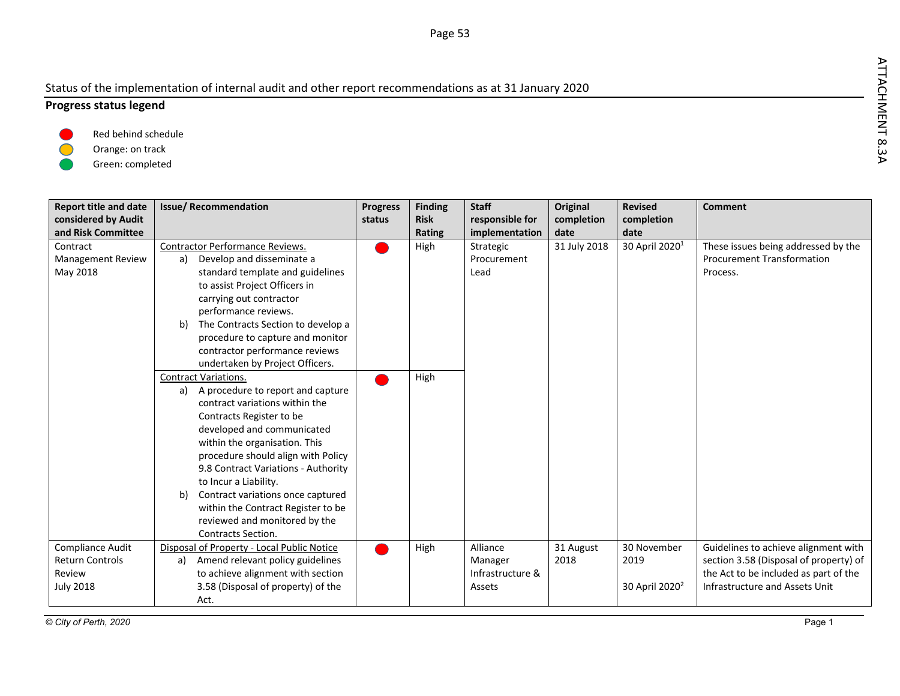Status of the implementation of internal audit and other report recommendations as at 31 January 2020

**Progress status legend**

- Red behind schedule
- Orange: on track
- Green: completed

| Report title and date considered by Audit and Risk Committee | Issue/ Recommendation | Progress status | Finding Risk Rating | Staff responsible for implementation | Original completion date | Revised completion date | Comment |
|---|---|---|---|---|---|---|---|
| Contract Management Review May 2018 | <u>Contractor Performance Reviews.</u><br>a) Develop and disseminate a standard template and guidelines to assist Project Officers in carrying out contractor performance reviews.<br>b) The Contracts Section to develop a procedure to capture and monitor contractor performance reviews undertaken by Project Officers. | Red | High | Strategic Procurement Lead | 31 July 2018 | 30 April 2020[1] | These issues being addressed by the Procurement Transformation Process. |
| | <u>Contract Variations.</u><br>a) A procedure to report and capture contract variations within the Contracts Register to be developed and communicated within the organisation. This procedure should align with Policy 9.8 Contract Variations - Authority to Incur a Liability.<br>b) Contract variations once captured within the Contract Register to be reviewed and monitored by the Contracts Section. | Red | High | | | | |
| Compliance Audit Return Controls Review July 2018 | <u>Disposal of Property - Local Public Notice</u><br>a) Amend relevant policy guidelines to achieve alignment with section 3.58 (Disposal of property) of the Act. | Red | High | Alliance Manager Infrastructure & Assets | 31 August 2018 | 30 November 2019<br><br>30 April 2020[2] | Guidelines to achieve alignment with section 3.58 (Disposal of property) of the Act to be included as part of the Infrastructure and Assets Unit |

© City of Perth, 2020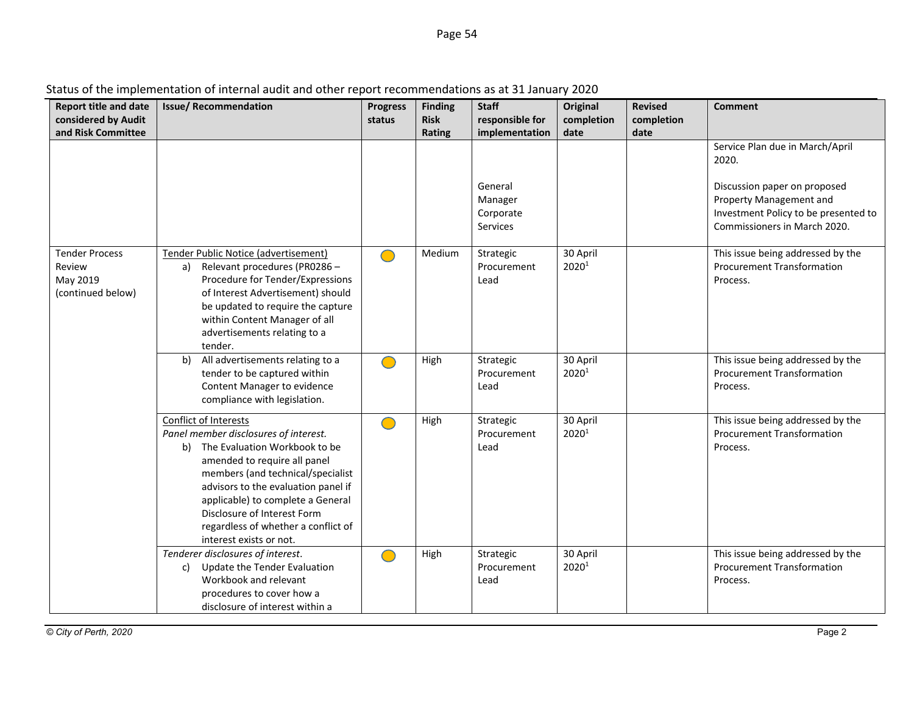Status of the implementation of internal audit and other report recommendations as at 31 January 2020

| Report title and date considered by Audit and Risk Committee | Issue/ Recommendation | Progress status | Finding Risk Rating | Staff responsible for implementation | Original completion date | Revised completion date | Comment |
|---|---|---|---|---|---|---|---|
| | | | | General Manager Corporate Services | | | Service Plan due in March/April 2020.<br><br>Discussion paper on proposed Property Management and Investment Policy to be presented to Commissioners in March 2020. |
| Tender Process Review May 2019 (continued below) | Tender Public Notice (advertisement)<br>a) Relevant procedures (PR0286 – Procedure for Tender/Expressions of Interest Advertisement) should be updated to require the capture within Content Manager of all advertisements relating to a tender. | ● | Medium | Strategic Procurement Lead | 30 April 2020[1] | | This issue being addressed by the Procurement Transformation Process. |
| | b) All advertisements relating to a tender to be captured within Content Manager to evidence compliance with legislation. | ● | High | Strategic Procurement Lead | 30 April 2020[1] | | This issue being addressed by the Procurement Transformation Process. |
| | Conflict of Interests<br>*Panel member disclosures of interest.*<br>b) The Evaluation Workbook to be amended to require all panel members (and technical/specialist advisors to the evaluation panel if applicable) to complete a General Disclosure of Interest Form regardless of whether a conflict of interest exists or not. | ● | High | Strategic Procurement Lead | 30 April 2020[1] | | This issue being addressed by the Procurement Transformation Process. |
| | *Tenderer disclosures of interest.*<br>c) Update the Tender Evaluation Workbook and relevant procedures to cover how a disclosure of interest within a | ● | High | Strategic Procurement Lead | 30 April 2020[1] | | This issue being addressed by the Procurement Transformation Process. |

© City of Perth, 2020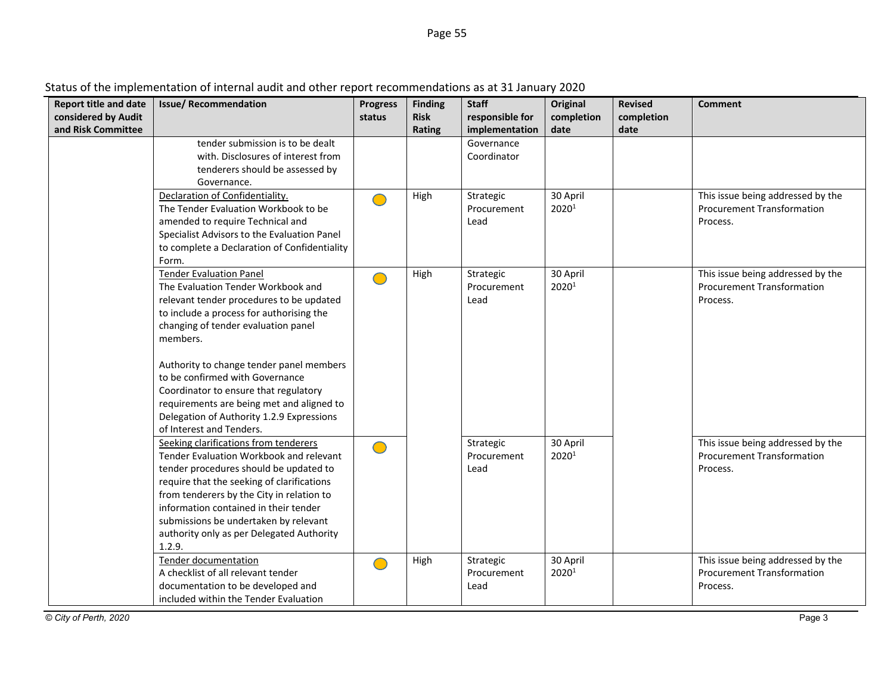Status of the implementation of internal audit and other report recommendations as at 31 January 2020

| Report title and date considered by Audit and Risk Committee | Issue/ Recommendation | Progress status | Finding Risk Rating | Staff responsible for implementation | Original completion date | Revised completion date | Comment |
|---|---|---|---|---|---|---|---|
| | tender submission is to be dealt with. Disclosures of interest from tenderers should be assessed by Governance. | | | Governance Coordinator | | | |
| | Declaration of Confidentiality. The Tender Evaluation Workbook to be amended to require Technical and Specialist Advisors to the Evaluation Panel to complete a Declaration of Confidentiality Form. | 🟡 | High | Strategic Procurement Lead | 30 April 2020[1] | | This issue being addressed by the Procurement Transformation Process. |
| | Tender Evaluation Panel The Evaluation Tender Workbook and relevant tender procedures to be updated to include a process for authorising the changing of tender evaluation panel members. Authority to change tender panel members to be confirmed with Governance Coordinator to ensure that regulatory requirements are being met and aligned to Delegation of Authority 1.2.9 Expressions of Interest and Tenders. | 🟡 | High | Strategic Procurement Lead | 30 April 2020[1] | | This issue being addressed by the Procurement Transformation Process. |
| | Seeking clarifications from tenderers Tender Evaluation Workbook and relevant tender procedures should be updated to require that the seeking of clarifications from tenderers by the City in relation to information contained in their tender submissions be undertaken by relevant authority only as per Delegated Authority 1.2.9. | 🟡 | | Strategic Procurement Lead | 30 April 2020[1] | | This issue being addressed by the Procurement Transformation Process. |
| | Tender documentation A checklist of all relevant tender documentation to be developed and included within the Tender Evaluation | 🟡 | High | Strategic Procurement Lead | 30 April 2020[1] | | This issue being addressed by the Procurement Transformation Process. |

*© City of Perth, 2020*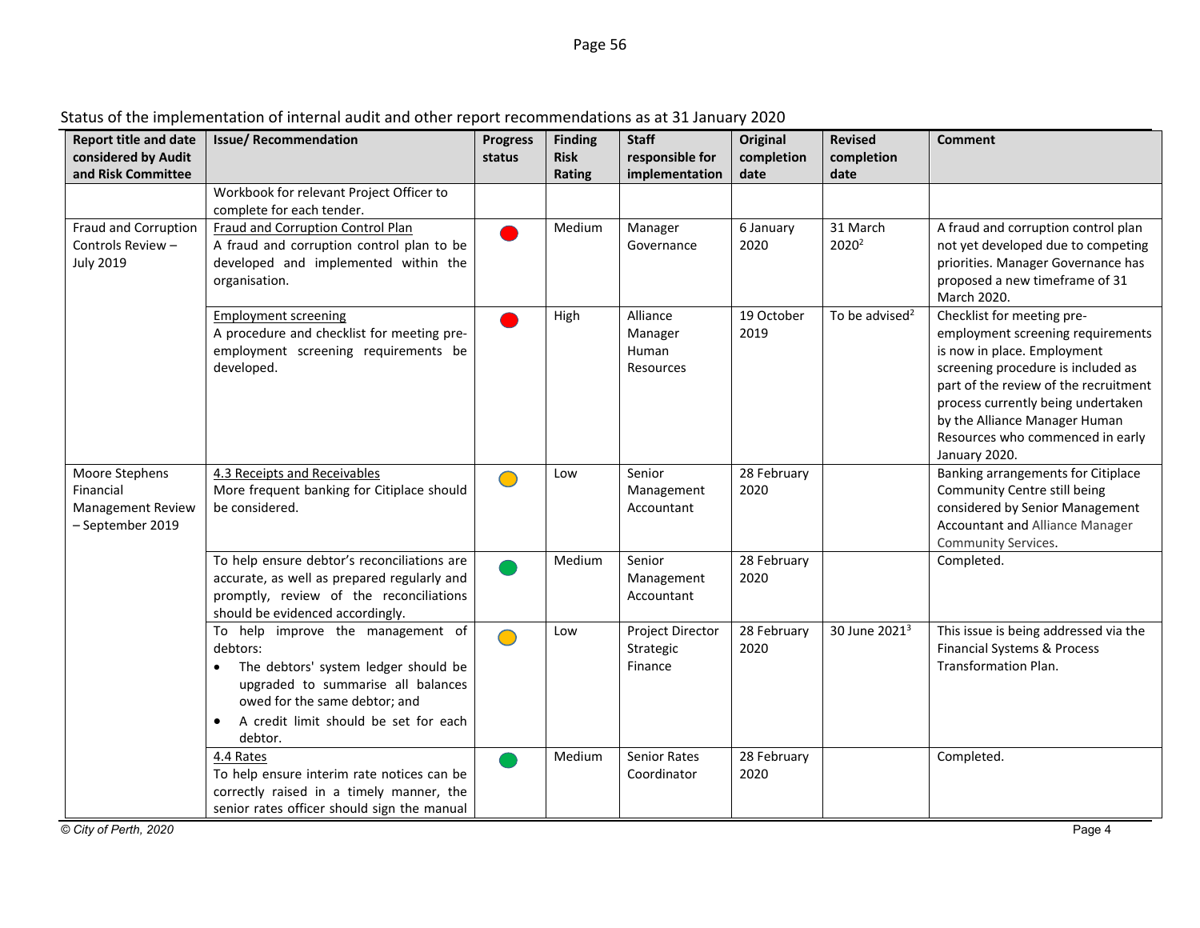Status of the implementation of internal audit and other report recommendations as at 31 January 2020

| Report title and date considered by Audit and Risk Committee | Issue/ Recommendation | Progress status | Finding Risk Rating | Staff responsible for implementation | Original completion date | Revised completion date | Comment |
|---|---|---|---|---|---|---|---|
| | Workbook for relevant Project Officer to complete for each tender. | | | | | | |
| Fraud and Corruption Controls Review – July 2019 | Fraud and Corruption Control Plan<br>A fraud and corruption control plan to be developed and implemented within the organisation. | Red | Medium | Manager Governance | 6 January 2020 | 31 March 2020[2] | A fraud and corruption control plan not yet developed due to competing priorities. Manager Governance has proposed a new timeframe of 31 March 2020. |
| | Employment screening<br>A procedure and checklist for meeting pre-employment screening requirements be developed. | Red | High | Alliance Manager Human Resources | 19 October 2019 | To be advised[2] | Checklist for meeting pre-employment screening requirements is now in place. Employment screening procedure is included as part of the review of the recruitment process currently being undertaken by the Alliance Manager Human Resources who commenced in early January 2020. |
| Moore Stephens Financial Management Review – September 2019 | 4.3 Receipts and Receivables<br>More frequent banking for Citiplace should be considered. | Amber | Low | Senior Management Accountant | 28 February 2020 | | Banking arrangements for Citiplace Community Centre still being considered by Senior Management Accountant and Alliance Manager Community Services. |
| | To help ensure debtor's reconciliations are accurate, as well as prepared regularly and promptly, review of the reconciliations should be evidenced accordingly. | Green | Medium | Senior Management Accountant | 28 February 2020 | | Completed. |
| | To help improve the management of debtors:<br>• The debtors' system ledger should be upgraded to summarise all balances owed for the same debtor; and<br>• A credit limit should be set for each debtor. | Amber | Low | Project Director Strategic Finance | 28 February 2020 | 30 June 2021[3] | This issue is being addressed via the Financial Systems & Process Transformation Plan. |
| | 4.4 Rates<br>To help ensure interim rate notices can be correctly raised in a timely manner, the senior rates officer should sign the manual | Green | Medium | Senior Rates Coordinator | 28 February 2020 | | Completed. |

© City of Perth, 2020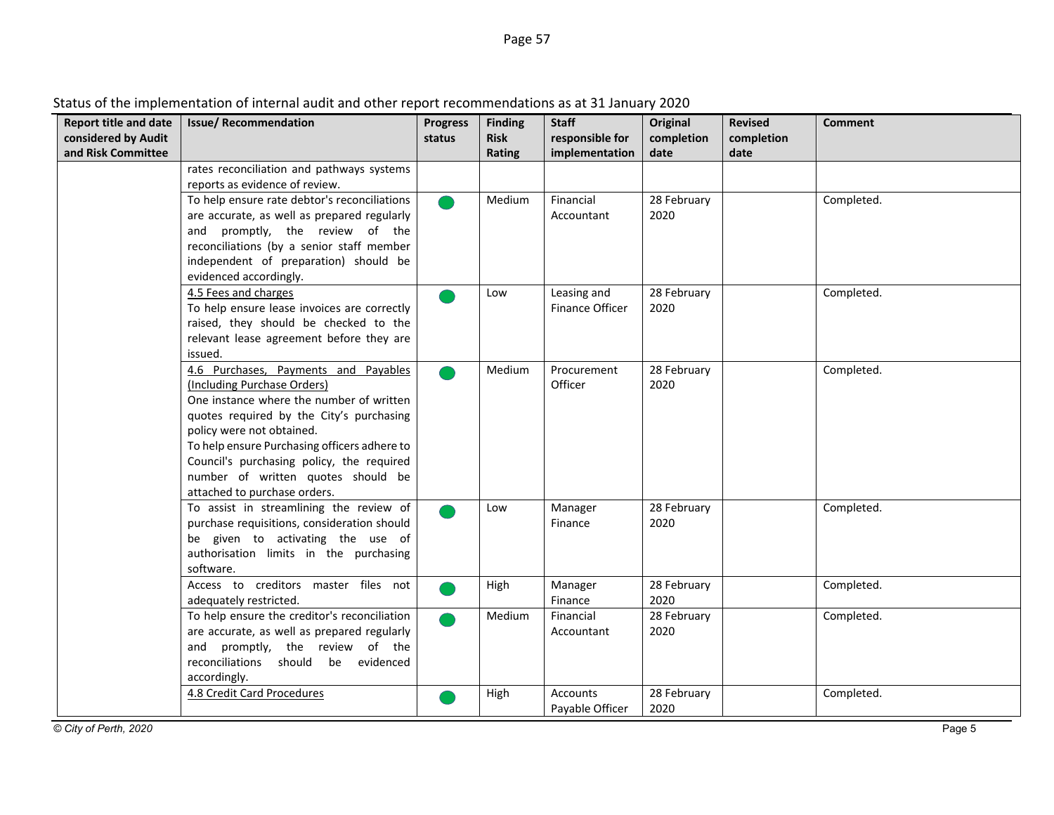Status of the implementation of internal audit and other report recommendations as at 31 January 2020

| Report title and date considered by Audit and Risk Committee | Issue/ Recommendation | Progress status | Finding Risk Rating | Staff responsible for implementation | Original completion date | Revised completion date | Comment |
|---|---|---|---|---|---|---|---|
| | rates reconciliation and pathways systems reports as evidence of review. | | | | | | |
| | To help ensure rate debtor's reconciliations are accurate, as well as prepared regularly and promptly, the review of the reconciliations (by a senior staff member independent of preparation) should be evidenced accordingly. | ● | Medium | Financial Accountant | 28 February 2020 | | Completed. |
| | 4.5 Fees and charges<br>To help ensure lease invoices are correctly raised, they should be checked to the relevant lease agreement before they are issued. | ● | Low | Leasing and Finance Officer | 28 February 2020 | | Completed. |
| | 4.6 Purchases, Payments and Payables (Including Purchase Orders)<br>One instance where the number of written quotes required by the City's purchasing policy were not obtained.<br>To help ensure Purchasing officers adhere to Council's purchasing policy, the required number of written quotes should be attached to purchase orders. | ● | Medium | Procurement Officer | 28 February 2020 | | Completed. |
| | To assist in streamlining the review of purchase requisitions, consideration should be given to activating the use of authorisation limits in the purchasing software. | ● | Low | Manager Finance | 28 February 2020 | | Completed. |
| | Access to creditors master files not adequately restricted. | ● | High | Manager Finance | 28 February 2020 | | Completed. |
| | To help ensure the creditor's reconciliation are accurate, as well as prepared regularly and promptly, the review of the reconciliations should be evidenced accordingly. | ● | Medium | Financial Accountant | 28 February 2020 | | Completed. |
| | 4.8 Credit Card Procedures | ● | High | Accounts Payable Officer | 28 February 2020 | | Completed. |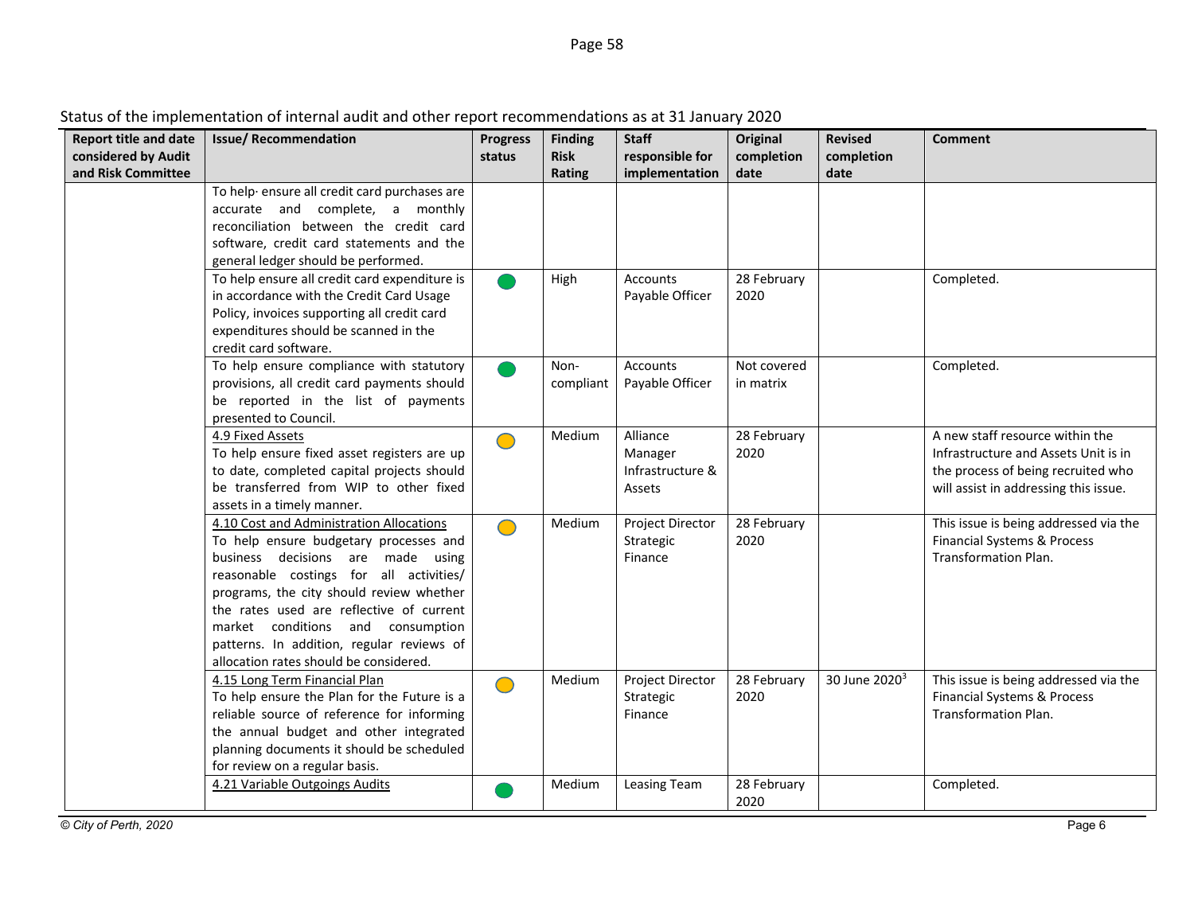Status of the implementation of internal audit and other report recommendations as at 31 January 2020

| Report title and date considered by Audit and Risk Committee | Issue/ Recommendation | Progress status | Finding Risk Rating | Staff responsible for implementation | Original completion date | Revised completion date | Comment |
|---|---|---|---|---|---|---|---|
| | To help· ensure all credit card purchases are accurate and complete, a monthly reconciliation between the credit card software, credit card statements and the general ledger should be performed. | | | | | | |
| | To help ensure all credit card expenditure is in accordance with the Credit Card Usage Policy, invoices supporting all credit card expenditures should be scanned in the credit card software. | Green | High | Accounts Payable Officer | 28 February 2020 | | Completed. |
| | To help ensure compliance with statutory provisions, all credit card payments should be reported in the list of payments presented to Council. | Green | Non-compliant | Accounts Payable Officer | Not covered in matrix | | Completed. |
| | 4.9 Fixed Assets<br>To help ensure fixed asset registers are up to date, completed capital projects should be transferred from WIP to other fixed assets in a timely manner. | Amber | Medium | Alliance Manager Infrastructure & Assets | 28 February 2020 | | A new staff resource within the Infrastructure and Assets Unit is in the process of being recruited who will assist in addressing this issue. |
| | 4.10 Cost and Administration Allocations<br>To help ensure budgetary processes and business decisions are made using reasonable costings for all activities/ programs, the city should review whether the rates used are reflective of current market conditions and consumption patterns. In addition, regular reviews of allocation rates should be considered. | Amber | Medium | Project Director Strategic Finance | 28 February 2020 | | This issue is being addressed via the Financial Systems & Process Transformation Plan. |
| | 4.15 Long Term Financial Plan<br>To help ensure the Plan for the Future is a reliable source of reference for informing the annual budget and other integrated planning documents it should be scheduled for review on a regular basis. | Amber | Medium | Project Director Strategic Finance | 28 February 2020 | 30 June 2020[3] | This issue is being addressed via the Financial Systems & Process Transformation Plan. |
| | 4.21 Variable Outgoings Audits | Green | Medium | Leasing Team | 28 February 2020 | | Completed. |

© City of Perth, 2020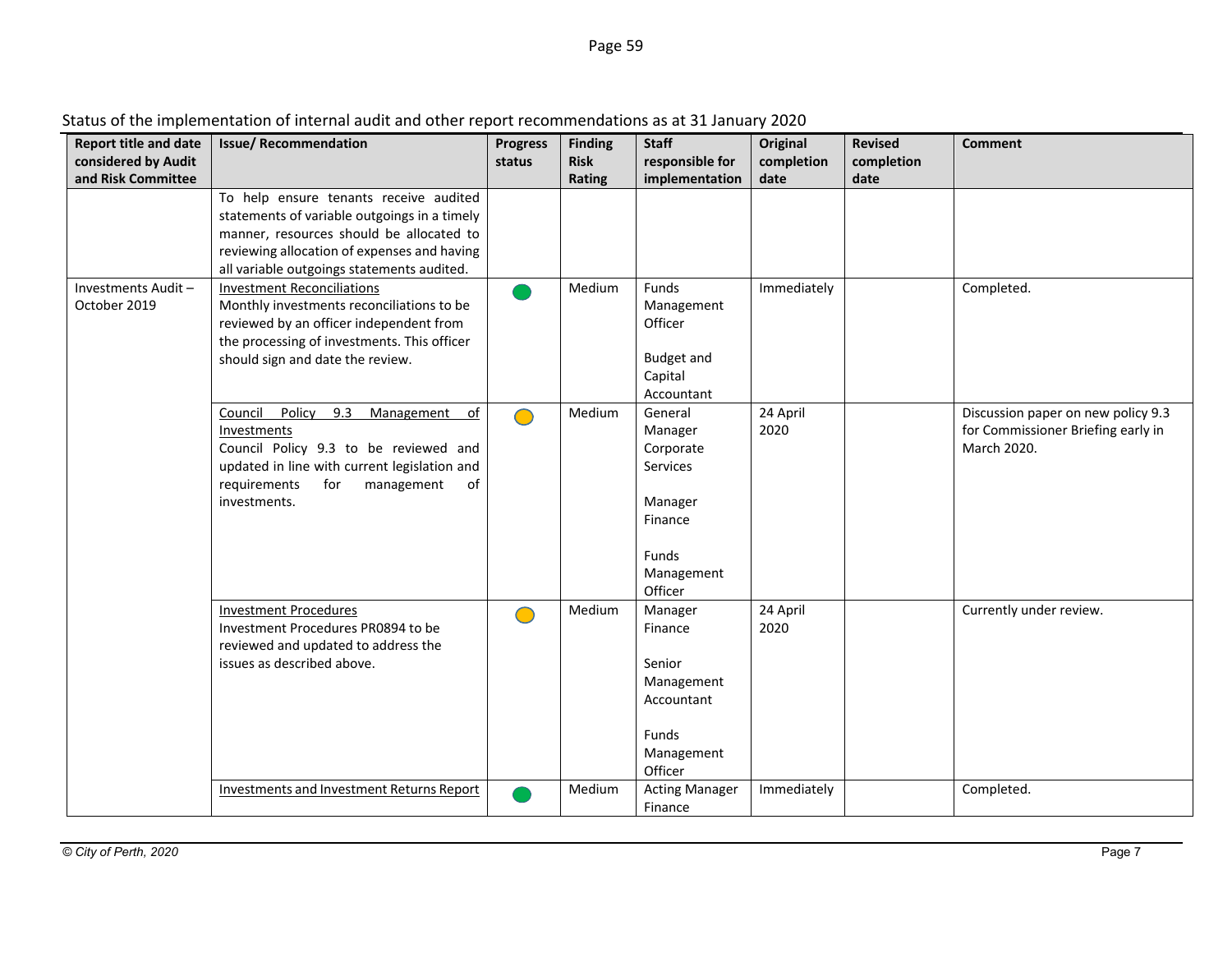Status of the implementation of internal audit and other report recommendations as at 31 January 2020

| Report title and date considered by Audit and Risk Committee | Issue/ Recommendation | Progress status | Finding Risk Rating | Staff responsible for implementation | Original completion date | Revised completion date | Comment |
|---|---|---|---|---|---|---|---|
| | To help ensure tenants receive audited statements of variable outgoings in a timely manner, resources should be allocated to reviewing allocation of expenses and having all variable outgoings statements audited. | | | | | | |
| Investments Audit – October 2019 | Investment Reconciliations<br>Monthly investments reconciliations to be reviewed by an officer independent from the processing of investments. This officer should sign and date the review. | Green | Medium | Funds Management Officer<br><br>Budget and Capital Accountant | Immediately | | Completed. |
| | Council Policy 9.3 Management of Investments<br>Council Policy 9.3 to be reviewed and updated in line with current legislation and requirements for management of investments. | Amber | Medium | General Manager Corporate Services<br><br>Manager Finance<br><br>Funds Management Officer | 24 April 2020 | | Discussion paper on new policy 9.3 for Commissioner Briefing early in March 2020. |
| | Investment Procedures<br>Investment Procedures PR0894 to be reviewed and updated to address the issues as described above. | Amber | Medium | Manager Finance<br><br>Senior Management Accountant<br><br>Funds Management Officer | 24 April 2020 | | Currently under review. |
| | Investments and Investment Returns Report | Green | Medium | Acting Manager Finance | Immediately | | Completed. |

*© City of Perth, 2020*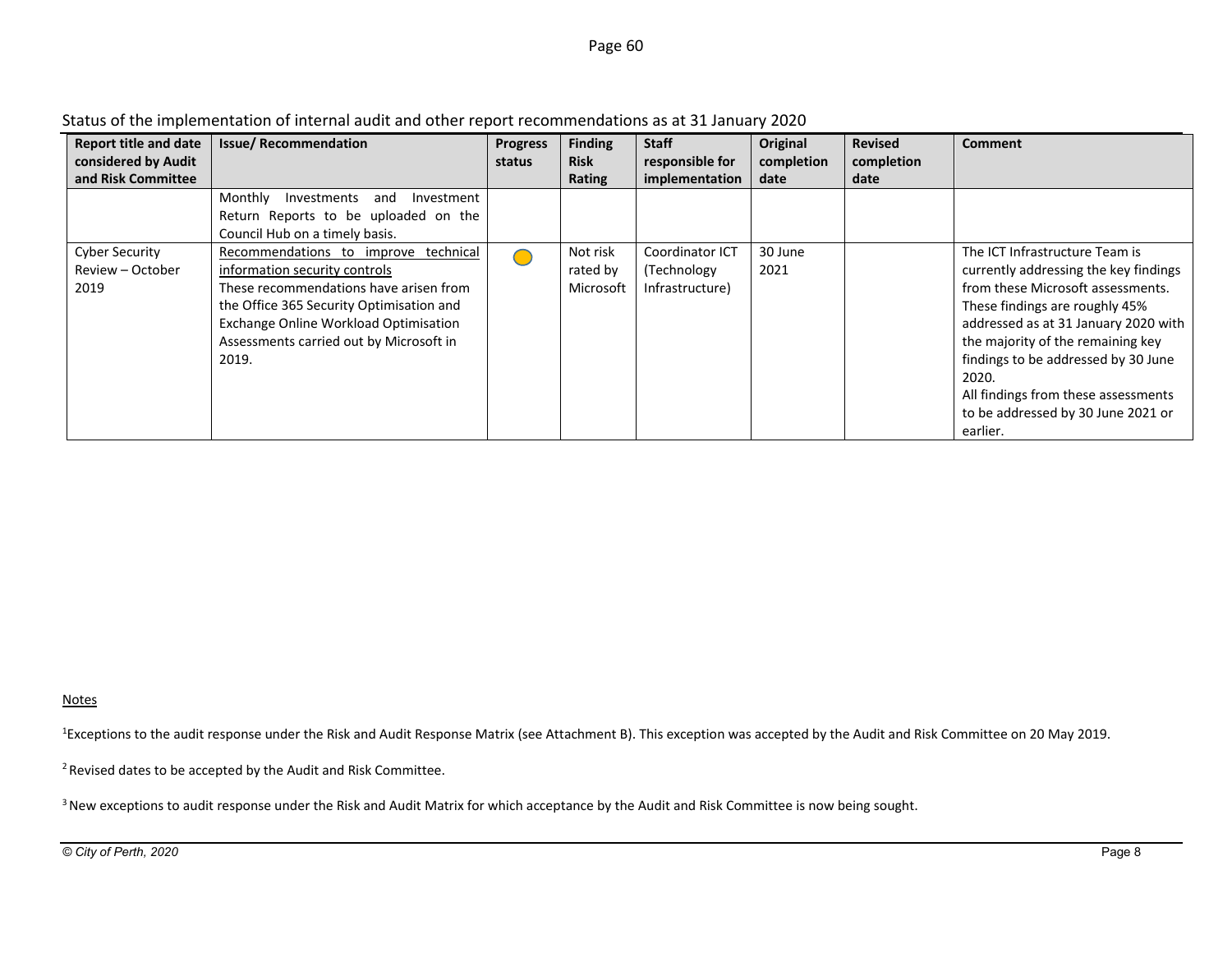Status of the implementation of internal audit and other report recommendations as at 31 January 2020

| Report title and date considered by Audit and Risk Committee | Issue/ Recommendation | Progress status | Finding Risk Rating | Staff responsible for implementation | Original completion date | Revised completion date | Comment |
|---|---|---|---|---|---|---|---|
| | Monthly Investments and Investment Return Reports to be uploaded on the Council Hub on a timely basis. | | | | | | |
| Cyber Security Review – October 2019 | Recommendations to improve technical information security controls<br>These recommendations have arisen from the Office 365 Security Optimisation and Exchange Online Workload Optimisation Assessments carried out by Microsoft in 2019. | | Not risk rated by Microsoft | Coordinator ICT (Technology Infrastructure) | 30 June 2021 | | The ICT Infrastructure Team is currently addressing the key findings from these Microsoft assessments. These findings are roughly 45% addressed as at 31 January 2020 with the majority of the remaining key findings to be addressed by 30 June 2020.<br>All findings from these assessments to be addressed by 30 June 2021 or earlier. |

Notes

[1]Exceptions to the audit response under the Risk and Audit Response Matrix (see Attachment B). This exception was accepted by the Audit and Risk Committee on 20 May 2019.

[2] Revised dates to be accepted by the Audit and Risk Committee.

[3] New exceptions to audit response under the Risk and Audit Matrix for which acceptance by the Audit and Risk Committee is now being sought.

*© City of Perth, 2020*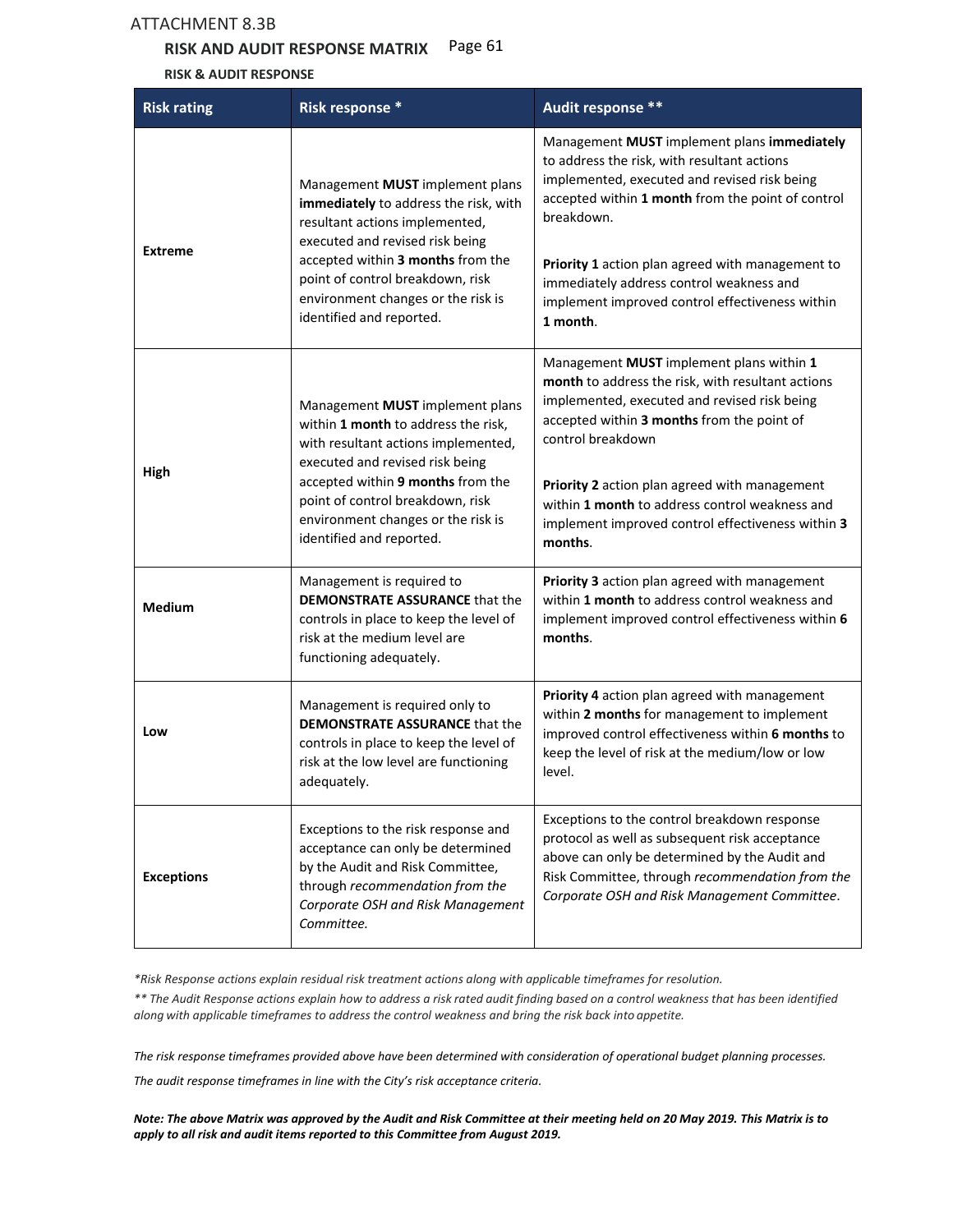ATTACHMENT 8.3B

## RISK AND AUDIT RESPONSE MATRIX

### RISK & AUDIT RESPONSE

| Risk rating | Risk response * | Audit response ** |
|---|---|---|
| **Extreme** | Management **MUST** implement plans **immediately** to address the risk, with resultant actions implemented, executed and revised risk being accepted within **3 months** from the point of control breakdown, risk environment changes or the risk is identified and reported. | Management **MUST** implement plans **immediately** to address the risk, with resultant actions implemented, executed and revised risk being accepted within **1 month** from the point of control breakdown.<br><br>**Priority 1** action plan agreed with management to immediately address control weakness and implement improved control effectiveness within **1 month**. |
| **High** | Management **MUST** implement plans within **1 month** to address the risk, with resultant actions implemented, executed and revised risk being accepted within **9 months** from the point of control breakdown, risk environment changes or the risk is identified and reported. | Management **MUST** implement plans within **1 month** to address the risk, with resultant actions implemented, executed and revised risk being accepted within **3 months** from the point of control breakdown<br><br>**Priority 2** action plan agreed with management within **1 month** to address control weakness and implement improved control effectiveness within **3 months**. |
| **Medium** | Management is required to **DEMONSTRATE ASSURANCE** that the controls in place to keep the level of risk at the medium level are functioning adequately. | **Priority 3** action plan agreed with management within **1 month** to address control weakness and implement improved control effectiveness within **6 months**. |
| **Low** | Management is required only to **DEMONSTRATE ASSURANCE** that the controls in place to keep the level of risk at the low level are functioning adequately. | **Priority 4** action plan agreed with management within **2 months** for management to implement improved control effectiveness within **6 months** to keep the level of risk at the medium/low or low level. |
| **Exceptions** | Exceptions to the risk response and acceptance can only be determined by the Audit and Risk Committee, through *recommendation from the Corporate OSH and Risk Management Committee.* | Exceptions to the control breakdown response protocol as well as subsequent risk acceptance above can only be determined by the Audit and Risk Committee, through *recommendation from the Corporate OSH and Risk Management Committee*. |

*\*Risk Response actions explain residual risk treatment actions along with applicable timeframes for resolution.*

*\*\* The Audit Response actions explain how to address a risk rated audit finding based on a control weakness that has been identified along with applicable timeframes to address the control weakness and bring the risk back into appetite.*

*The risk response timeframes provided above have been determined with consideration of operational budget planning processes.*

*The audit response timeframes in line with the City's risk acceptance criteria.*

***Note: The above Matrix was approved by the Audit and Risk Committee at their meeting held on 20 May 2019. This Matrix is to apply to all risk and audit items reported to this Committee from August 2019.***